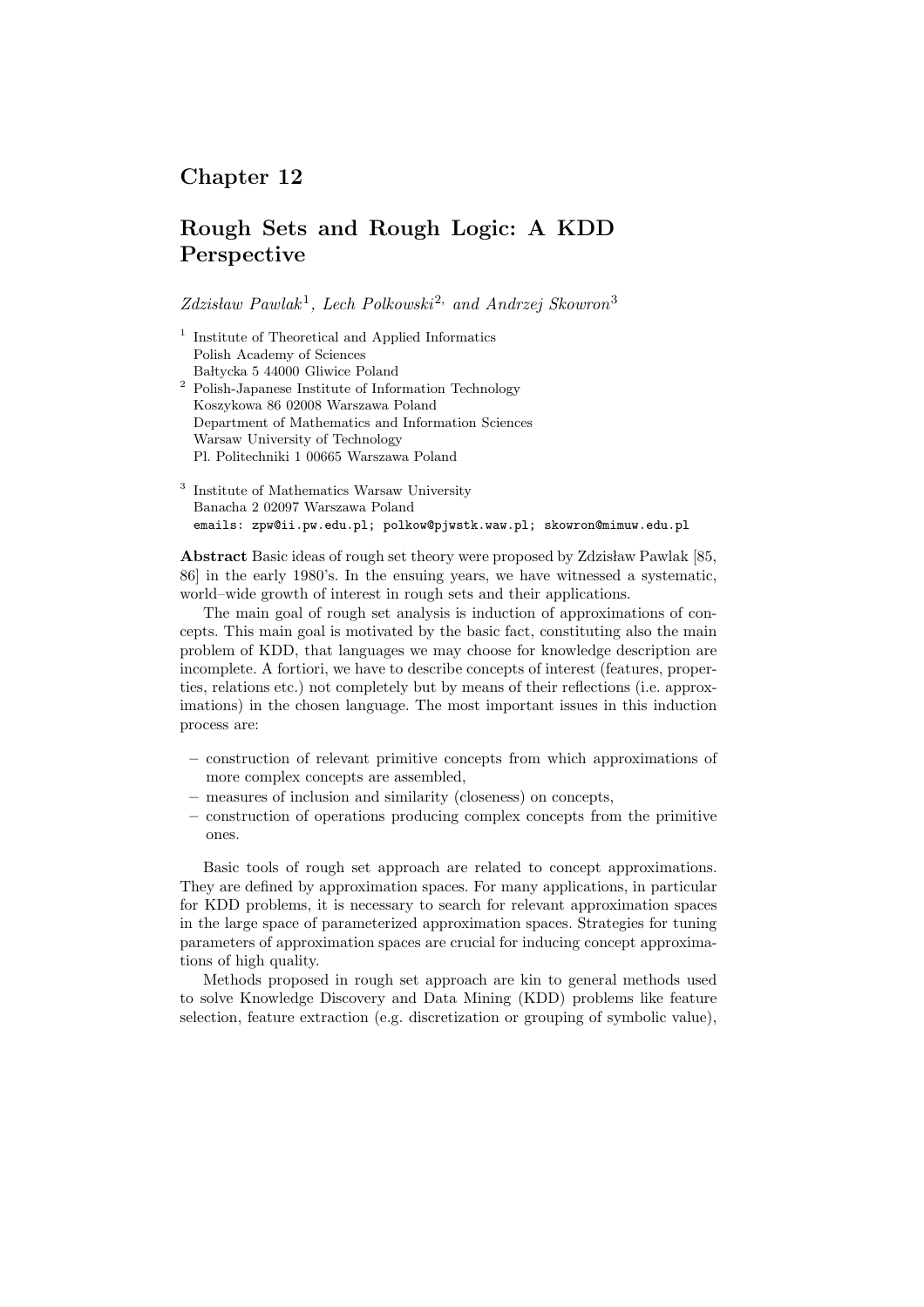# Chapter 12

## Rough Sets and Rough Logic: A KDD Perspective

*Zdzisław Pawlak*[1], *Lech Polkowski*[2], *and Andrzej Skowron*[3]

[1] Institute of Theoretical and Applied Informatics
Polish Academy of Sciences
Bałtycka 5 44000 Gliwice Poland

[2] Polish-Japanese Institute of Information Technology
Koszykowa 86 02008 Warszawa Poland
Department of Mathematics and Information Sciences
Warsaw University of Technology
Pl. Politechniki 1 00665 Warszawa Poland

[3] Institute of Mathematics Warsaw University
Banacha 2 02097 Warszawa Poland
emails: zpw@ii.pw.edu.pl; polkow@pjwstk.waw.pl; skowron@mimuw.edu.pl

**Abstract** Basic ideas of rough set theory were proposed by Zdzisław Pawlak [85, 86] in the early 1980's. In the ensuing years, we have witnessed a systematic, world–wide growth of interest in rough sets and their applications.

The main goal of rough set analysis is induction of approximations of concepts. This main goal is motivated by the basic fact, constituting also the main problem of KDD, that languages we may choose for knowledge description are incomplete. A fortiori, we have to describe concepts of interest (features, properties, relations etc.) not completely but by means of their reflections (i.e. approximations) in the chosen language. The most important issues in this induction process are:

- construction of relevant primitive concepts from which approximations of more complex concepts are assembled,
- measures of inclusion and similarity (closeness) on concepts,
- construction of operations producing complex concepts from the primitive ones.

Basic tools of rough set approach are related to concept approximations. They are defined by approximation spaces. For many applications, in particular for KDD problems, it is necessary to search for relevant approximation spaces in the large space of parameterized approximation spaces. Strategies for tuning parameters of approximation spaces are crucial for inducing concept approximations of high quality.

Methods proposed in rough set approach are kin to general methods used to solve Knowledge Discovery and Data Mining (KDD) problems like feature selection, feature extraction (e.g. discretization or grouping of symbolic value),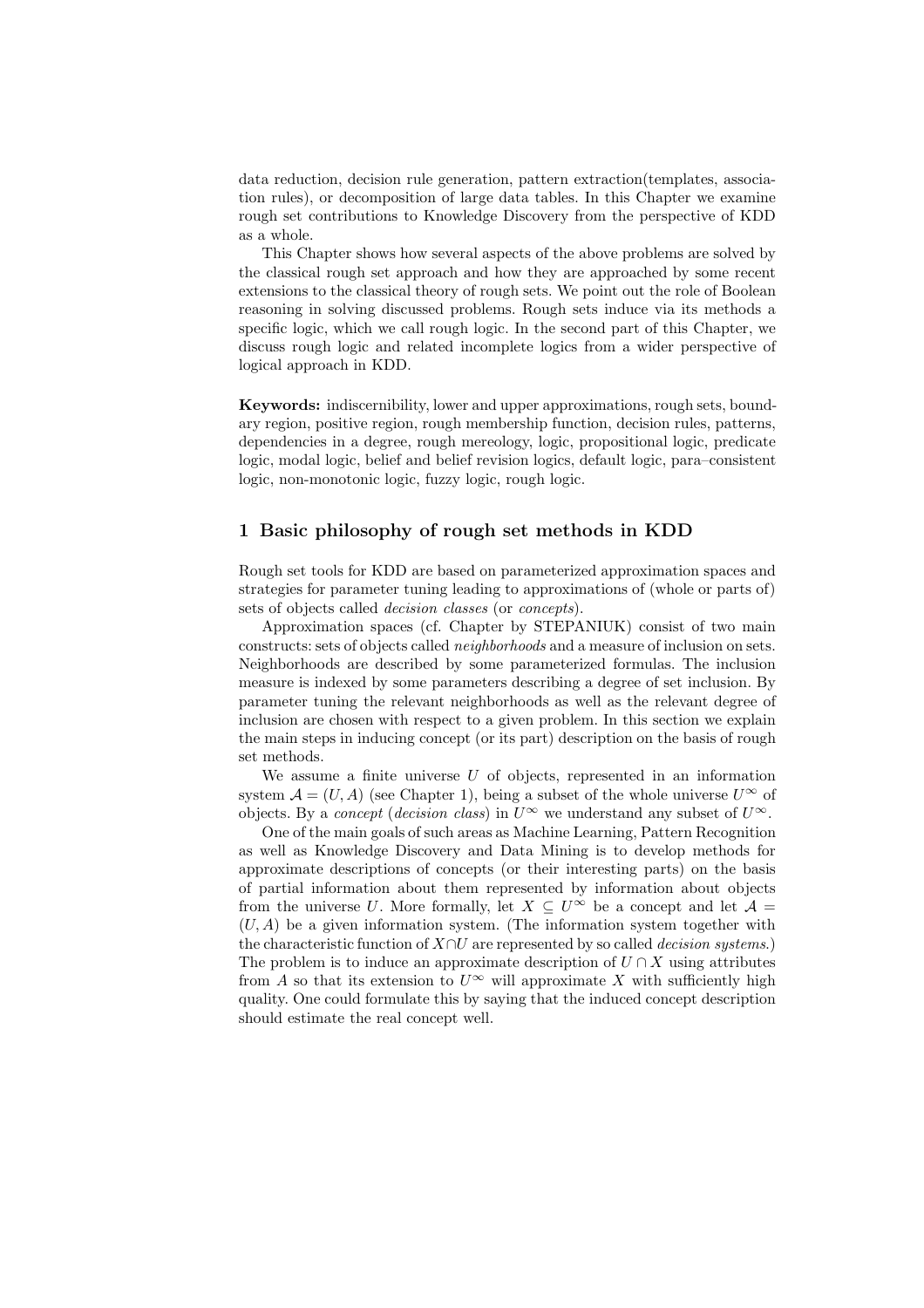data reduction, decision rule generation, pattern extraction(templates, association rules), or decomposition of large data tables. In this Chapter we examine rough set contributions to Knowledge Discovery from the perspective of KDD as a whole.

This Chapter shows how several aspects of the above problems are solved by the classical rough set approach and how they are approached by some recent extensions to the classical theory of rough sets. We point out the role of Boolean reasoning in solving discussed problems. Rough sets induce via its methods a specific logic, which we call rough logic. In the second part of this Chapter, we discuss rough logic and related incomplete logics from a wider perspective of logical approach in KDD.

**Keywords:** indiscernibility, lower and upper approximations, rough sets, boundary region, positive region, rough membership function, decision rules, patterns, dependencies in a degree, rough mereology, logic, propositional logic, predicate logic, modal logic, belief and belief revision logics, default logic, para–consistent logic, non-monotonic logic, fuzzy logic, rough logic.

## 1 Basic philosophy of rough set methods in KDD

Rough set tools for KDD are based on parameterized approximation spaces and strategies for parameter tuning leading to approximations of (whole or parts of) sets of objects called *decision classes* (or *concepts*).

Approximation spaces (cf. Chapter by STEPANIUK) consist of two main constructs: sets of objects called *neighborhoods* and a measure of inclusion on sets. Neighborhoods are described by some parameterized formulas. The inclusion measure is indexed by some parameters describing a degree of set inclusion. By parameter tuning the relevant neighborhoods as well as the relevant degree of inclusion are chosen with respect to a given problem. In this section we explain the main steps in inducing concept (or its part) description on the basis of rough set methods.

We assume a finite universe $U$ of objects, represented in an information system $\mathcal{A} = (U, A)$ (see Chapter 1), being a subset of the whole universe $U^\infty$ of objects. By a *concept* (*decision class*) in $U^\infty$ we understand any subset of $U^\infty$.

One of the main goals of such areas as Machine Learning, Pattern Recognition as well as Knowledge Discovery and Data Mining is to develop methods for approximate descriptions of concepts (or their interesting parts) on the basis of partial information about them represented by information about objects from the universe $U$. More formally, let $X \subseteq U^\infty$ be a concept and let $\mathcal{A} = (U, A)$ be a given information system. (The information system together with the characteristic function of $X \cap U$ are represented by so called *decision systems*.) The problem is to induce an approximate description of $U \cap X$ using attributes from $A$ so that its extension to $U^\infty$ will approximate $X$ with sufficiently high quality. One could formulate this by saying that the induced concept description should estimate the real concept well.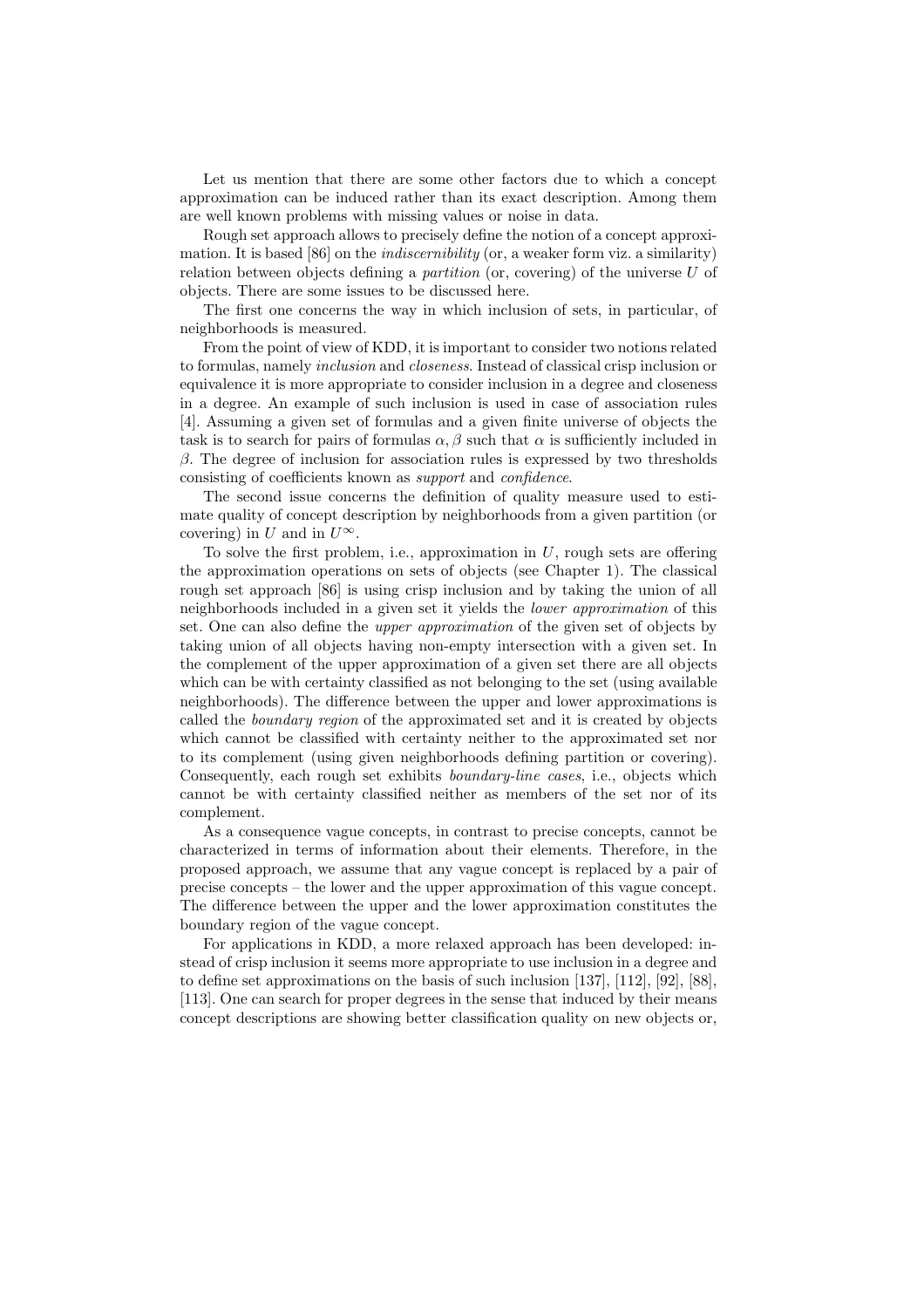Let us mention that there are some other factors due to which a concept approximation can be induced rather than its exact description. Among them are well known problems with missing values or noise in data.

Rough set approach allows to precisely define the notion of a concept approximation. It is based [86] on the *indiscernibility* (or, a weaker form viz. a similarity) relation between objects defining a *partition* (or, covering) of the universe $U$ of objects. There are some issues to be discussed here.

The first one concerns the way in which inclusion of sets, in particular, of neighborhoods is measured.

From the point of view of KDD, it is important to consider two notions related to formulas, namely *inclusion* and *closeness*. Instead of classical crisp inclusion or equivalence it is more appropriate to consider inclusion in a degree and closeness in a degree. An example of such inclusion is used in case of association rules [4]. Assuming a given set of formulas and a given finite universe of objects the task is to search for pairs of formulas $\alpha, \beta$ such that $\alpha$ is sufficiently included in $\beta$. The degree of inclusion for association rules is expressed by two thresholds consisting of coefficients known as *support* and *confidence*.

The second issue concerns the definition of quality measure used to estimate quality of concept description by neighborhoods from a given partition (or covering) in $U$ and in $U^{\infty}$.

To solve the first problem, i.e., approximation in $U$, rough sets are offering the approximation operations on sets of objects (see Chapter 1). The classical rough set approach [86] is using crisp inclusion and by taking the union of all neighborhoods included in a given set it yields the *lower approximation* of this set. One can also define the *upper approximation* of the given set of objects by taking union of all objects having non-empty intersection with a given set. In the complement of the upper approximation of a given set there are all objects which can be with certainty classified as not belonging to the set (using available neighborhoods). The difference between the upper and lower approximations is called the *boundary region* of the approximated set and it is created by objects which cannot be classified with certainty neither to the approximated set nor to its complement (using given neighborhoods defining partition or covering). Consequently, each rough set exhibits *boundary-line cases*, i.e., objects which cannot be with certainty classified neither as members of the set nor of its complement.

As a consequence vague concepts, in contrast to precise concepts, cannot be characterized in terms of information about their elements. Therefore, in the proposed approach, we assume that any vague concept is replaced by a pair of precise concepts – the lower and the upper approximation of this vague concept. The difference between the upper and the lower approximation constitutes the boundary region of the vague concept.

For applications in KDD, a more relaxed approach has been developed: instead of crisp inclusion it seems more appropriate to use inclusion in a degree and to define set approximations on the basis of such inclusion [137], [112], [92], [88], [113]. One can search for proper degrees in the sense that induced by their means concept descriptions are showing better classification quality on new objects or,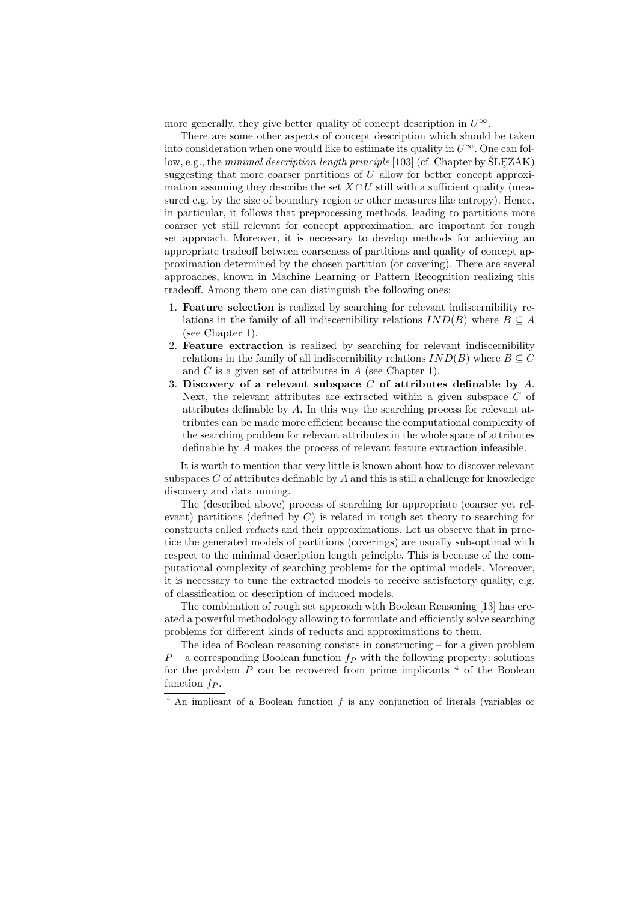more generally, they give better quality of concept description in $U^{\infty}$.

There are some other aspects of concept description which should be taken into consideration when one would like to estimate its quality in $U^{\infty}$. One can follow, e.g., the *minimal description length principle* [103] (cf. Chapter by ŚLĘZAK) suggesting that more coarser partitions of $U$ allow for better concept approximation assuming they describe the set $X \cap U$ still with a sufficient quality (measured e.g. by the size of boundary region or other measures like entropy). Hence, in particular, it follows that preprocessing methods, leading to partitions more coarser yet still relevant for concept approximation, are important for rough set approach. Moreover, it is necessary to develop methods for achieving an appropriate tradeoff between coarseness of partitions and quality of concept approximation determined by the chosen partition (or covering). There are several approaches, known in Machine Learning or Pattern Recognition realizing this tradeoff. Among them one can distinguish the following ones:

1. **Feature selection** is realized by searching for relevant indiscernibility relations in the family of all indiscernibility relations $IND(B)$ where $B \subseteq A$ (see Chapter 1).
2. **Feature extraction** is realized by searching for relevant indiscernibility relations in the family of all indiscernibility relations $IND(B)$ where $B \subseteq C$ and $C$ is a given set of attributes in $A$ (see Chapter 1).
3. **Discovery of a relevant subspace $C$ of attributes definable by $A$.** Next, the relevant attributes are extracted within a given subspace $C$ of attributes definable by $A$. In this way the searching process for relevant attributes can be made more efficient because the computational complexity of the searching problem for relevant attributes in the whole space of attributes definable by $A$ makes the process of relevant feature extraction infeasible.

It is worth to mention that very little is known about how to discover relevant subspaces $C$ of attributes definable by $A$ and this is still a challenge for knowledge discovery and data mining.

The (described above) process of searching for appropriate (coarser yet relevant) partitions (defined by $C$) is related in rough set theory to searching for constructs called *reducts* and their approximations. Let us observe that in practice the generated models of partitions (coverings) are usually sub-optimal with respect to the minimal description length principle. This is because of the computational complexity of searching problems for the optimal models. Moreover, it is necessary to tune the extracted models to receive satisfactory quality, e.g. of classification or description of induced models.

The combination of rough set approach with Boolean Reasoning [13] has created a powerful methodology allowing to formulate and efficiently solve searching problems for different kinds of reducts and approximations to them.

The idea of Boolean reasoning consists in constructing – for a given problem $P$ – a corresponding Boolean function $f_P$ with the following property: solutions for the problem $P$ can be recovered from prime implicants [4] of the Boolean function $f_P$.

[4] An implicant of a Boolean function $f$ is any conjunction of literals (variables or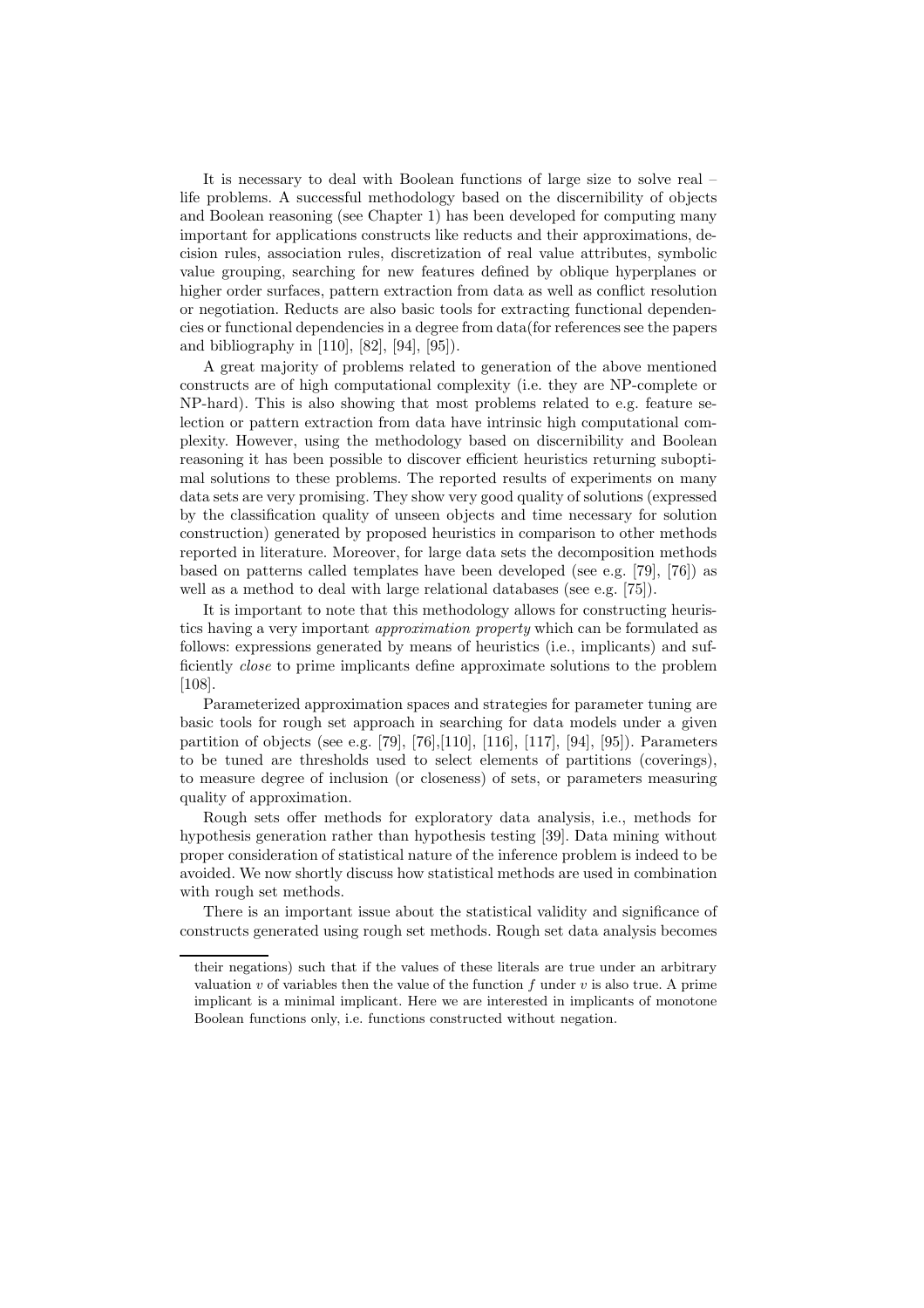It is necessary to deal with Boolean functions of large size to solve real – life problems. A successful methodology based on the discernibility of objects and Boolean reasoning (see Chapter 1) has been developed for computing many important for applications constructs like reducts and their approximations, decision rules, association rules, discretization of real value attributes, symbolic value grouping, searching for new features defined by oblique hyperplanes or higher order surfaces, pattern extraction from data as well as conflict resolution or negotiation. Reducts are also basic tools for extracting functional dependencies or functional dependencies in a degree from data(for references see the papers and bibliography in [110], [82], [94], [95]).

A great majority of problems related to generation of the above mentioned constructs are of high computational complexity (i.e. they are NP-complete or NP-hard). This is also showing that most problems related to e.g. feature selection or pattern extraction from data have intrinsic high computational complexity. However, using the methodology based on discernibility and Boolean reasoning it has been possible to discover efficient heuristics returning suboptimal solutions to these problems. The reported results of experiments on many data sets are very promising. They show very good quality of solutions (expressed by the classification quality of unseen objects and time necessary for solution construction) generated by proposed heuristics in comparison to other methods reported in literature. Moreover, for large data sets the decomposition methods based on patterns called templates have been developed (see e.g. [79], [76]) as well as a method to deal with large relational databases (see e.g. [75]).

It is important to note that this methodology allows for constructing heuristics having a very important *approximation property* which can be formulated as follows: expressions generated by means of heuristics (i.e., implicants) and sufficiently *close* to prime implicants define approximate solutions to the problem [108].

Parameterized approximation spaces and strategies for parameter tuning are basic tools for rough set approach in searching for data models under a given partition of objects (see e.g. [79], [76],[110], [116], [117], [94], [95]). Parameters to be tuned are thresholds used to select elements of partitions (coverings), to measure degree of inclusion (or closeness) of sets, or parameters measuring quality of approximation.

Rough sets offer methods for exploratory data analysis, i.e., methods for hypothesis generation rather than hypothesis testing [39]. Data mining without proper consideration of statistical nature of the inference problem is indeed to be avoided. We now shortly discuss how statistical methods are used in combination with rough set methods.

There is an important issue about the statistical validity and significance of constructs generated using rough set methods. Rough set data analysis becomes

---

their negations) such that if the values of these literals are true under an arbitrary valuation $v$ of variables then the value of the function $f$ under $v$ is also true. A prime implicant is a minimal implicant. Here we are interested in implicants of monotone Boolean functions only, i.e. functions constructed without negation.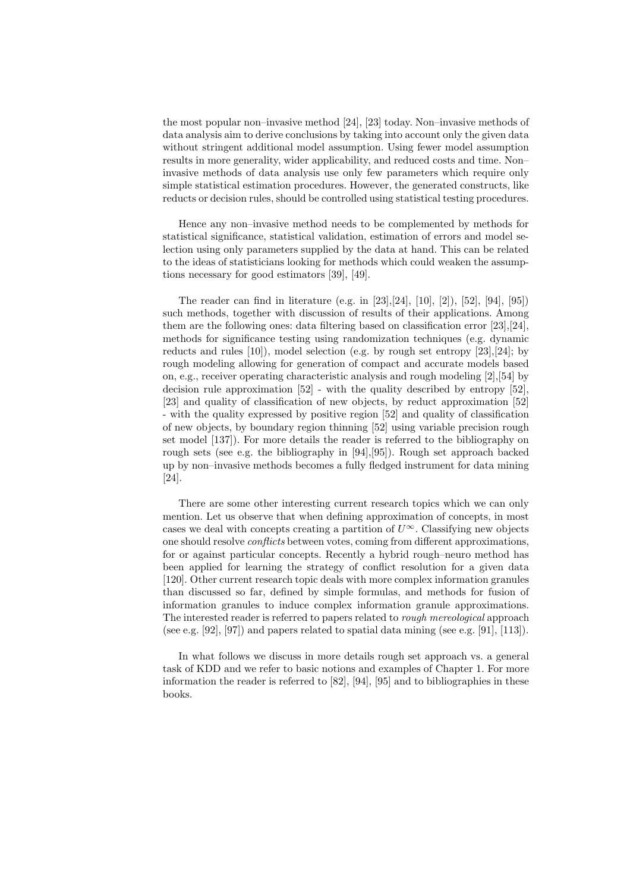the most popular non–invasive method [24], [23] today. Non–invasive methods of data analysis aim to derive conclusions by taking into account only the given data without stringent additional model assumption. Using fewer model assumption results in more generality, wider applicability, and reduced costs and time. Non–invasive methods of data analysis use only few parameters which require only simple statistical estimation procedures. However, the generated constructs, like reducts or decision rules, should be controlled using statistical testing procedures.

Hence any non–invasive method needs to be complemented by methods for statistical significance, statistical validation, estimation of errors and model selection using only parameters supplied by the data at hand. This can be related to the ideas of statisticians looking for methods which could weaken the assumptions necessary for good estimators [39], [49].

The reader can find in literature (e.g. in [23],[24], [10], [2]), [52], [94], [95]) such methods, together with discussion of results of their applications. Among them are the following ones: data filtering based on classification error [23],[24], methods for significance testing using randomization techniques (e.g. dynamic reducts and rules [10]), model selection (e.g. by rough set entropy [23],[24]; by rough modeling allowing for generation of compact and accurate models based on, e.g., receiver operating characteristic analysis and rough modeling [2],[54] by decision rule approximation [52] - with the quality described by entropy [52], [23] and quality of classification of new objects, by reduct approximation [52] - with the quality expressed by positive region [52] and quality of classification of new objects, by boundary region thinning [52] using variable precision rough set model [137]). For more details the reader is referred to the bibliography on rough sets (see e.g. the bibliography in [94],[95]). Rough set approach backed up by non–invasive methods becomes a fully fledged instrument for data mining [24].

There are some other interesting current research topics which we can only mention. Let us observe that when defining approximation of concepts, in most cases we deal with concepts creating a partition of $U^{\infty}$. Classifying new objects one should resolve *conflicts* between votes, coming from different approximations, for or against particular concepts. Recently a hybrid rough–neuro method has been applied for learning the strategy of conflict resolution for a given data [120]. Other current research topic deals with more complex information granules than discussed so far, defined by simple formulas, and methods for fusion of information granules to induce complex information granule approximations. The interested reader is referred to papers related to *rough mereological* approach (see e.g. [92], [97]) and papers related to spatial data mining (see e.g. [91], [113]).

In what follows we discuss in more details rough set approach vs. a general task of KDD and we refer to basic notions and examples of Chapter 1. For more information the reader is referred to [82], [94], [95] and to bibliographies in these books.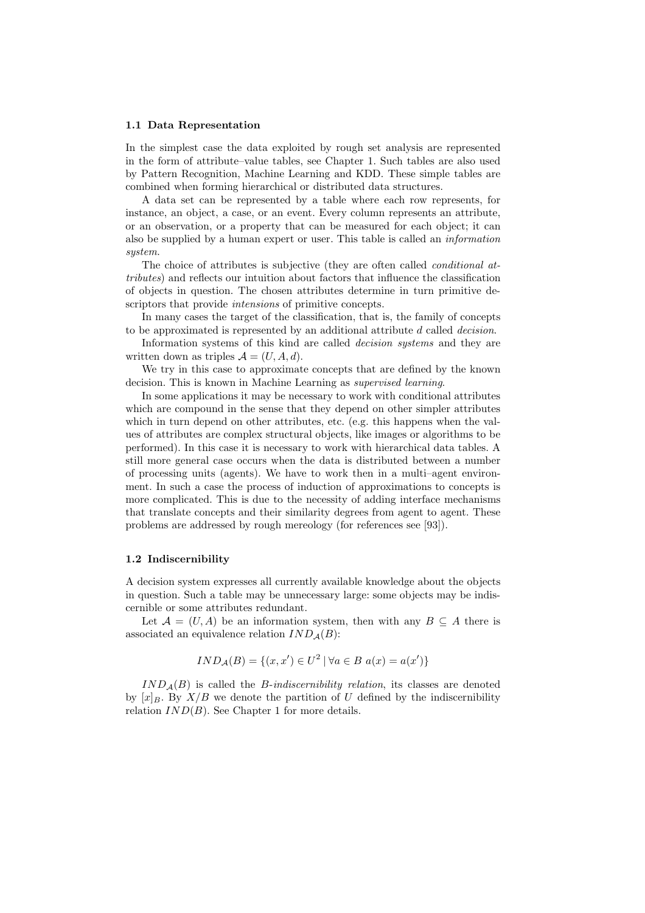### 1.1 Data Representation

In the simplest case the data exploited by rough set analysis are represented in the form of attribute–value tables, see Chapter 1. Such tables are also used by Pattern Recognition, Machine Learning and KDD. These simple tables are combined when forming hierarchical or distributed data structures.

A data set can be represented by a table where each row represents, for instance, an object, a case, or an event. Every column represents an attribute, or an observation, or a property that can be measured for each object; it can also be supplied by a human expert or user. This table is called an *information system*.

The choice of attributes is subjective (they are often called *conditional attributes*) and reflects our intuition about factors that influence the classification of objects in question. The chosen attributes determine in turn primitive descriptors that provide *intensions* of primitive concepts.

In many cases the target of the classification, that is, the family of concepts to be approximated is represented by an additional attribute $d$ called *decision*.

Information systems of this kind are called *decision systems* and they are written down as triples $\mathcal{A} = (U, A, d)$.

We try in this case to approximate concepts that are defined by the known decision. This is known in Machine Learning as *supervised learning*.

In some applications it may be necessary to work with conditional attributes which are compound in the sense that they depend on other simpler attributes which in turn depend on other attributes, etc. (e.g. this happens when the values of attributes are complex structural objects, like images or algorithms to be performed). In this case it is necessary to work with hierarchical data tables. A still more general case occurs when the data is distributed between a number of processing units (agents). We have to work then in a multi–agent environment. In such a case the process of induction of approximations to concepts is more complicated. This is due to the necessity of adding interface mechanisms that translate concepts and their similarity degrees from agent to agent. These problems are addressed by rough mereology (for references see [93]).

### 1.2 Indiscernibility

A decision system expresses all currently available knowledge about the objects in question. Such a table may be unnecessary large: some objects may be indiscernible or some attributes redundant.

Let $\mathcal{A} = (U, A)$ be an information system, then with any $B \subseteq A$ there is associated an equivalence relation $IND_{\mathcal{A}}(B)$:

$$IND_{\mathcal{A}}(B) = \{(x, x') \in U^2 \mid \forall a \in B \; a(x) = a(x')\}$$

$IND_{\mathcal{A}}(B)$ is called the *B-indiscernibility relation*, its classes are denoted by $[x]_B$. By $X/B$ we denote the partition of $U$ defined by the indiscernibility relation $IND(B)$. See Chapter 1 for more details.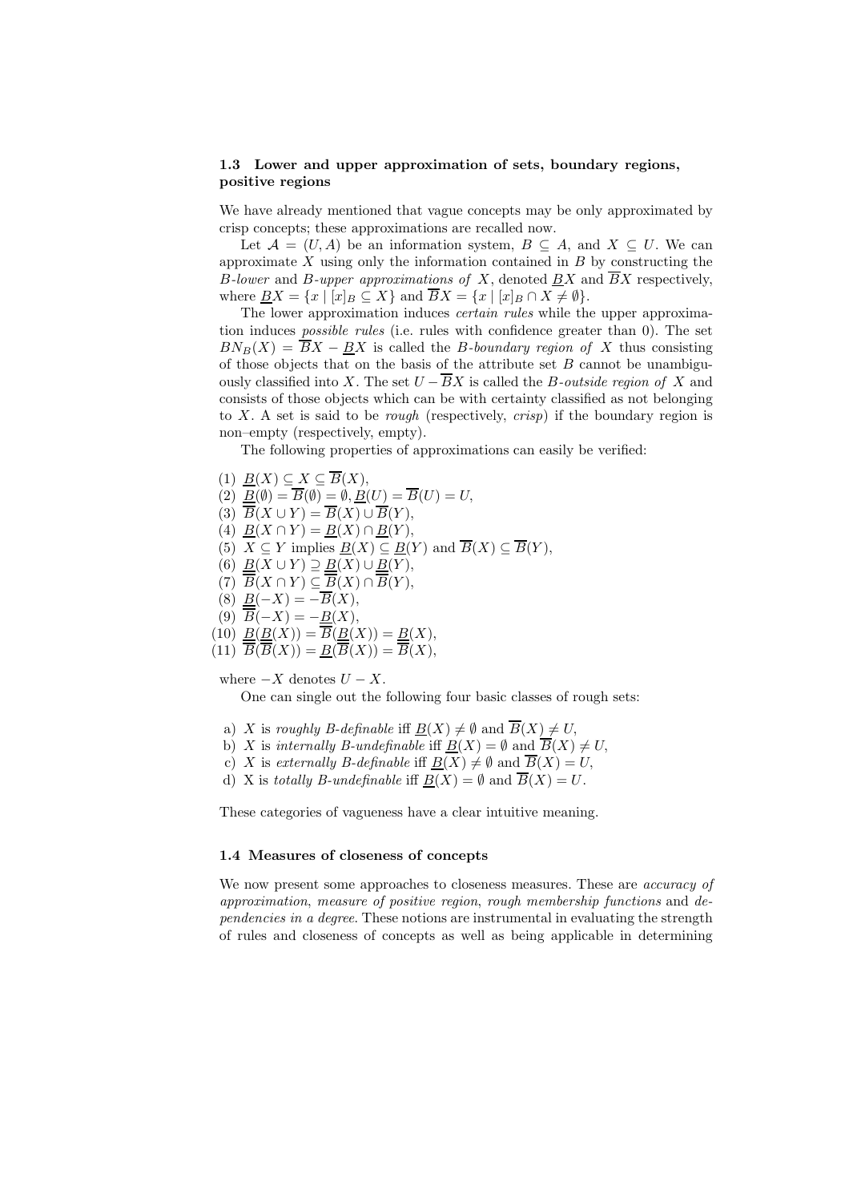### 1.3 Lower and upper approximation of sets, boundary regions, positive regions

We have already mentioned that vague concepts may be only approximated by crisp concepts; these approximations are recalled now.

Let $\mathcal{A} = (U, A)$ be an information system, $B \subseteq A$, and $X \subseteq U$. We can approximate $X$ using only the information contained in $B$ by constructing the $B$*-lower* and $B$*-upper approximations of* $X$, denoted $\underline{B}X$ and $\overline{B}X$ respectively, where $\underline{B}X = \{x \mid [x]_B \subseteq X\}$ and $\overline{B}X = \{x \mid [x]_B \cap X \neq \emptyset\}$.

The lower approximation induces *certain rules* while the upper approximation induces *possible rules* (i.e. rules with confidence greater than 0). The set $BN_B(X) = \overline{B}X - \underline{B}X$ is called the $B$*-boundary region of* $X$ thus consisting of those objects that on the basis of the attribute set $B$ cannot be unambiguously classified into $X$. The set $U - \overline{B}X$ is called the $B$*-outside region of* $X$ and consists of those objects which can be with certainty classified as not belonging to $X$. A set is said to be *rough* (respectively, *crisp*) if the boundary region is non–empty (respectively, empty).

The following properties of approximations can easily be verified:

(1) $\underline{B}(X) \subseteq X \subseteq \overline{B}(X)$,
(2) $\underline{B}(\emptyset) = \overline{B}(\emptyset) = \emptyset, \underline{B}(U) = \overline{B}(U) = U$,
(3) $\overline{B}(X \cup Y) = \overline{B}(X) \cup \overline{B}(Y)$,
(4) $\underline{B}(X \cap Y) = \underline{B}(X) \cap \underline{B}(Y)$,
(5) $X \subseteq Y$ implies $\underline{B}(X) \subseteq \underline{B}(Y)$ and $\overline{B}(X) \subseteq \overline{B}(Y)$,
(6) $\underline{B}(X \cup Y) \supseteq \underline{B}(X) \cup \underline{B}(Y)$,
(7) $\overline{B}(X \cap Y) \subseteq \overline{B}(X) \cap \overline{B}(Y)$,
(8) $\underline{B}(-X) = -\overline{B}(X)$,
(9) $\overline{B}(-X) = -\underline{B}(X)$,
(10) $\underline{B}(\underline{B}(X)) = \overline{B}(\underline{B}(X)) = \underline{B}(X)$,
(11) $\overline{B}(\overline{B}(X)) = \underline{B}(\overline{B}(X)) = \overline{B}(X)$,

where $-X$ denotes $U - X$.

One can single out the following four basic classes of rough sets:

a) $X$ is *roughly B-definable* iff $\underline{B}(X) \neq \emptyset$ and $\overline{B}(X) \neq U$,
b) $X$ is *internally B-undefinable* iff $\underline{B}(X) = \emptyset$ and $\overline{B}(X) \neq U$,
c) $X$ is *externally B-definable* iff $\underline{B}(X) \neq \emptyset$ and $\overline{B}(X) = U$,
d) X is *totally B-undefinable* iff $\underline{B}(X) = \emptyset$ and $\overline{B}(X) = U$.

These categories of vagueness have a clear intuitive meaning.

### 1.4 Measures of closeness of concepts

We now present some approaches to closeness measures. These are *accuracy of approximation*, *measure of positive region*, *rough membership functions* and *dependencies in a degree*. These notions are instrumental in evaluating the strength of rules and closeness of concepts as well as being applicable in determining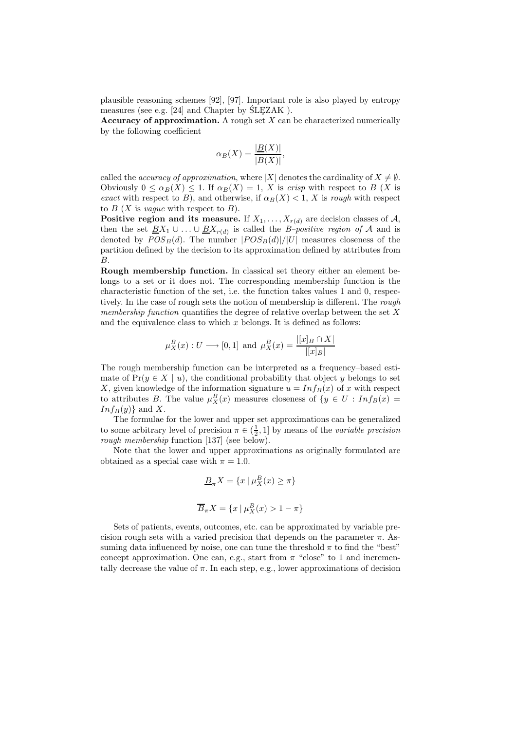plausible reasoning schemes [92], [97]. Important role is also played by entropy measures (see e.g. [24] and Chapter by ŚLĘZAK ).

**Accuracy of approximation.** A rough set $X$ can be characterized numerically by the following coefficient

$$\alpha_B(X) = \frac{|\underline{B}(X)|}{|\overline{B}(X)|},$$

called the *accuracy of approximation*, where $|X|$ denotes the cardinality of $X \neq \emptyset$. Obviously $0 \leq \alpha_B(X) \leq 1$. If $\alpha_B(X) = 1$, $X$ is *crisp* with respect to $B$ ($X$ is *exact* with respect to $B$), and otherwise, if $\alpha_B(X) < 1$, $X$ is *rough* with respect to $B$ ($X$ is *vague* with respect to $B$).

**Positive region and its measure.** If $X_1, \ldots, X_{r(d)}$ are decision classes of $\mathcal{A}$, then the set $\underline{B}X_1 \cup \ldots \cup \underline{B}X_{r(d)}$ is called the *B–positive region of* $\mathcal{A}$ and is denoted by $POS_B(d)$. The number $|POS_B(d)|/|U|$ measures closeness of the partition defined by the decision to its approximation defined by attributes from $B$.

**Rough membership function.** In classical set theory either an element belongs to a set or it does not. The corresponding membership function is the characteristic function of the set, i.e. the function takes values 1 and 0, respectively. In the case of rough sets the notion of membership is different. The *rough membership function* quantifies the degree of relative overlap between the set $X$ and the equivalence class to which $x$ belongs. It is defined as follows:

$$\mu_X^B(x) : U \longrightarrow [0,1] \text{ and } \mu_X^B(x) = \frac{|[x]_B \cap X|}{|[x]_B|}$$

The rough membership function can be interpreted as a frequency–based estimate of $\Pr(y \in X \mid u)$, the conditional probability that object $y$ belongs to set $X$, given knowledge of the information signature $u = Inf_B(x)$ of $x$ with respect to attributes $B$. The value $\mu_X^B(x)$ measures closeness of $\{y \in U : Inf_B(x) = Inf_B(y)\}$ and $X$.

The formulae for the lower and upper set approximations can be generalized to some arbitrary level of precision $\pi \in (\frac{1}{2}, 1]$ by means of the *variable precision rough membership* function [137] (see below).

Note that the lower and upper approximations as originally formulated are obtained as a special case with $\pi = 1.0$.

$$\underline{B}_\pi X = \{x \mid \mu_X^B(x) \geq \pi\}$$

$$\overline{B}_\pi X = \{x \mid \mu_X^B(x) > 1 - \pi\}$$

Sets of patients, events, outcomes, etc. can be approximated by variable precision rough sets with a varied precision that depends on the parameter $\pi$. Assuming data influenced by noise, one can tune the threshold $\pi$ to find the "best" concept approximation. One can, e.g., start from $\pi$ "close" to 1 and incrementally decrease the value of $\pi$. In each step, e.g., lower approximations of decision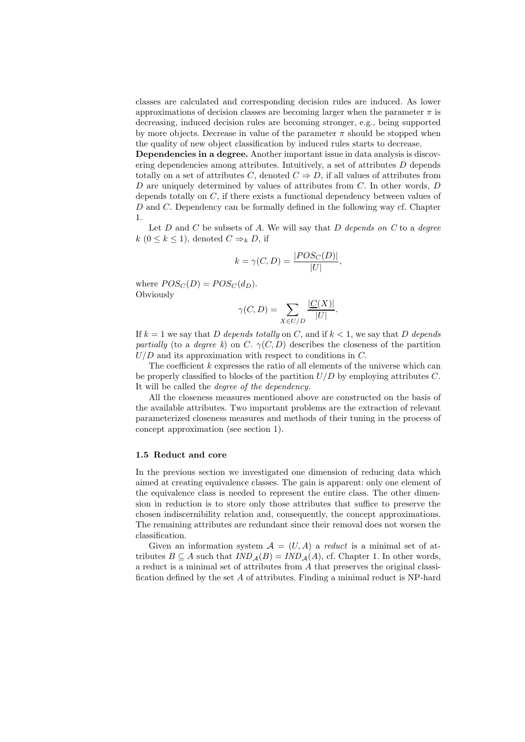classes are calculated and corresponding decision rules are induced. As lower approximations of decision classes are becoming larger when the parameter $\pi$ is decreasing, induced decision rules are becoming stronger, e.g., being supported by more objects. Decrease in value of the parameter $\pi$ should be stopped when the quality of new object classification by induced rules starts to decrease.

**Dependencies in a degree.** Another important issue in data analysis is discovering dependencies among attributes. Intuitively, a set of attributes $D$ depends totally on a set of attributes $C$, denoted $C \Rightarrow D$, if all values of attributes from $D$ are uniquely determined by values of attributes from $C$. In other words, $D$ depends totally on $C$, if there exists a functional dependency between values of $D$ and $C$. Dependency can be formally defined in the following way cf. Chapter 1.

Let $D$ and $C$ be subsets of $A$. We will say that $D$ *depends on* $C$ to a *degree* $k$ ($0 \leq k \leq 1$), denoted $C \Rightarrow_k D$, if

$$k = \gamma(C, D) = \frac{|POS_C(D)|}{|U|},$$

where $POS_C(D) = POS_C(d_D)$.
Obviously

$$\gamma(C, D) = \sum_{X \in U/D} \frac{|\underline{C}(X)|}{|U|}.$$

If $k = 1$ we say that $D$ *depends totally* on $C$, and if $k < 1$, we say that $D$ *depends partially* (to a *degree* $k$) on $C$. $\gamma(C, D)$ describes the closeness of the partition $U/D$ and its approximation with respect to conditions in $C$.

The coefficient $k$ expresses the ratio of all elements of the universe which can be properly classified to blocks of the partition $U/D$ by employing attributes $C$. It will be called the *degree of the dependency*.

All the closeness measures mentioned above are constructed on the basis of the available attributes. Two important problems are the extraction of relevant parameterized closeness measures and methods of their tuning in the process of concept approximation (see section 1).

### 1.5 Reduct and core

In the previous section we investigated one dimension of reducing data which aimed at creating equivalence classes. The gain is apparent: only one element of the equivalence class is needed to represent the entire class. The other dimension in reduction is to store only those attributes that suffice to preserve the chosen indiscernibility relation and, consequently, the concept approximations. The remaining attributes are redundant since their removal does not worsen the classification.

Given an information system $\mathcal{A} = (U, A)$ a *reduct* is a minimal set of attributes $B \subseteq A$ such that $IND_{\mathcal{A}}(B) = IND_{\mathcal{A}}(A)$, cf. Chapter 1. In other words, a reduct is a minimal set of attributes from $A$ that preserves the original classification defined by the set $A$ of attributes. Finding a minimal reduct is NP-hard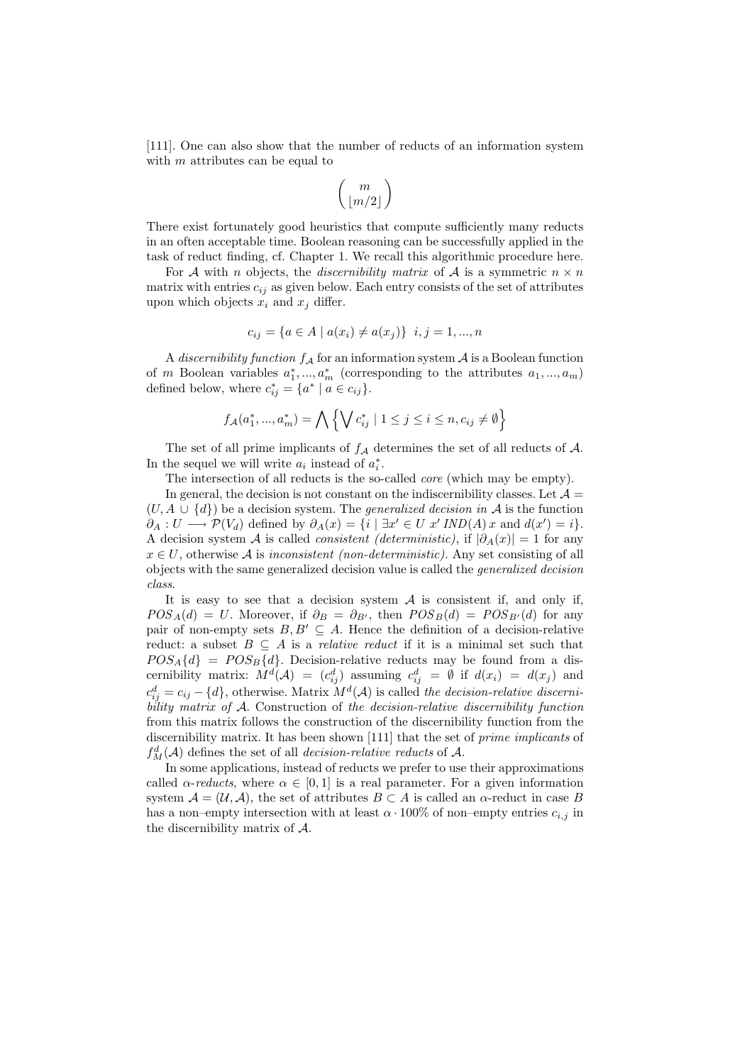[111]. One can also show that the number of reducts of an information system with $m$ attributes can be equal to

$$\binom{m}{\lfloor m/2 \rfloor}$$

There exist fortunately good heuristics that compute sufficiently many reducts in an often acceptable time. Boolean reasoning can be successfully applied in the task of reduct finding, cf. Chapter 1. We recall this algorithmic procedure here.

For $\mathcal{A}$ with $n$ objects, the *discernibility matrix* of $\mathcal{A}$ is a symmetric $n \times n$ matrix with entries $c_{ij}$ as given below. Each entry consists of the set of attributes upon which objects $x_i$ and $x_j$ differ.

$$c_{ij} = \{a \in A \mid a(x_i) \neq a(x_j)\} \;\; i, j = 1, ..., n$$

A *discernibility function* $f_{\mathcal{A}}$ for an information system $\mathcal{A}$ is a Boolean function of $m$ Boolean variables $a_1^*, ..., a_m^*$ (corresponding to the attributes $a_1, ..., a_m$) defined below, where $c_{ij}^* = \{a^* \mid a \in c_{ij}\}$.

$$f_{\mathcal{A}}(a_1^*, ..., a_m^*) = \bigwedge \left\{ \bigvee c_{ij}^* \mid 1 \leq j \leq i \leq n, c_{ij} \neq \emptyset \right\}$$

The set of all prime implicants of $f_{\mathcal{A}}$ determines the set of all reducts of $\mathcal{A}$. In the sequel we will write $a_i$ instead of $a_i^*$.

The intersection of all reducts is the so-called *core* (which may be empty).

In general, the decision is not constant on the indiscernibility classes. Let $\mathcal{A} = (U, A \cup \{d\})$ be a decision system. The *generalized decision in* $\mathcal{A}$ is the function $\partial_A : U \longrightarrow \mathcal{P}(V_d)$ defined by $\partial_A(x) = \{i \mid \exists x' \in U \; x' \, IND(A) \, x \text{ and } d(x') = i\}$. A decision system $\mathcal{A}$ is called *consistent (deterministic)*, if $|\partial_A(x)| = 1$ for any $x \in U$, otherwise $\mathcal{A}$ is *inconsistent (non-deterministic)*. Any set consisting of all objects with the same generalized decision value is called the *generalized decision class*.

It is easy to see that a decision system $\mathcal{A}$ is consistent if, and only if, $POS_A(d) = U$. Moreover, if $\partial_B = \partial_{B'}$, then $POS_B(d) = POS_{B'}(d)$ for any pair of non-empty sets $B, B' \subseteq A$. Hence the definition of a decision-relative reduct: a subset $B \subseteq A$ is a *relative reduct* if it is a minimal set such that $POS_A\{d\} = POS_B\{d\}$. Decision-relative reducts may be found from a discernibility matrix: $M^d(\mathcal{A}) = (c_{ij}^d)$ assuming $c_{ij}^d = \emptyset$ if $d(x_i) = d(x_j)$ and $c_{ij}^d = c_{ij} - \{d\}$, otherwise. Matrix $M^d(\mathcal{A})$ is called *the decision-relative discernibility matrix of* $\mathcal{A}$. Construction of *the decision-relative discernibility function* from this matrix follows the construction of the discernibility function from the discernibility matrix. It has been shown [111] that the set of *prime implicants* of $f_M^d(\mathcal{A})$ defines the set of all *decision-relative reducts* of $\mathcal{A}$.

In some applications, instead of reducts we prefer to use their approximations called *$\alpha$-reducts*, where $\alpha \in [0, 1]$ is a real parameter. For a given information system $\mathcal{A} = (\mathcal{U}, \mathcal{A})$, the set of attributes $B \subset A$ is called an $\alpha$-reduct in case $B$ has a non–empty intersection with at least $\alpha \cdot 100\%$ of non–empty entries $c_{i,j}$ in the discernibility matrix of $\mathcal{A}$.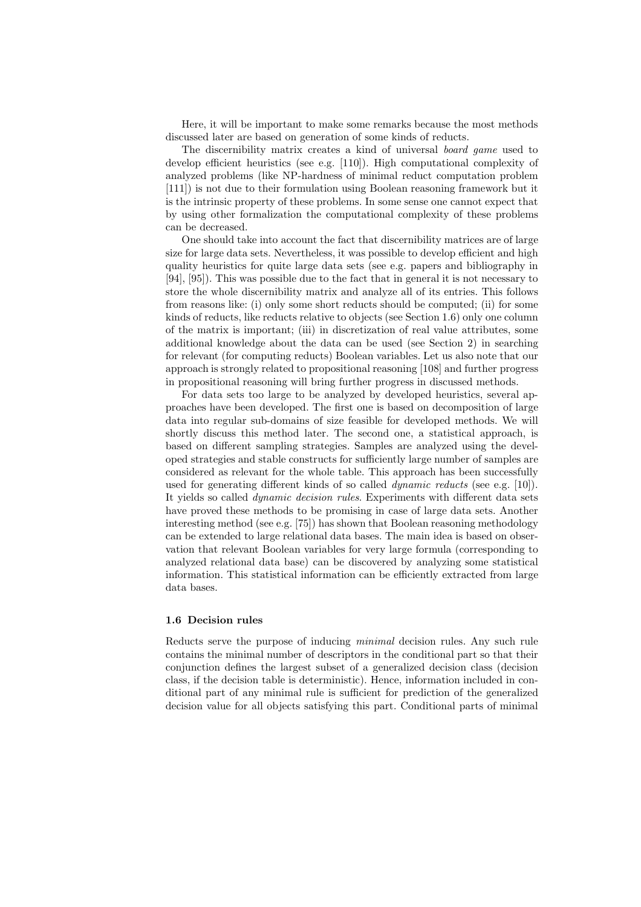Here, it will be important to make some remarks because the most methods discussed later are based on generation of some kinds of reducts.

The discernibility matrix creates a kind of universal *board game* used to develop efficient heuristics (see e.g. [110]). High computational complexity of analyzed problems (like NP-hardness of minimal reduct computation problem [111]) is not due to their formulation using Boolean reasoning framework but it is the intrinsic property of these problems. In some sense one cannot expect that by using other formalization the computational complexity of these problems can be decreased.

One should take into account the fact that discernibility matrices are of large size for large data sets. Nevertheless, it was possible to develop efficient and high quality heuristics for quite large data sets (see e.g. papers and bibliography in [94], [95]). This was possible due to the fact that in general it is not necessary to store the whole discernibility matrix and analyze all of its entries. This follows from reasons like: (i) only some short reducts should be computed; (ii) for some kinds of reducts, like reducts relative to objects (see Section 1.6) only one column of the matrix is important; (iii) in discretization of real value attributes, some additional knowledge about the data can be used (see Section 2) in searching for relevant (for computing reducts) Boolean variables. Let us also note that our approach is strongly related to propositional reasoning [108] and further progress in propositional reasoning will bring further progress in discussed methods.

For data sets too large to be analyzed by developed heuristics, several approaches have been developed. The first one is based on decomposition of large data into regular sub-domains of size feasible for developed methods. We will shortly discuss this method later. The second one, a statistical approach, is based on different sampling strategies. Samples are analyzed using the developed strategies and stable constructs for sufficiently large number of samples are considered as relevant for the whole table. This approach has been successfully used for generating different kinds of so called *dynamic reducts* (see e.g. [10]). It yields so called *dynamic decision rules*. Experiments with different data sets have proved these methods to be promising in case of large data sets. Another interesting method (see e.g. [75]) has shown that Boolean reasoning methodology can be extended to large relational data bases. The main idea is based on observation that relevant Boolean variables for very large formula (corresponding to analyzed relational data base) can be discovered by analyzing some statistical information. This statistical information can be efficiently extracted from large data bases.

### 1.6 Decision rules

Reducts serve the purpose of inducing *minimal* decision rules. Any such rule contains the minimal number of descriptors in the conditional part so that their conjunction defines the largest subset of a generalized decision class (decision class, if the decision table is deterministic). Hence, information included in conditional part of any minimal rule is sufficient for prediction of the generalized decision value for all objects satisfying this part. Conditional parts of minimal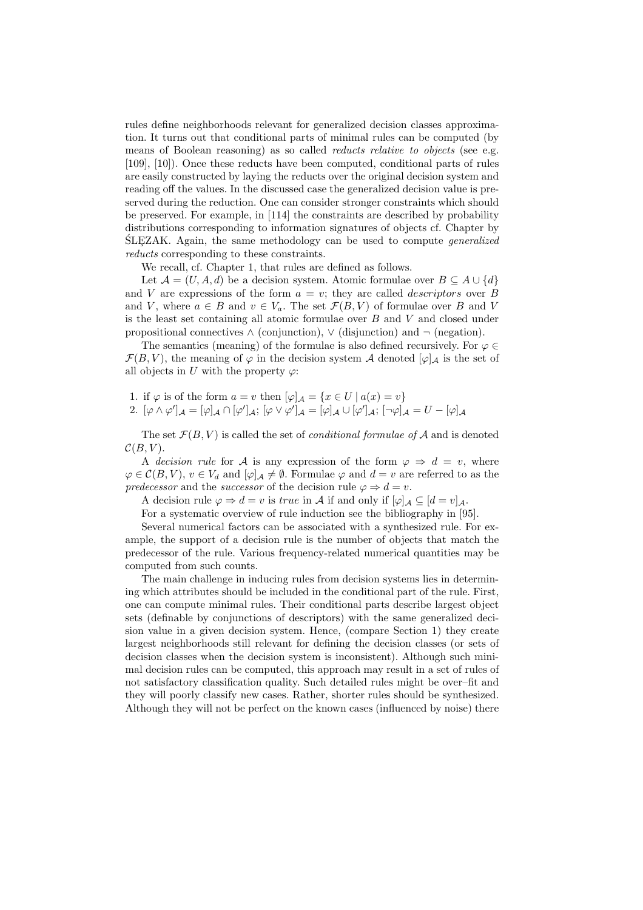rules define neighborhoods relevant for generalized decision classes approximation. It turns out that conditional parts of minimal rules can be computed (by means of Boolean reasoning) as so called *reducts relative to objects* (see e.g. [109], [10]). Once these reducts have been computed, conditional parts of rules are easily constructed by laying the reducts over the original decision system and reading off the values. In the discussed case the generalized decision value is preserved during the reduction. One can consider stronger constraints which should be preserved. For example, in [114] the constraints are described by probability distributions corresponding to information signatures of objects cf. Chapter by ŚLĘZAK. Again, the same methodology can be used to compute *generalized reducts* corresponding to these constraints.

We recall, cf. Chapter 1, that rules are defined as follows.

Let $\mathcal{A} = (U, A, d)$ be a decision system. Atomic formulae over $B \subseteq A \cup \{d\}$ and $V$ are expressions of the form $a = v$; they are called *descriptors* over $B$ and $V$, where $a \in B$ and $v \in V_a$. The set $\mathcal{F}(B, V)$ of formulae over $B$ and $V$ is the least set containing all atomic formulae over $B$ and $V$ and closed under propositional connectives $\wedge$ (conjunction), $\vee$ (disjunction) and $\neg$ (negation).

The semantics (meaning) of the formulae is also defined recursively. For $\varphi \in \mathcal{F}(B, V)$, the meaning of $\varphi$ in the decision system $\mathcal{A}$ denoted $[\varphi]_{\mathcal{A}}$ is the set of all objects in $U$ with the property $\varphi$:

1. if $\varphi$ is of the form $a = v$ then $[\varphi]_{\mathcal{A}} = \{x \in U \mid a(x) = v\}$
2. $[\varphi \wedge \varphi']_{\mathcal{A}} = [\varphi]_{\mathcal{A}} \cap [\varphi']_{\mathcal{A}}$; $[\varphi \vee \varphi']_{\mathcal{A}} = [\varphi]_{\mathcal{A}} \cup [\varphi']_{\mathcal{A}}$; $[\neg\varphi]_{\mathcal{A}} = U - [\varphi]_{\mathcal{A}}$

The set $\mathcal{F}(B, V)$ is called the set of *conditional formulae of* $\mathcal{A}$ and is denoted $\mathcal{C}(B, V)$.

A *decision rule* for $\mathcal{A}$ is any expression of the form $\varphi \Rightarrow d = v$, where $\varphi \in \mathcal{C}(B, V)$, $v \in V_d$ and $[\varphi]_{\mathcal{A}} \neq \emptyset$. Formulae $\varphi$ and $d = v$ are referred to as the *predecessor* and the *successor* of the decision rule $\varphi \Rightarrow d = v$.

A decision rule $\varphi \Rightarrow d = v$ is *true* in $\mathcal{A}$ if and only if $[\varphi]_{\mathcal{A}} \subseteq [d = v]_{\mathcal{A}}$.

For a systematic overview of rule induction see the bibliography in [95].

Several numerical factors can be associated with a synthesized rule. For example, the support of a decision rule is the number of objects that match the predecessor of the rule. Various frequency-related numerical quantities may be computed from such counts.

The main challenge in inducing rules from decision systems lies in determining which attributes should be included in the conditional part of the rule. First, one can compute minimal rules. Their conditional parts describe largest object sets (definable by conjunctions of descriptors) with the same generalized decision value in a given decision system. Hence, (compare Section 1) they create largest neighborhoods still relevant for defining the decision classes (or sets of decision classes when the decision system is inconsistent). Although such minimal decision rules can be computed, this approach may result in a set of rules of not satisfactory classification quality. Such detailed rules might be over–fit and they will poorly classify new cases. Rather, shorter rules should be synthesized. Although they will not be perfect on the known cases (influenced by noise) there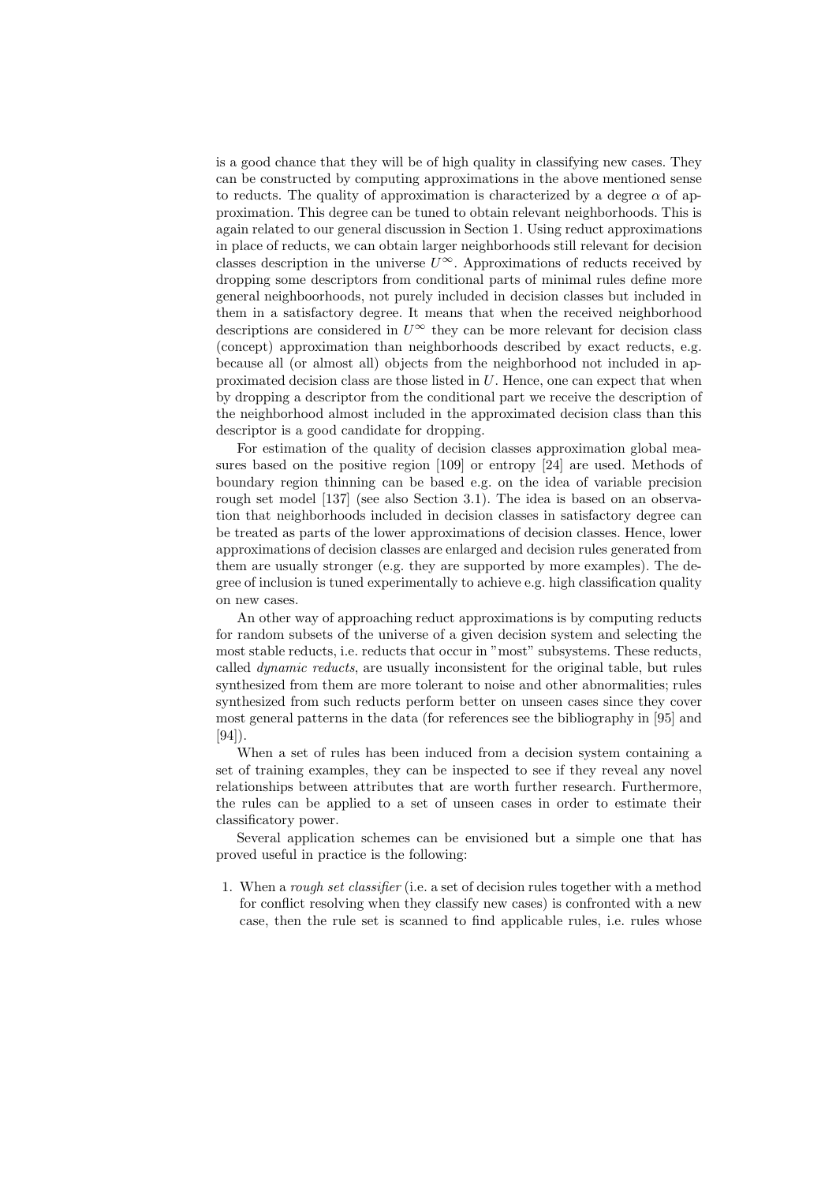is a good chance that they will be of high quality in classifying new cases. They can be constructed by computing approximations in the above mentioned sense to reducts. The quality of approximation is characterized by a degree $\alpha$ of approximation. This degree can be tuned to obtain relevant neighborhoods. This is again related to our general discussion in Section 1. Using reduct approximations in place of reducts, we can obtain larger neighborhoods still relevant for decision classes description in the universe $U^{\infty}$. Approximations of reducts received by dropping some descriptors from conditional parts of minimal rules define more general neighboorhoods, not purely included in decision classes but included in them in a satisfactory degree. It means that when the received neighborhood descriptions are considered in $U^{\infty}$ they can be more relevant for decision class (concept) approximation than neighborhoods described by exact reducts, e.g. because all (or almost all) objects from the neighborhood not included in approximated decision class are those listed in $U$. Hence, one can expect that when by dropping a descriptor from the conditional part we receive the description of the neighborhood almost included in the approximated decision class than this descriptor is a good candidate for dropping.

For estimation of the quality of decision classes approximation global measures based on the positive region [109] or entropy [24] are used. Methods of boundary region thinning can be based e.g. on the idea of variable precision rough set model [137] (see also Section 3.1). The idea is based on an observation that neighborhoods included in decision classes in satisfactory degree can be treated as parts of the lower approximations of decision classes. Hence, lower approximations of decision classes are enlarged and decision rules generated from them are usually stronger (e.g. they are supported by more examples). The degree of inclusion is tuned experimentally to achieve e.g. high classification quality on new cases.

An other way of approaching reduct approximations is by computing reducts for random subsets of the universe of a given decision system and selecting the most stable reducts, i.e. reducts that occur in "most" subsystems. These reducts, called *dynamic reducts*, are usually inconsistent for the original table, but rules synthesized from them are more tolerant to noise and other abnormalities; rules synthesized from such reducts perform better on unseen cases since they cover most general patterns in the data (for references see the bibliography in [95] and [94]).

When a set of rules has been induced from a decision system containing a set of training examples, they can be inspected to see if they reveal any novel relationships between attributes that are worth further research. Furthermore, the rules can be applied to a set of unseen cases in order to estimate their classificatory power.

Several application schemes can be envisioned but a simple one that has proved useful in practice is the following:

1. When a *rough set classifier* (i.e. a set of decision rules together with a method for conflict resolving when they classify new cases) is confronted with a new case, then the rule set is scanned to find applicable rules, i.e. rules whose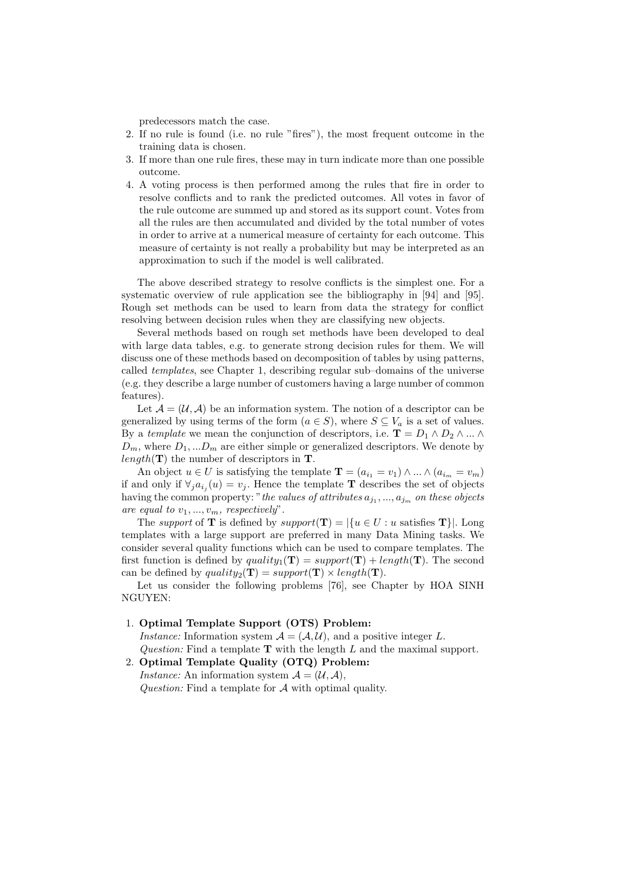predecessors match the case.

2. If no rule is found (i.e. no rule "fires"), the most frequent outcome in the training data is chosen.
3. If more than one rule fires, these may in turn indicate more than one possible outcome.
4. A voting process is then performed among the rules that fire in order to resolve conflicts and to rank the predicted outcomes. All votes in favor of the rule outcome are summed up and stored as its support count. Votes from all the rules are then accumulated and divided by the total number of votes in order to arrive at a numerical measure of certainty for each outcome. This measure of certainty is not really a probability but may be interpreted as an approximation to such if the model is well calibrated.

The above described strategy to resolve conflicts is the simplest one. For a systematic overview of rule application see the bibliography in [94] and [95]. Rough set methods can be used to learn from data the strategy for conflict resolving between decision rules when they are classifying new objects.

Several methods based on rough set methods have been developed to deal with large data tables, e.g. to generate strong decision rules for them. We will discuss one of these methods based on decomposition of tables by using patterns, called *templates*, see Chapter 1, describing regular sub–domains of the universe (e.g. they describe a large number of customers having a large number of common features).

Let $\mathcal{A} = (\mathcal{U}, \mathcal{A})$ be an information system. The notion of a descriptor can be generalized by using terms of the form $(a \in S)$, where $S \subseteq V_a$ is a set of values. By a *template* we mean the conjunction of descriptors, i.e. $\mathbf{T} = D_1 \wedge D_2 \wedge ... \wedge D_m$, where $D_1, ...D_m$ are either simple or generalized descriptors. We denote by $length(\mathbf{T})$ the number of descriptors in $\mathbf{T}$.

An object $u \in U$ is satisfying the template $\mathbf{T} = (a_{i_1} = v_1) \wedge ... \wedge (a_{i_m} = v_m)$ if and only if $\forall_j a_{i_j}(u) = v_j$. Hence the template $\mathbf{T}$ describes the set of objects having the common property: "*the values of attributes $a_{j_1}, ..., a_{j_m}$ on these objects are equal to $v_1, ..., v_m$, respectively*".

The *support* of $\mathbf{T}$ is defined by $support(\mathbf{T}) = |\{u \in U : u \text{ satisfies } \mathbf{T}\}|$. Long templates with a large support are preferred in many Data Mining tasks. We consider several quality functions which can be used to compare templates. The first function is defined by $quality_1(\mathbf{T}) = support(\mathbf{T}) + length(\mathbf{T})$. The second can be defined by $quality_2(\mathbf{T}) = support(\mathbf{T}) \times length(\mathbf{T})$.

Let us consider the following problems [76], see Chapter by HOA SINH NGUYEN:

1. **Optimal Template Support (OTS) Problem:**
   *Instance:* Information system $\mathcal{A} = (\mathcal{A}, \mathcal{U})$, and a positive integer $L$.
   *Question:* Find a template $\mathbf{T}$ with the length $L$ and the maximal support.
2. **Optimal Template Quality (OTQ) Problem:**
   *Instance:* An information system $\mathcal{A} = (\mathcal{U}, \mathcal{A})$,
   *Question:* Find a template for $\mathcal{A}$ with optimal quality.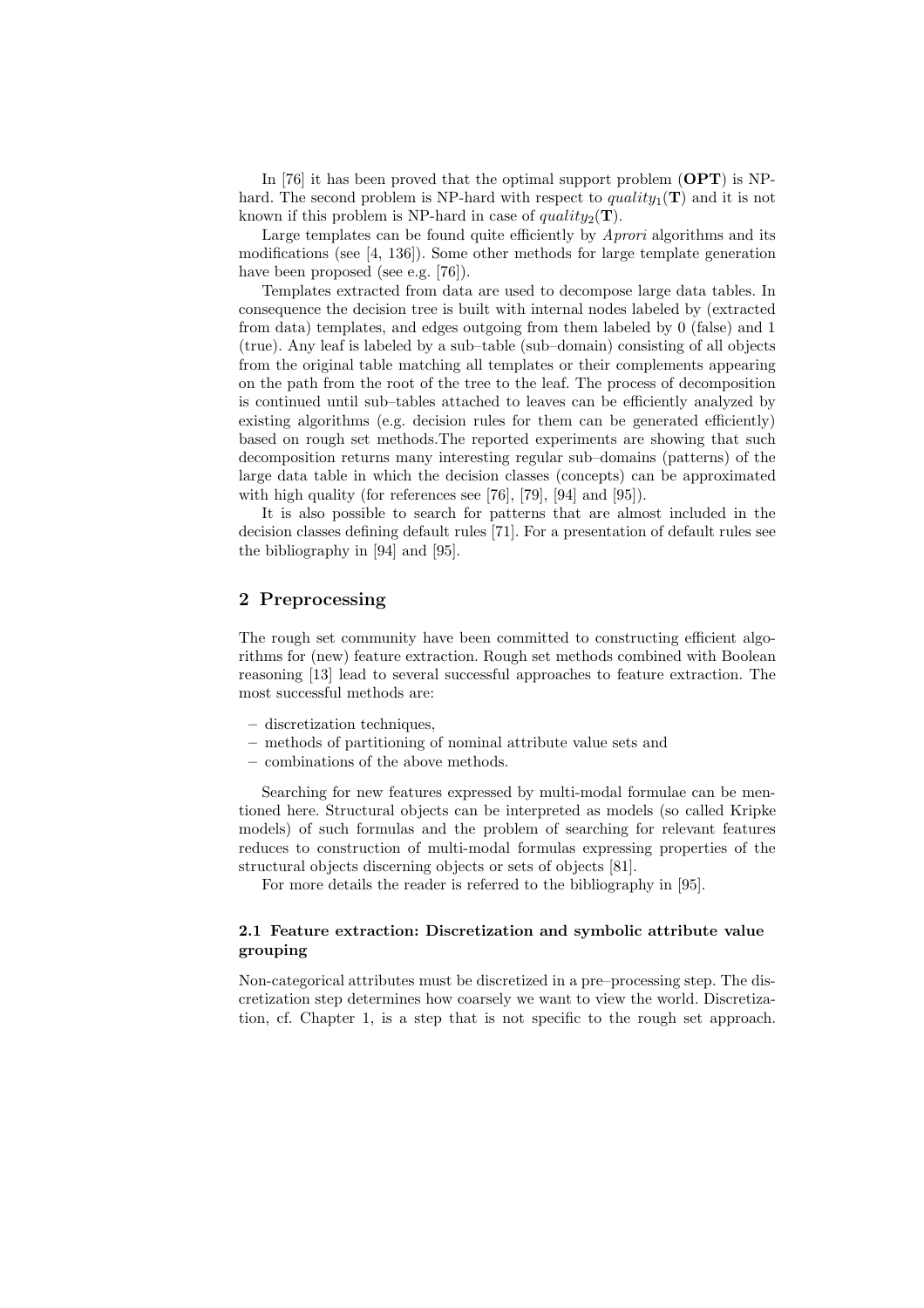In [76] it has been proved that the optimal support problem (**OPT**) is NP-hard. The second problem is NP-hard with respect to $quality_1(\mathbf{T})$ and it is not known if this problem is NP-hard in case of $quality_2(\mathbf{T})$.

Large templates can be found quite efficiently by *Aprori* algorithms and its modifications (see [4, 136]). Some other methods for large template generation have been proposed (see e.g. [76]).

Templates extracted from data are used to decompose large data tables. In consequence the decision tree is built with internal nodes labeled by (extracted from data) templates, and edges outgoing from them labeled by 0 (false) and 1 (true). Any leaf is labeled by a sub–table (sub–domain) consisting of all objects from the original table matching all templates or their complements appearing on the path from the root of the tree to the leaf. The process of decomposition is continued until sub–tables attached to leaves can be efficiently analyzed by existing algorithms (e.g. decision rules for them can be generated efficiently) based on rough set methods.The reported experiments are showing that such decomposition returns many interesting regular sub–domains (patterns) of the large data table in which the decision classes (concepts) can be approximated with high quality (for references see [76], [79], [94] and [95]).

It is also possible to search for patterns that are almost included in the decision classes defining default rules [71]. For a presentation of default rules see the bibliography in [94] and [95].

## 2 Preprocessing

The rough set community have been committed to constructing efficient algorithms for (new) feature extraction. Rough set methods combined with Boolean reasoning [13] lead to several successful approaches to feature extraction. The most successful methods are:

- discretization techniques,
- methods of partitioning of nominal attribute value sets and
- combinations of the above methods.

Searching for new features expressed by multi-modal formulae can be mentioned here. Structural objects can be interpreted as models (so called Kripke models) of such formulas and the problem of searching for relevant features reduces to construction of multi-modal formulas expressing properties of the structural objects discerning objects or sets of objects [81].

For more details the reader is referred to the bibliography in [95].

### 2.1 Feature extraction: Discretization and symbolic attribute value grouping

Non-categorical attributes must be discretized in a pre–processing step. The discretization step determines how coarsely we want to view the world. Discretization, cf. Chapter 1, is a step that is not specific to the rough set approach.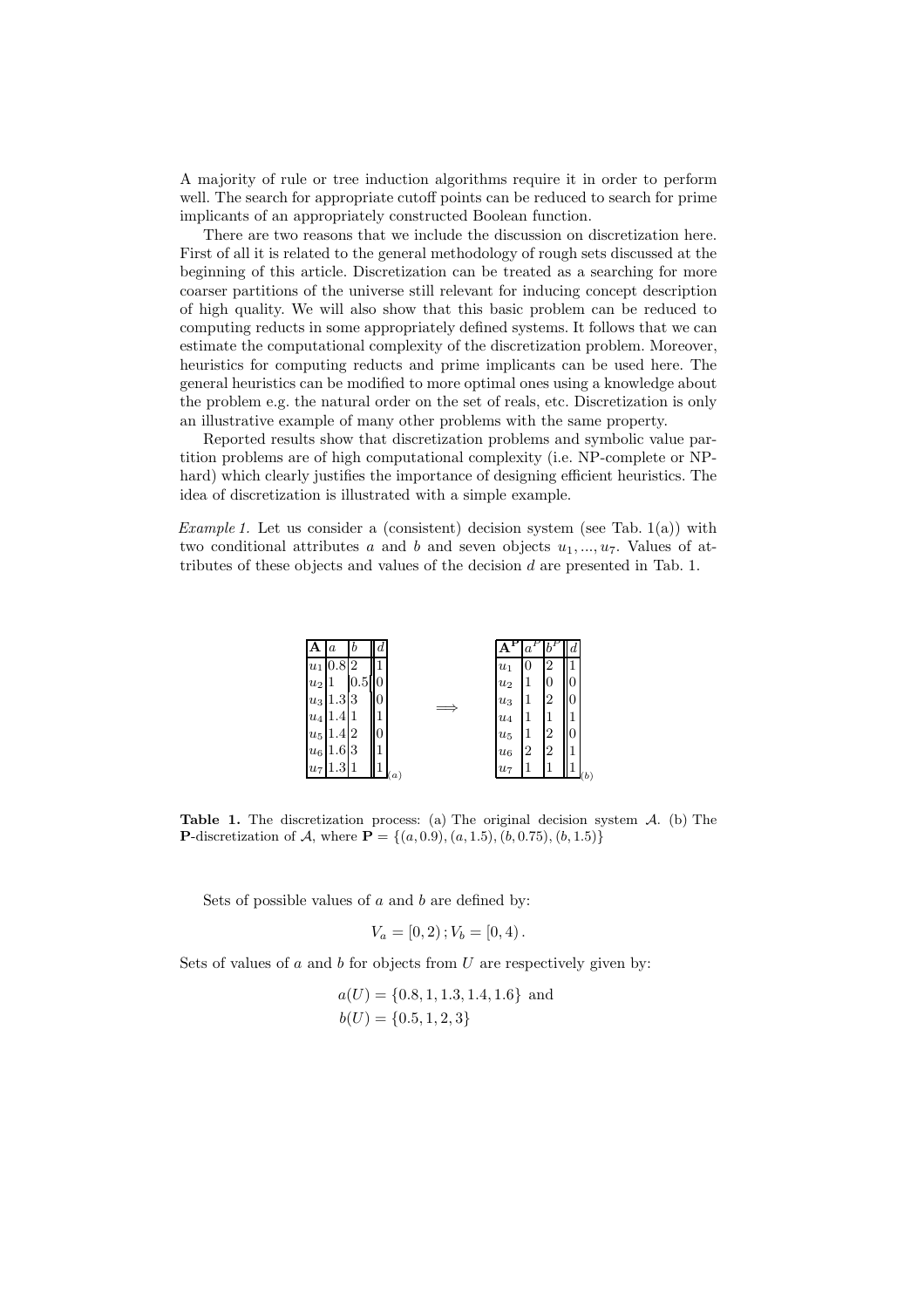A majority of rule or tree induction algorithms require it in order to perform well. The search for appropriate cutoff points can be reduced to search for prime implicants of an appropriately constructed Boolean function.

There are two reasons that we include the discussion on discretization here. First of all it is related to the general methodology of rough sets discussed at the beginning of this article. Discretization can be treated as a searching for more coarser partitions of the universe still relevant for inducing concept description of high quality. We will also show that this basic problem can be reduced to computing reducts in some appropriately defined systems. It follows that we can estimate the computational complexity of the discretization problem. Moreover, heuristics for computing reducts and prime implicants can be used here. The general heuristics can be modified to more optimal ones using a knowledge about the problem e.g. the natural order on the set of reals, etc. Discretization is only an illustrative example of many other problems with the same property.

Reported results show that discretization problems and symbolic value partition problems are of high computational complexity (i.e. NP-complete or NP-hard) which clearly justifies the importance of designing efficient heuristics. The idea of discretization is illustrated with a simple example.

*Example 1.* Let us consider a (consistent) decision system (see Tab. 1(a)) with two conditional attributes $a$ and $b$ and seven objects $u_1, ..., u_7$. Values of attributes of these objects and values of the decision $d$ are presented in Tab. 1.

(a)

| **A** | $a$ | $b$ | $d$ |
|---|---|---|---|
| $u_1$ | 0.8 | 2 | 1 |
| $u_2$ | 1 | 0.5 | 0 |
| $u_3$ | 1.3 | 3 | 0 |
| $u_4$ | 1.4 | 1 | 1 |
| $u_5$ | 1.4 | 2 | 0 |
| $u_6$ | 1.6 | 3 | 1 |
| $u_7$ | 1.3 | 1 | 1 |

$\Longrightarrow$

(b)

| $\mathbf{A}^{\mathbf{P}}$ | $a^P$ | $b^P$ | $d$ |
|---|---|---|---|
| $u_1$ | 0 | 2 | 1 |
| $u_2$ | 1 | 0 | 0 |
| $u_3$ | 1 | 2 | 0 |
| $u_4$ | 1 | 1 | 1 |
| $u_5$ | 1 | 2 | 0 |
| $u_6$ | 2 | 2 | 1 |
| $u_7$ | 1 | 1 | 1 |

**Table 1.** The discretization process: (a) The original decision system $\mathcal{A}$. (b) The **P**-discretization of $\mathcal{A}$, where $\mathbf{P} = \{(a, 0.9), (a, 1.5), (b, 0.75), (b, 1.5)\}$

Sets of possible values of $a$ and $b$ are defined by:

$$V_a = [0, 2) ; V_b = [0, 4) .$$

Sets of values of $a$ and $b$ for objects from $U$ are respectively given by:

$$a(U) = \{0.8, 1, 1.3, 1.4, 1.6\} \text{ and}$$
$$b(U) = \{0.5, 1, 2, 3\}$$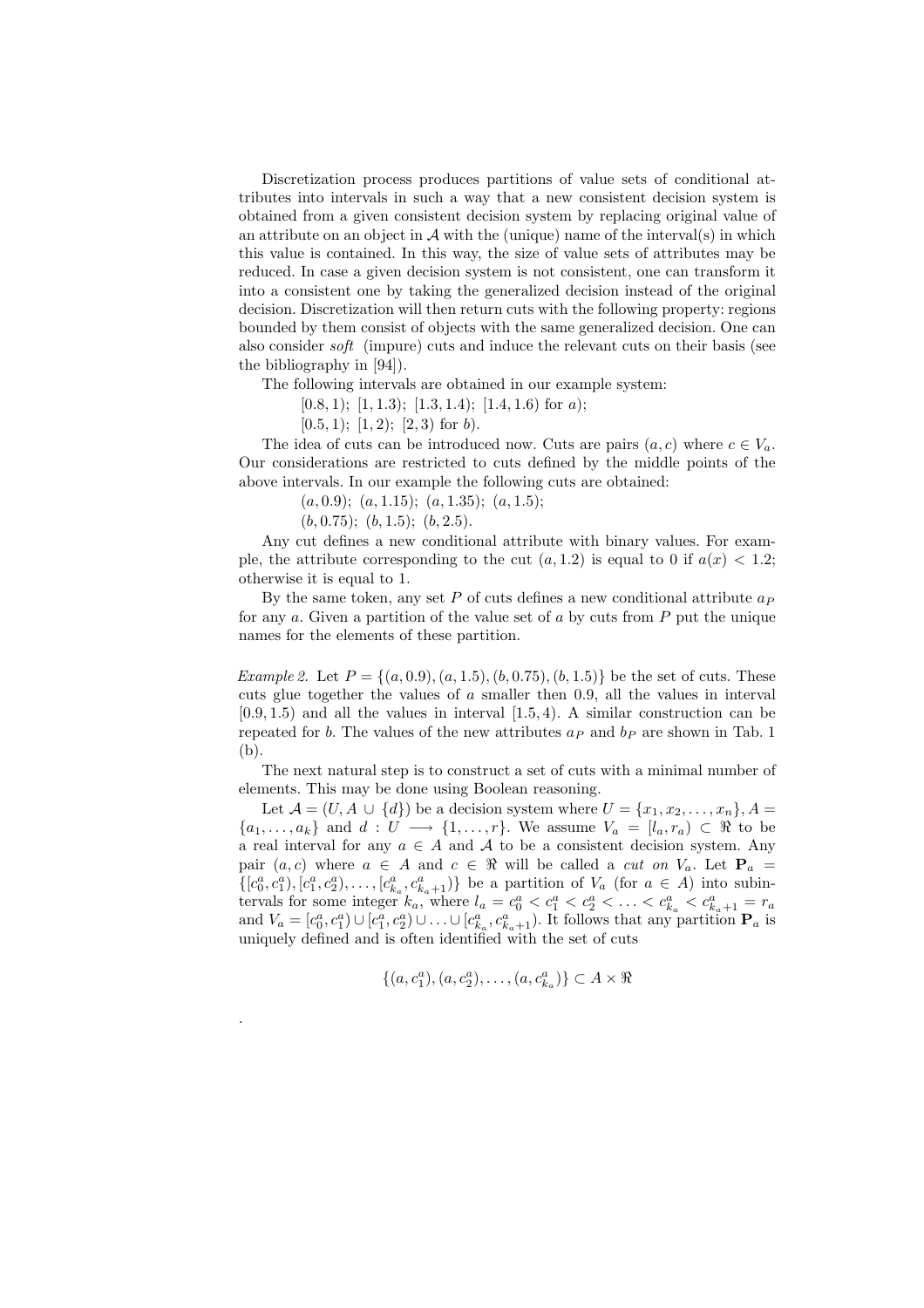Discretization process produces partitions of value sets of conditional attributes into intervals in such a way that a new consistent decision system is obtained from a given consistent decision system by replacing original value of an attribute on an object in $\mathcal{A}$ with the (unique) name of the interval(s) in which this value is contained. In this way, the size of value sets of attributes may be reduced. In case a given decision system is not consistent, one can transform it into a consistent one by taking the generalized decision instead of the original decision. Discretization will then return cuts with the following property: regions bounded by them consist of objects with the same generalized decision. One can also consider *soft* (impure) cuts and induce the relevant cuts on their basis (see the bibliography in [94]).

The following intervals are obtained in our example system:

$[0.8, 1)$; $[1, 1.3)$; $[1.3, 1.4)$; $[1.4, 1.6)$ for $a$);

$[0.5, 1)$; $[1, 2)$; $[2, 3)$ for $b$).

The idea of cuts can be introduced now. Cuts are pairs $(a, c)$ where $c \in V_a$. Our considerations are restricted to cuts defined by the middle points of the above intervals. In our example the following cuts are obtained:

$(a, 0.9)$; $(a, 1.15)$; $(a, 1.35)$; $(a, 1.5)$;

$(b, 0.75)$; $(b, 1.5)$; $(b, 2.5)$.

Any cut defines a new conditional attribute with binary values. For example, the attribute corresponding to the cut $(a, 1.2)$ is equal to 0 if $a(x) < 1.2$; otherwise it is equal to 1.

By the same token, any set $P$ of cuts defines a new conditional attribute $a_P$ for any $a$. Given a partition of the value set of $a$ by cuts from $P$ put the unique names for the elements of these partition.

*Example 2.* Let $P = \{(a, 0.9), (a, 1.5), (b, 0.75), (b, 1.5)\}$ be the set of cuts. These cuts glue together the values of $a$ smaller then 0.9, all the values in interval $[0.9, 1.5)$ and all the values in interval $[1.5, 4)$. A similar construction can be repeated for $b$. The values of the new attributes $a_P$ and $b_P$ are shown in Tab. 1 (b).

The next natural step is to construct a set of cuts with a minimal number of elements. This may be done using Boolean reasoning.

Let $\mathcal{A} = (U, A \cup \{d\})$ be a decision system where $U = \{x_1, x_2, \ldots, x_n\}$, $A = \{a_1, \ldots, a_k\}$ and $d : U \longrightarrow \{1, \ldots, r\}$. We assume $V_a = [l_a, r_a) \subset \Re$ to be a real interval for any $a \in A$ and $\mathcal{A}$ to be a consistent decision system. Any pair $(a, c)$ where $a \in A$ and $c \in \Re$ will be called a *cut on* $V_a$. Let $\mathbf{P}_a = \{[c_0^a, c_1^a), [c_1^a, c_2^a), \ldots, [c_{k_a}^a, c_{k_a+1}^a)\}$ be a partition of $V_a$ (for $a \in A$) into subintervals for some integer $k_a$, where $l_a = c_0^a < c_1^a < c_2^a < \ldots < c_{k_a}^a < c_{k_a+1}^a = r_a$ and $V_a = [c_0^a, c_1^a) \cup [c_1^a, c_2^a) \cup \ldots \cup [c_{k_a}^a, c_{k_a+1}^a)$. It follows that any partition $\mathbf{P}_a$ is uniquely defined and is often identified with the set of cuts

$$\{(a, c_1^a), (a, c_2^a), \ldots, (a, c_{k_a}^a)\} \subset A \times \Re$$

.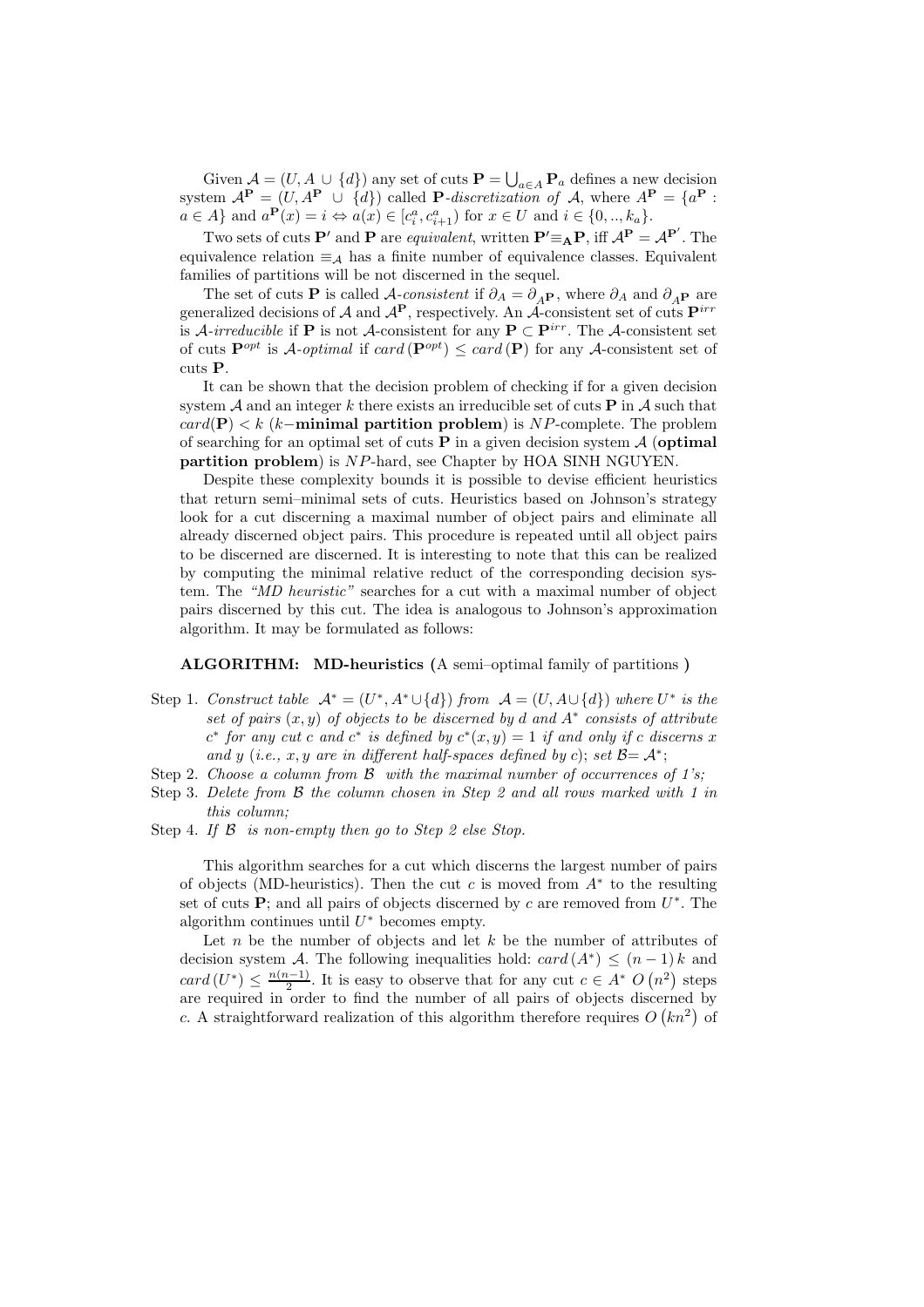Given $\mathcal{A} = (U, A \cup \{d\})$ any set of cuts $\mathbf{P} = \bigcup_{a \in A} \mathbf{P}_a$ defines a new decision system $\mathcal{A}^{\mathbf{P}} = (U, A^{\mathbf{P}} \cup \{d\})$ called $\mathbf{P}$*-discretization of* $\mathcal{A}$, where $A^{\mathbf{P}} = \{a^{\mathbf{P}} : a \in A\}$ and $a^{\mathbf{P}}(x) = i \Leftrightarrow a(x) \in [c_i^a, c_{i+1}^a)$ for $x \in U$ and $i \in \{0, .., k_a\}$.

Two sets of cuts $\mathbf{P}'$ and $\mathbf{P}$ are *equivalent*, written $\mathbf{P}' \equiv_{\mathbf{A}} \mathbf{P}$, iff $\mathcal{A}^{\mathbf{P}} = \mathcal{A}^{\mathbf{P}'}$. The equivalence relation $\equiv_{\mathcal{A}}$ has a finite number of equivalence classes. Equivalent families of partitions will be not discerned in the sequel.

The set of cuts $\mathbf{P}$ is called $\mathcal{A}$*-consistent* if $\partial_A = \partial_{A^{\mathbf{P}}}$, where $\partial_A$ and $\partial_{A^{\mathbf{P}}}$ are generalized decisions of $\mathcal{A}$ and $\mathcal{A}^{\mathbf{P}}$, respectively. An $\mathcal{A}$-consistent set of cuts $\mathbf{P}^{irr}$ is $\mathcal{A}$*-irreducible* if $\mathbf{P}$ is not $\mathcal{A}$-consistent for any $\mathbf{P} \subset \mathbf{P}^{irr}$. The $\mathcal{A}$-consistent set of cuts $\mathbf{P}^{opt}$ is $\mathcal{A}$*-optimal* if $card\,(\mathbf{P}^{opt}) \leq card\,(\mathbf{P})$ for any $\mathcal{A}$-consistent set of cuts $\mathbf{P}$.

It can be shown that the decision problem of checking if for a given decision system $\mathcal{A}$ and an integer $k$ there exists an irreducible set of cuts $\mathbf{P}$ in $\mathcal{A}$ such that $card(\mathbf{P}) < k$ ($k-$**minimal partition problem**) is $NP$-complete. The problem of searching for an optimal set of cuts $\mathbf{P}$ in a given decision system $\mathcal{A}$ (**optimal partition problem**) is $NP$-hard, see Chapter by HOA SINH NGUYEN.

Despite these complexity bounds it is possible to devise efficient heuristics that return semi–minimal sets of cuts. Heuristics based on Johnson's strategy look for a cut discerning a maximal number of object pairs and eliminate all already discerned object pairs. This procedure is repeated until all object pairs to be discerned are discerned. It is interesting to note that this can be realized by computing the minimal relative reduct of the corresponding decision system. The *"MD heuristic"* searches for a cut with a maximal number of object pairs discerned by this cut. The idea is analogous to Johnson's approximation algorithm. It may be formulated as follows:

**ALGORITHM: MD-heuristics (**A semi–optimal family of partitions **)**

- Step 1. *Construct table* $\mathcal{A}^* = (U^*, A^* \cup \{d\})$ *from* $\mathcal{A} = (U, A \cup \{d\})$ *where* $U^*$ *is the set of pairs* $(x, y)$ *of objects to be discerned by* $d$ *and* $A^*$ *consists of attribute* $c^*$ *for any cut* $c$ *and* $c^*$ *is defined by* $c^*(x, y) = 1$ *if and only if* $c$ *discerns* $x$ *and* $y$ *(i.e.,* $x, y$ *are in different half-spaces defined by* $c$*); set* $\mathcal{B} = \mathcal{A}^*$;
- Step 2. *Choose a column from* $\mathcal{B}$ *with the maximal number of occurrences of 1's;*
- Step 3. *Delete from* $\mathcal{B}$ *the column chosen in Step 2 and all rows marked with 1 in this column;*
- Step 4. *If* $\mathcal{B}$ *is non-empty then go to Step 2 else Stop.*

This algorithm searches for a cut which discerns the largest number of pairs of objects (MD-heuristics). Then the cut $c$ is moved from $A^*$ to the resulting set of cuts $\mathbf{P}$; and all pairs of objects discerned by $c$ are removed from $U^*$. The algorithm continues until $U^*$ becomes empty.

Let $n$ be the number of objects and let $k$ be the number of attributes of decision system $\mathcal{A}$. The following inequalities hold: $card\,(A^*) \leq (n-1)\,k$ and $card\,(U^*) \leq \frac{n(n-1)}{2}$. It is easy to observe that for any cut $c \in A^*$ $O\left(n^2\right)$ steps are required in order to find the number of all pairs of objects discerned by $c$. A straightforward realization of this algorithm therefore requires $O\left(kn^2\right)$ of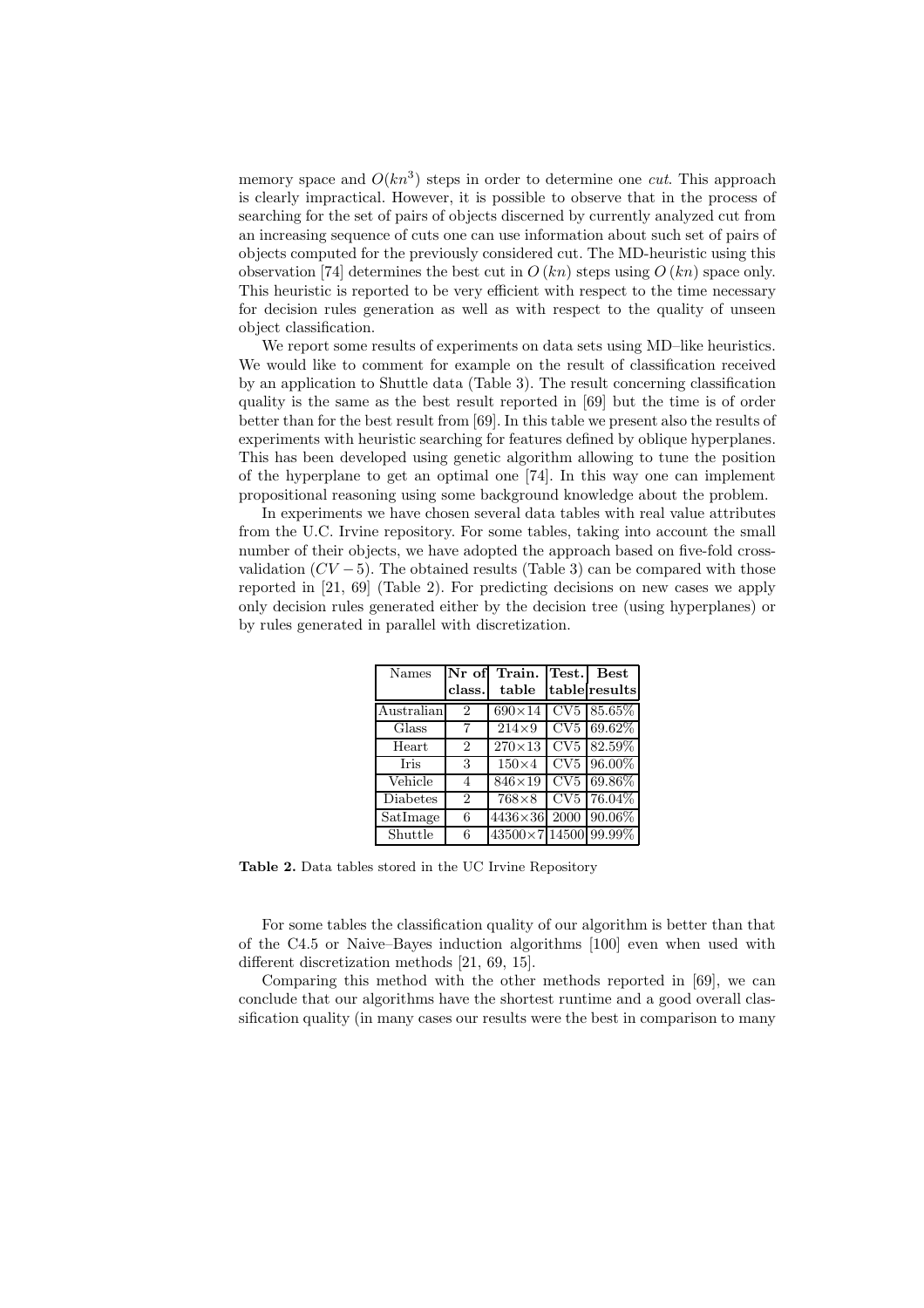memory space and $O(kn^3)$ steps in order to determine one *cut*. This approach is clearly impractical. However, it is possible to observe that in the process of searching for the set of pairs of objects discerned by currently analyzed cut from an increasing sequence of cuts one can use information about such set of pairs of objects computed for the previously considered cut. The MD-heuristic using this observation [74] determines the best cut in $O(kn)$ steps using $O(kn)$ space only. This heuristic is reported to be very efficient with respect to the time necessary for decision rules generation as well as with respect to the quality of unseen object classification.

We report some results of experiments on data sets using MD–like heuristics. We would like to comment for example on the result of classification received by an application to Shuttle data (Table 3). The result concerning classification quality is the same as the best result reported in [69] but the time is of order better than for the best result from [69]. In this table we present also the results of experiments with heuristic searching for features defined by oblique hyperplanes. This has been developed using genetic algorithm allowing to tune the position of the hyperplane to get an optimal one [74]. In this way one can implement propositional reasoning using some background knowledge about the problem.

In experiments we have chosen several data tables with real value attributes from the U.C. Irvine repository. For some tables, taking into account the small number of their objects, we have adopted the approach based on five-fold cross-validation ($CV-5$). The obtained results (Table 3) can be compared with those reported in [21, 69] (Table 2). For predicting decisions on new cases we apply only decision rules generated either by the decision tree (using hyperplanes) or by rules generated in parallel with discretization.

| Names | **Nr of class.** | **Train. table** | **Test. table** | **Best results** |
|---|---|---|---|---|
| Australian | 2 | 690×14 | CV5 | 85.65% |
| Glass | 7 | 214×9 | CV5 | 69.62% |
| Heart | 2 | 270×13 | CV5 | 82.59% |
| Iris | 3 | 150×4 | CV5 | 96.00% |
| Vehicle | 4 | 846×19 | CV5 | 69.86% |
| Diabetes | 2 | 768×8 | CV5 | 76.04% |
| SatImage | 6 | 4436×36 | 2000 | 90.06% |
| Shuttle | 6 | 43500×7 | 14500 | 99.99% |

**Table 2.** Data tables stored in the UC Irvine Repository

For some tables the classification quality of our algorithm is better than that of the C4.5 or Naive–Bayes induction algorithms [100] even when used with different discretization methods [21, 69, 15].

Comparing this method with the other methods reported in [69], we can conclude that our algorithms have the shortest runtime and a good overall classification quality (in many cases our results were the best in comparison to many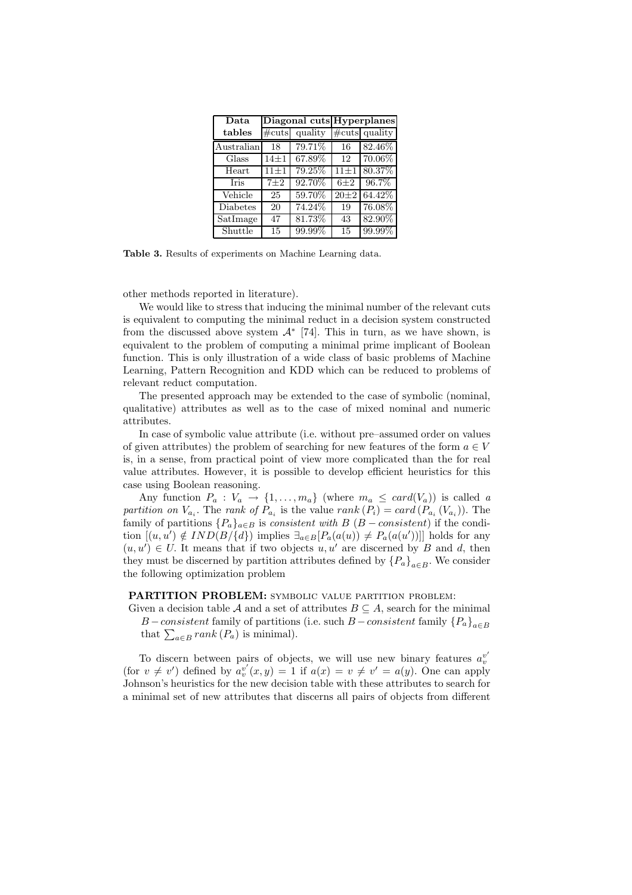| Data tables | Diagonal cuts | | Hyperplanes | |
|---|---|---|---|---|
| | #cuts | quality | #cuts | quality |
| Australian | 18 | 79.71% | 16 | 82.46% |
| Glass | 14±1 | 67.89% | 12 | 70.06% |
| Heart | 11±1 | 79.25% | 11±1 | 80.37% |
| Iris | 7±2 | 92.70% | 6±2 | 96.7% |
| Vehicle | 25 | 59.70% | 20±2 | 64.42% |
| Diabetes | 20 | 74.24% | 19 | 76.08% |
| SatImage | 47 | 81.73% | 43 | 82.90% |
| Shuttle | 15 | 99.99% | 15 | 99.99% |

**Table 3.** Results of experiments on Machine Learning data.

other methods reported in literature).

We would like to stress that inducing the minimal number of the relevant cuts is equivalent to computing the minimal reduct in a decision system constructed from the discussed above system $\mathcal{A}^*$ [74]. This in turn, as we have shown, is equivalent to the problem of computing a minimal prime implicant of Boolean function. This is only illustration of a wide class of basic problems of Machine Learning, Pattern Recognition and KDD which can be reduced to problems of relevant reduct computation.

The presented approach may be extended to the case of symbolic (nominal, qualitative) attributes as well as to the case of mixed nominal and numeric attributes.

In case of symbolic value attribute (i.e. without pre–assumed order on values of given attributes) the problem of searching for new features of the form $a \in V$ is, in a sense, from practical point of view more complicated than the for real value attributes. However, it is possible to develop efficient heuristics for this case using Boolean reasoning.

Any function $P_a : V_a \rightarrow \{1, \ldots, m_a\}$ (where $m_a \leq card(V_a)$) is called *a partition on* $V_{a_i}$. The *rank of* $P_{a_i}$ is the value $rank\,(P_i) = card\,(P_{a_i}\,(V_{a_i}))$. The family of partitions $\{P_a\}_{a \in B}$ is *consistent with* $B$ ($B - consistent$) if the condition $[(u, u') \notin IND(B/\{d\})$ implies $\exists_{a \in B}[P_a(a(u)) \neq P_a(a(u'))]]$ holds for any $(u, u') \in U$. It means that if two objects $u, u'$ are discerned by $B$ and $d$, then they must be discerned by partition attributes defined by $\{P_a\}_{a \in B}$. We consider the following optimization problem

**PARTITION PROBLEM:** SYMBOLIC VALUE PARTITION PROBLEM:
Given a decision table $\mathcal{A}$ and a set of attributes $B \subseteq A$, search for the minimal $B - consistent$ family of partitions (i.e. such $B - consistent$ family $\{P_a\}_{a \in B}$ that $\sum_{a \in B} rank\,(P_a)$ is minimal).

To discern between pairs of objects, we will use new binary features $a_v^{v'}$ (for $v \neq v'$) defined by $a_v^{v'}(x, y) = 1$ if $a(x) = v \neq v' = a(y)$. One can apply Johnson's heuristics for the new decision table with these attributes to search for a minimal set of new attributes that discerns all pairs of objects from different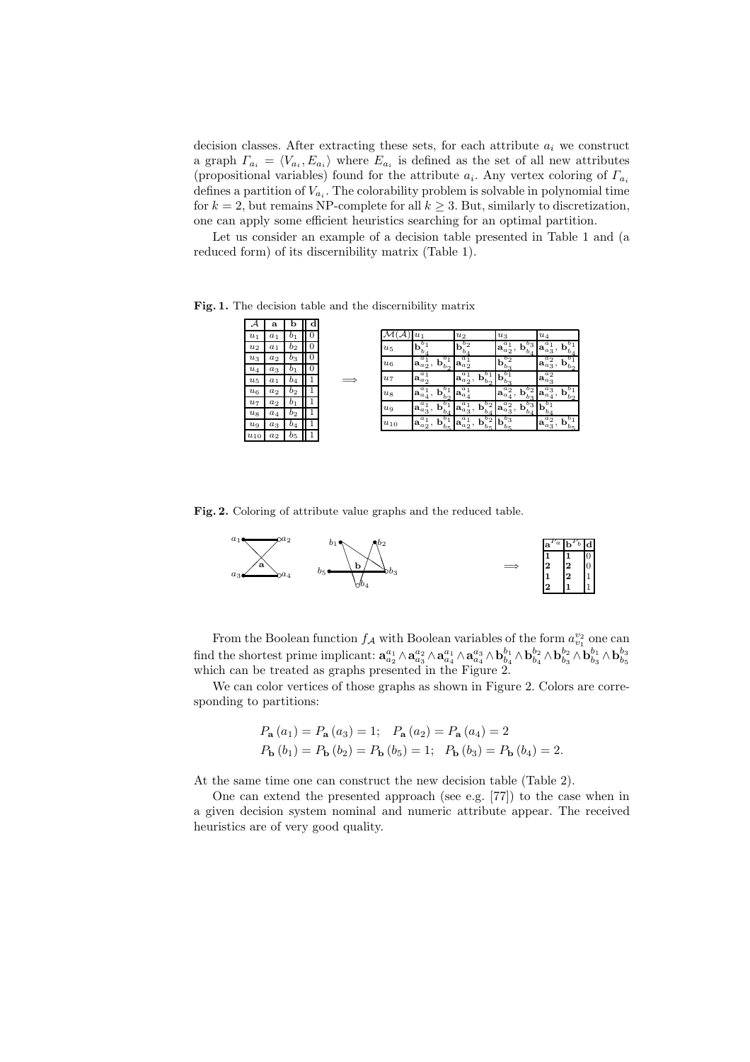decision classes. After extracting these sets, for each attribute $a_i$ we construct a graph $\Gamma_{a_i} = \langle V_{a_i}, E_{a_i} \rangle$ where $E_{a_i}$ is defined as the set of all new attributes (propositional variables) found for the attribute $a_i$. Any vertex coloring of $\Gamma_{a_i}$ defines a partition of $V_{a_i}$. The colorability problem is solvable in polynomial time for $k = 2$, but remains NP-complete for all $k \geq 3$. But, similarly to discretization, one can apply some efficient heuristics searching for an optimal partition.

Let us consider an example of a decision table presented in Table 1 and (a reduced form) of its discernibility matrix (Table 1).

**Fig. 1.** The decision table and the discernibility matrix

| $\mathcal{A}$ | **a** | **b** | **d** |
|---|---|---|---|
| $u_1$ | $a_1$ | $b_1$ | 0 |
| $u_2$ | $a_1$ | $b_2$ | 0 |
| $u_3$ | $a_2$ | $b_3$ | 0 |
| $u_4$ | $a_3$ | $b_1$ | 0 |
| $u_5$ | $a_1$ | $b_4$ | 1 |
| $u_6$ | $a_2$ | $b_2$ | 1 |
| $u_7$ | $a_2$ | $b_1$ | 1 |
| $u_8$ | $a_4$ | $b_2$ | 1 |
| $u_9$ | $a_3$ | $b_4$ | 1 |
| $u_{10}$ | $a_2$ | $b_5$ | 1 |

$\Longrightarrow$

| $\mathcal{M}(\mathcal{A})$ | $u_1$ | $u_2$ | $u_3$ | $u_4$ |
|---|---|---|---|---|
| $u_5$ | $\mathbf{b}_{b_4}^{b_1}$ | $\mathbf{b}_{b_4}^{b_2}$ | $\mathbf{a}_{a_2}^{a_1}$, $\mathbf{b}_{b_4}^{b_3}$ | $\mathbf{a}_{a_3}^{a_1}$, $\mathbf{b}_{b_4}^{b_1}$ |
| $u_6$ | $\mathbf{a}_{a_2}^{a_1}$, $\mathbf{b}_{b_2}^{b_1}$ | $\mathbf{a}_{a_2}^{a_1}$ | $\mathbf{b}_{b_3}^{b_2}$ | $\mathbf{a}_{a_3}^{a_2}$, $\mathbf{b}_{b_2}^{b_1}$ |
| $u_7$ | $\mathbf{a}_{a_2}^{a_1}$ | $\mathbf{a}_{a_2}^{a_1}$, $\mathbf{b}_{b_2}^{b_1}$ | $\mathbf{b}_{b_3}^{b_1}$ | $\mathbf{a}_{a_3}^{a_2}$ |
| $u_8$ | $\mathbf{a}_{a_4}^{a_1}$, $\mathbf{b}_{b_2}^{b_1}$ | $\mathbf{a}_{a_4}^{a_1}$ | $\mathbf{a}_{a_4}^{a_2}$, $\mathbf{b}_{b_3}^{b_2}$ | $\mathbf{a}_{a_4}^{a_3}$, $\mathbf{b}_{b_2}^{b_1}$ |
| $u_9$ | $\mathbf{a}_{a_3}^{a_1}$, $\mathbf{b}_{b_4}^{b_1}$ | $\mathbf{a}_{a_3}^{a_1}$, $\mathbf{b}_{b_4}^{b_2}$ | $\mathbf{a}_{a_3}^{a_2}$, $\mathbf{b}_{b_4}^{b_3}$ | $\mathbf{b}_{b_4}^{b_1}$ |
| $u_{10}$ | $\mathbf{a}_{a_2}^{a_1}$, $\mathbf{b}_{b_5}^{b_1}$ | $\mathbf{a}_{a_2}^{a_1}$, $\mathbf{b}_{b_5}^{b_2}$ | $\mathbf{b}_{b_5}^{b_3}$ | $\mathbf{a}_{a_3}^{a_2}$, $\mathbf{b}_{b_5}^{b_1}$ |

**Fig. 2.** Coloring of attribute value graphs and the reduced table.

$\Longrightarrow$

| $\mathbf{a}^{P_a}$ | $\mathbf{b}^{P_b}$ | **d** |
|---|---|---|
| **1** | **1** | 0 |
| **2** | **2** | 0 |
| **1** | **2** | 1 |
| **2** | **1** | 1 |

From the Boolean function $f_{\mathcal{A}}$ with Boolean variables of the form $a_{v_1}^{v_2}$ one can find the shortest prime implicant: $\mathbf{a}_{a_2}^{a_1} \wedge \mathbf{a}_{a_3}^{a_2} \wedge \mathbf{a}_{a_4}^{a_1} \wedge \mathbf{a}_{a_4}^{a_3} \wedge \mathbf{b}_{b_4}^{b_1} \wedge \mathbf{b}_{b_4}^{b_2} \wedge \mathbf{b}_{b_3}^{b_2} \wedge \mathbf{b}_{b_3}^{b_1} \wedge \mathbf{b}_{b_5}^{b_3}$ which can be treated as graphs presented in the Figure 2.

We can color vertices of those graphs as shown in Figure 2. Colors are corresponding to partitions:

$$P_{\mathbf{a}}(a_1) = P_{\mathbf{a}}(a_3) = 1; \quad P_{\mathbf{a}}(a_2) = P_{\mathbf{a}}(a_4) = 2$$
$$P_{\mathbf{b}}(b_1) = P_{\mathbf{b}}(b_2) = P_{\mathbf{b}}(b_5) = 1; \quad P_{\mathbf{b}}(b_3) = P_{\mathbf{b}}(b_4) = 2.$$

At the same time one can construct the new decision table (Table 2).

One can extend the presented approach (see e.g. [77]) to the case when in a given decision system nominal and numeric attribute appear. The received heuristics are of very good quality.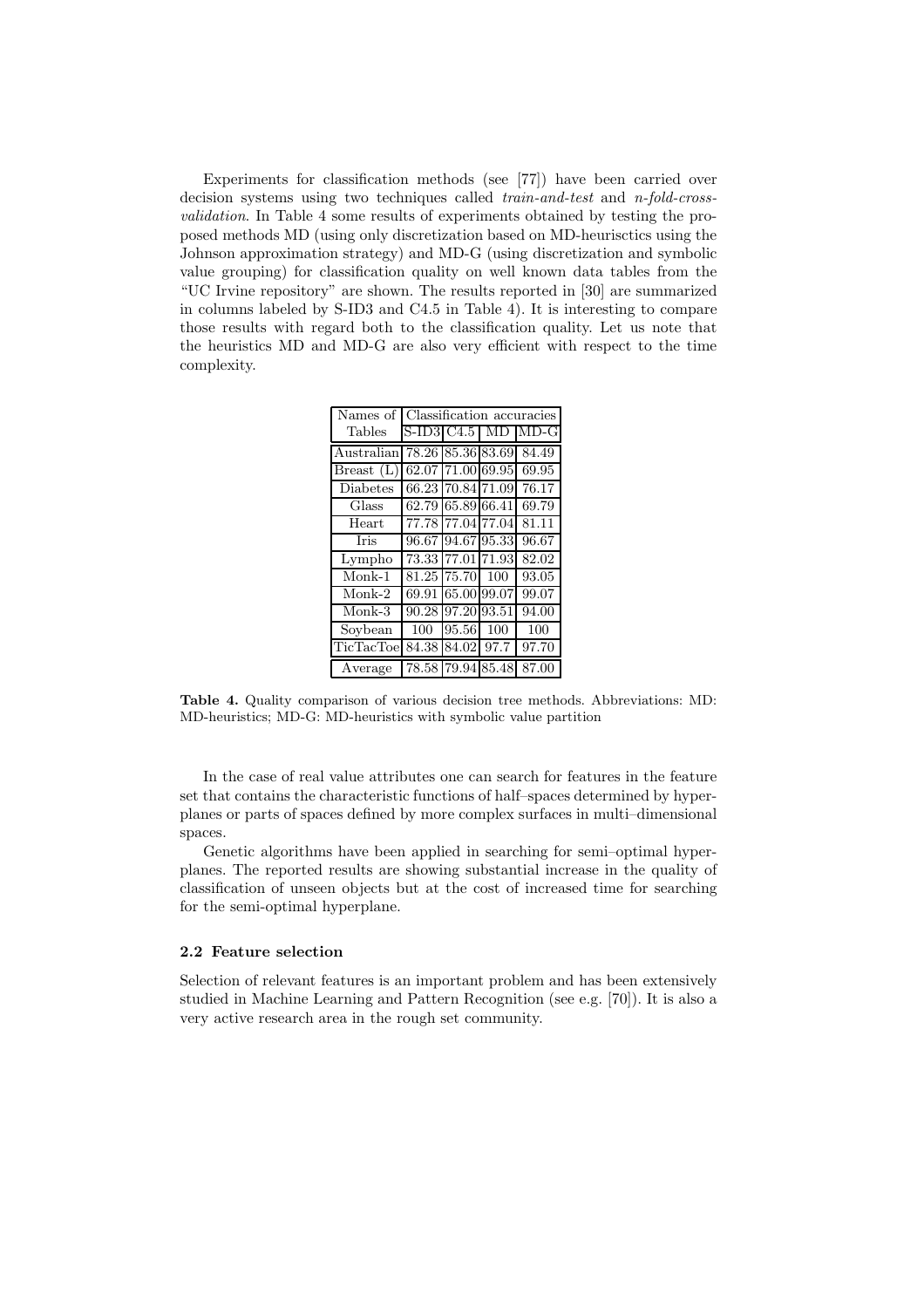Experiments for classification methods (see [77]) have been carried over decision systems using two techniques called *train-and-test* and *n-fold-cross-validation*. In Table 4 some results of experiments obtained by testing the proposed methods MD (using only discretization based on MD-heurisctics using the Johnson approximation strategy) and MD-G (using discretization and symbolic value grouping) for classification quality on well known data tables from the "UC Irvine repository" are shown. The results reported in [30] are summarized in columns labeled by S-ID3 and C4.5 in Table 4). It is interesting to compare those results with regard both to the classification quality. Let us note that the heuristics MD and MD-G are also very efficient with respect to the time complexity.

| Names of Tables | Classification accuracies | | | |
|---|---|---|---|---|
| | S-ID3 | C4.5 | MD | MD-G |
| Australian | 78.26 | 85.36 | 83.69 | 84.49 |
| Breast (L) | 62.07 | 71.00 | 69.95 | 69.95 |
| Diabetes | 66.23 | 70.84 | 71.09 | 76.17 |
| Glass | 62.79 | 65.89 | 66.41 | 69.79 |
| Heart | 77.78 | 77.04 | 77.04 | 81.11 |
| Iris | 96.67 | 94.67 | 95.33 | 96.67 |
| Lympho | 73.33 | 77.01 | 71.93 | 82.02 |
| Monk-1 | 81.25 | 75.70 | 100 | 93.05 |
| Monk-2 | 69.91 | 65.00 | 99.07 | 99.07 |
| Monk-3 | 90.28 | 97.20 | 93.51 | 94.00 |
| Soybean | 100 | 95.56 | 100 | 100 |
| TicTacToe | 84.38 | 84.02 | 97.7 | 97.70 |
| Average | 78.58 | 79.94 | 85.48 | 87.00 |

**Table 4.** Quality comparison of various decision tree methods. Abbreviations: MD: MD-heuristics; MD-G: MD-heuristics with symbolic value partition

In the case of real value attributes one can search for features in the feature set that contains the characteristic functions of half–spaces determined by hyperplanes or parts of spaces defined by more complex surfaces in multi–dimensional spaces.

Genetic algorithms have been applied in searching for semi–optimal hyperplanes. The reported results are showing substantial increase in the quality of classification of unseen objects but at the cost of increased time for searching for the semi-optimal hyperplane.

### 2.2 Feature selection

Selection of relevant features is an important problem and has been extensively studied in Machine Learning and Pattern Recognition (see e.g. [70]). It is also a very active research area in the rough set community.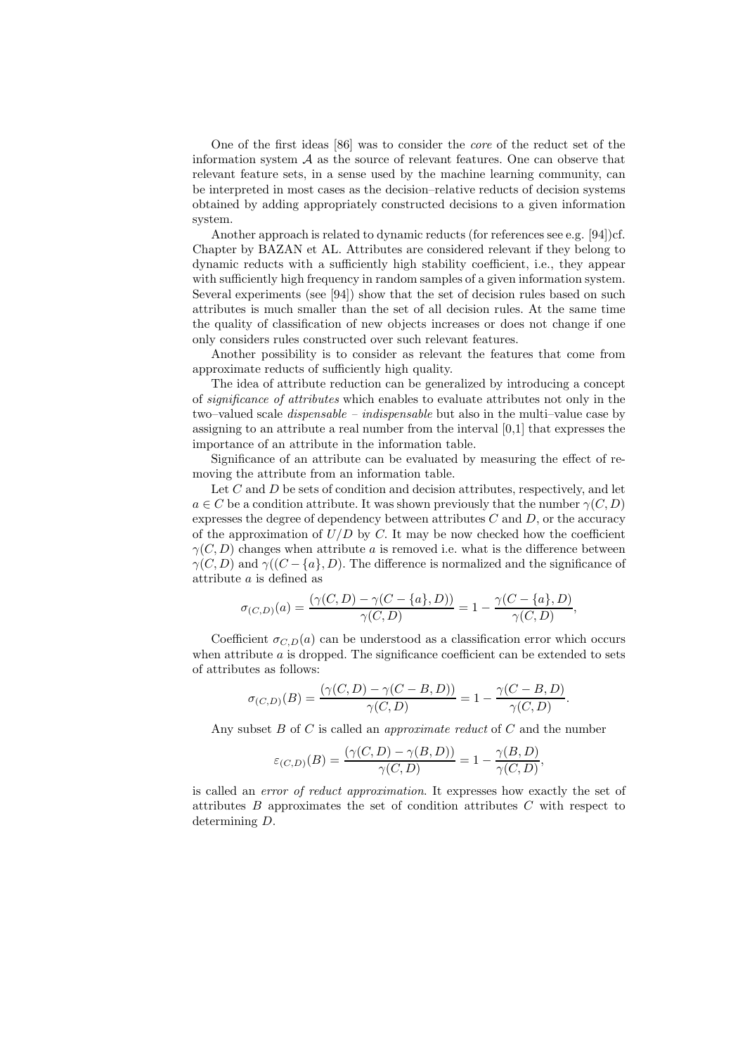One of the first ideas [86] was to consider the *core* of the reduct set of the information system $\mathcal{A}$ as the source of relevant features. One can observe that relevant feature sets, in a sense used by the machine learning community, can be interpreted in most cases as the decision–relative reducts of decision systems obtained by adding appropriately constructed decisions to a given information system.

Another approach is related to dynamic reducts (for references see e.g. [94])cf. Chapter by BAZAN et AL. Attributes are considered relevant if they belong to dynamic reducts with a sufficiently high stability coefficient, i.e., they appear with sufficiently high frequency in random samples of a given information system. Several experiments (see [94]) show that the set of decision rules based on such attributes is much smaller than the set of all decision rules. At the same time the quality of classification of new objects increases or does not change if one only considers rules constructed over such relevant features.

Another possibility is to consider as relevant the features that come from approximate reducts of sufficiently high quality.

The idea of attribute reduction can be generalized by introducing a concept of *significance of attributes* which enables to evaluate attributes not only in the two–valued scale *dispensable – indispensable* but also in the multi–value case by assigning to an attribute a real number from the interval [0,1] that expresses the importance of an attribute in the information table.

Significance of an attribute can be evaluated by measuring the effect of removing the attribute from an information table.

Let $C$ and $D$ be sets of condition and decision attributes, respectively, and let $a \in C$ be a condition attribute. It was shown previously that the number $\gamma(C, D)$ expresses the degree of dependency between attributes $C$ and $D$, or the accuracy of the approximation of $U/D$ by $C$. It may be now checked how the coefficient $\gamma(C, D)$ changes when attribute $a$ is removed i.e. what is the difference between $\gamma(C, D)$ and $\gamma((C - \{a\}, D)$. The difference is normalized and the significance of attribute $a$ is defined as

$$\sigma_{(C,D)}(a) = \frac{(\gamma(C, D) - \gamma(C - \{a\}, D))}{\gamma(C, D)} = 1 - \frac{\gamma(C - \{a\}, D)}{\gamma(C, D)},$$

Coefficient $\sigma_{C,D}(a)$ can be understood as a classification error which occurs when attribute $a$ is dropped. The significance coefficient can be extended to sets of attributes as follows:

$$\sigma_{(C,D)}(B) = \frac{(\gamma(C, D) - \gamma(C - B, D))}{\gamma(C, D)} = 1 - \frac{\gamma(C - B, D)}{\gamma(C, D)}.$$

Any subset $B$ of $C$ is called an *approximate reduct* of $C$ and the number

$$\varepsilon_{(C,D)}(B) = \frac{(\gamma(C, D) - \gamma(B, D))}{\gamma(C, D)} = 1 - \frac{\gamma(B, D)}{\gamma(C, D)},$$

is called an *error of reduct approximation*. It expresses how exactly the set of attributes $B$ approximates the set of condition attributes $C$ with respect to determining $D$.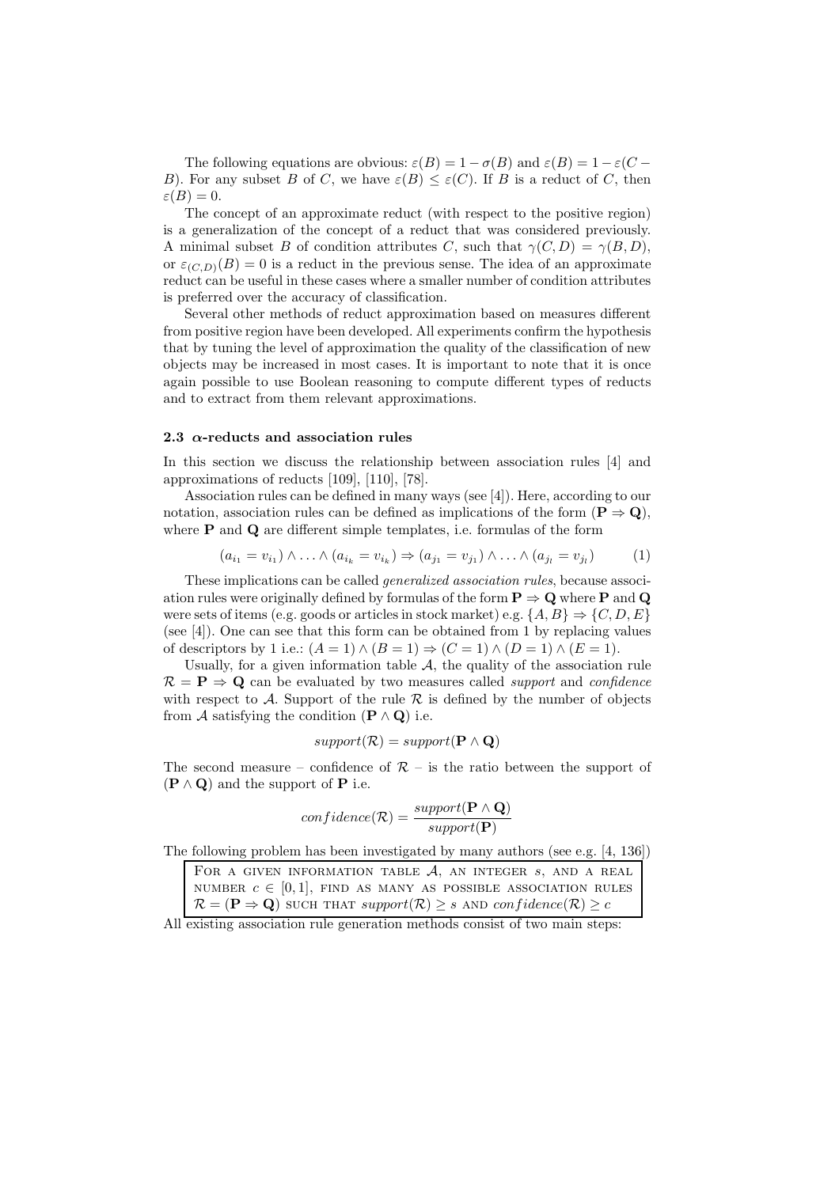The following equations are obvious: $\varepsilon(B) = 1 - \sigma(B)$ and $\varepsilon(B) = 1 - \varepsilon(C - B)$. For any subset $B$ of $C$, we have $\varepsilon(B) \leq \varepsilon(C)$. If $B$ is a reduct of $C$, then $\varepsilon(B) = 0$.

The concept of an approximate reduct (with respect to the positive region) is a generalization of the concept of a reduct that was considered previously. A minimal subset $B$ of condition attributes $C$, such that $\gamma(C, D) = \gamma(B, D)$, or $\varepsilon_{(C,D)}(B) = 0$ is a reduct in the previous sense. The idea of an approximate reduct can be useful in these cases where a smaller number of condition attributes is preferred over the accuracy of classification.

Several other methods of reduct approximation based on measures different from positive region have been developed. All experiments confirm the hypothesis that by tuning the level of approximation the quality of the classification of new objects may be increased in most cases. It is important to note that it is once again possible to use Boolean reasoning to compute different types of reducts and to extract from them relevant approximations.

### 2.3 $\alpha$-reducts and association rules

In this section we discuss the relationship between association rules [4] and approximations of reducts [109], [110], [78].

Association rules can be defined in many ways (see [4]). Here, according to our notation, association rules can be defined as implications of the form $(\mathbf{P} \Rightarrow \mathbf{Q})$, where $\mathbf{P}$ and $\mathbf{Q}$ are different simple templates, i.e. formulas of the form

$$(a_{i_1} = v_{i_1}) \wedge \ldots \wedge (a_{i_k} = v_{i_k}) \Rightarrow (a_{j_1} = v_{j_1}) \wedge \ldots \wedge (a_{j_l} = v_{j_l}) \tag{1}$$

These implications can be called *generalized association rules*, because association rules were originally defined by formulas of the form $\mathbf{P} \Rightarrow \mathbf{Q}$ where $\mathbf{P}$ and $\mathbf{Q}$ were sets of items (e.g. goods or articles in stock market) e.g. $\{A, B\} \Rightarrow \{C, D, E\}$ (see [4]). One can see that this form can be obtained from 1 by replacing values of descriptors by 1 i.e.: $(A = 1) \wedge (B = 1) \Rightarrow (C = 1) \wedge (D = 1) \wedge (E = 1)$.

Usually, for a given information table $\mathcal{A}$, the quality of the association rule $\mathcal{R} = \mathbf{P} \Rightarrow \mathbf{Q}$ can be evaluated by two measures called *support* and *confidence* with respect to $\mathcal{A}$. Support of the rule $\mathcal{R}$ is defined by the number of objects from $\mathcal{A}$ satisfying the condition $(\mathbf{P} \wedge \mathbf{Q})$ i.e.

$$support(\mathcal{R}) = support(\mathbf{P} \wedge \mathbf{Q})$$

The second measure – confidence of $\mathcal{R}$ – is the ratio between the support of $(\mathbf{P} \wedge \mathbf{Q})$ and the support of $\mathbf{P}$ i.e.

$$confidence(\mathcal{R}) = \frac{support(\mathbf{P} \wedge \mathbf{Q})}{support(\mathbf{P})}$$

The following problem has been investigated by many authors (see e.g. [4, 136])

> FOR A GIVEN INFORMATION TABLE $\mathcal{A}$, AN INTEGER $s$, AND A REAL NUMBER $c \in [0, 1]$, FIND AS MANY AS POSSIBLE ASSOCIATION RULES $\mathcal{R} = (\mathbf{P} \Rightarrow \mathbf{Q})$ SUCH THAT $support(\mathcal{R}) \geq s$ AND $confidence(\mathcal{R}) \geq c$

All existing association rule generation methods consist of two main steps: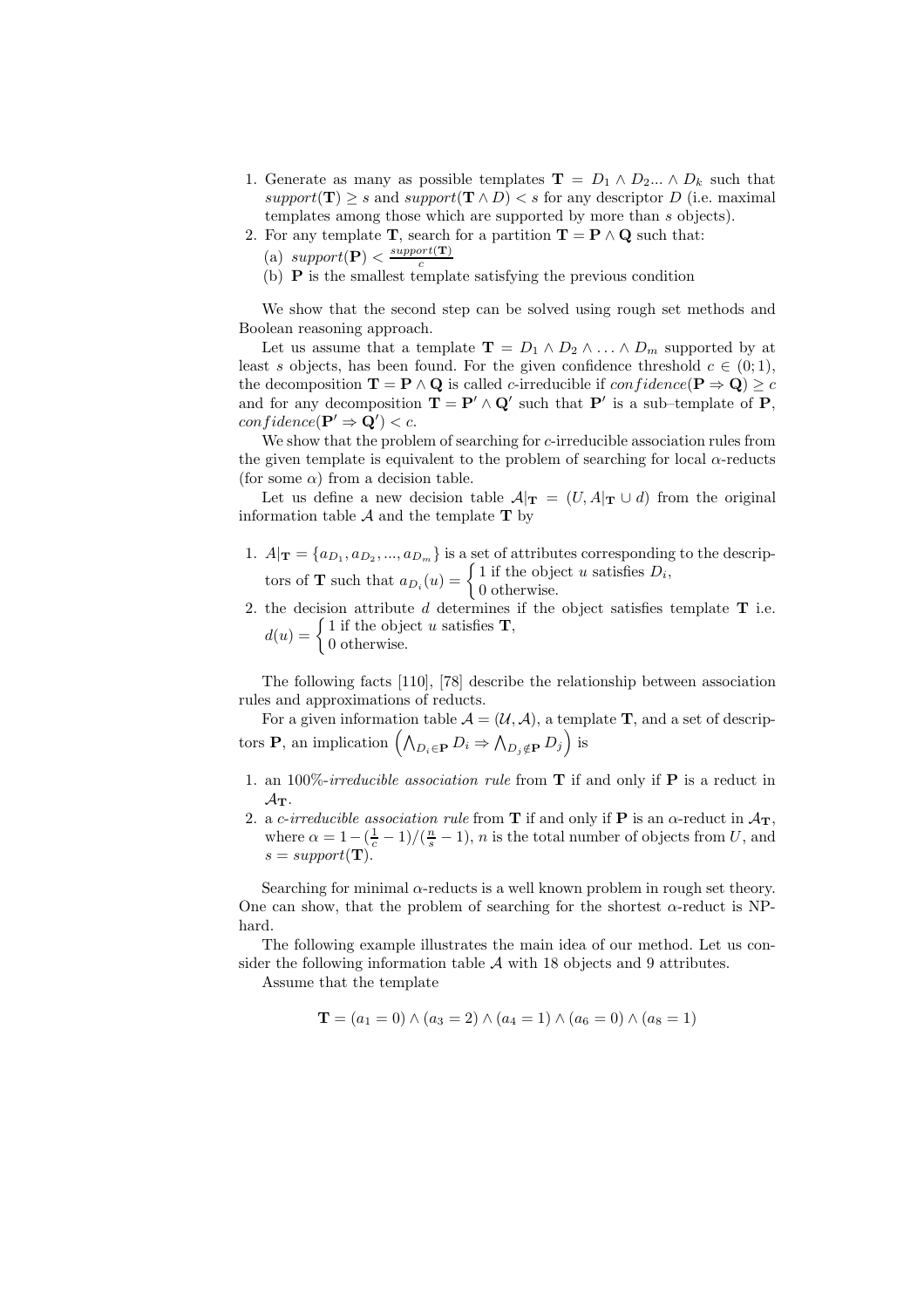1. Generate as many as possible templates $\mathbf{T} = D_1 \wedge D_2 ... \wedge D_k$ such that $support(\mathbf{T}) \geq s$ and $support(\mathbf{T} \wedge D) < s$ for any descriptor $D$ (i.e. maximal templates among those which are supported by more than $s$ objects).
2. For any template $\mathbf{T}$, search for a partition $\mathbf{T} = \mathbf{P} \wedge \mathbf{Q}$ such that:
   (a) $support(\mathbf{P}) < \frac{support(\mathbf{T})}{c}$
   (b) $\mathbf{P}$ is the smallest template satisfying the previous condition

We show that the second step can be solved using rough set methods and Boolean reasoning approach.

Let us assume that a template $\mathbf{T} = D_1 \wedge D_2 \wedge \ldots \wedge D_m$ supported by at least $s$ objects, has been found. For the given confidence threshold $c \in (0;1)$, the decomposition $\mathbf{T} = \mathbf{P} \wedge \mathbf{Q}$ is called $c$-irreducible if $confidence(\mathbf{P} \Rightarrow \mathbf{Q}) \geq c$ and for any decomposition $\mathbf{T} = \mathbf{P}' \wedge \mathbf{Q}'$ such that $\mathbf{P}'$ is a sub–template of $\mathbf{P}$, $confidence(\mathbf{P}' \Rightarrow \mathbf{Q}') < c$.

We show that the problem of searching for $c$-irreducible association rules from the given template is equivalent to the problem of searching for local $\alpha$-reducts (for some $\alpha$) from a decision table.

Let us define a new decision table $\mathcal{A}|_\mathbf{T} = (U, A|_\mathbf{T} \cup d)$ from the original information table $\mathcal{A}$ and the template $\mathbf{T}$ by

1. $A|_\mathbf{T} = \{a_{D_1}, a_{D_2}, ..., a_{D_m}\}$ is a set of attributes corresponding to the descriptors of $\mathbf{T}$ such that $a_{D_i}(u) = \begin{cases} 1 \text{ if the object } u \text{ satisfies } D_i, \\ 0 \text{ otherwise.} \end{cases}$
2. the decision attribute $d$ determines if the object satisfies template $\mathbf{T}$ i.e. $d(u) = \begin{cases} 1 \text{ if the object } u \text{ satisfies } \mathbf{T}, \\ 0 \text{ otherwise.} \end{cases}$

The following facts [110], [78] describe the relationship between association rules and approximations of reducts.

For a given information table $\mathcal{A} = (\mathcal{U}, \mathcal{A})$, a template $\mathbf{T}$, and a set of descriptors $\mathbf{P}$, an implication $\left(\bigwedge_{D_i \in \mathbf{P}} D_i \Rightarrow \bigwedge_{D_j \notin \mathbf{P}} D_j\right)$ is

1. an *100%-irreducible association rule* from $\mathbf{T}$ if and only if $\mathbf{P}$ is a reduct in $\mathcal{A}_\mathbf{T}$.
2. a *c-irreducible association rule* from $\mathbf{T}$ if and only if $\mathbf{P}$ is an $\alpha$-reduct in $\mathcal{A}_\mathbf{T}$, where $\alpha = 1 - (\frac{1}{c} - 1)/(\frac{n}{s} - 1)$, $n$ is the total number of objects from $U$, and $s = support(\mathbf{T})$.

Searching for minimal $\alpha$-reducts is a well known problem in rough set theory. One can show, that the problem of searching for the shortest $\alpha$-reduct is NP-hard.

The following example illustrates the main idea of our method. Let us consider the following information table $\mathcal{A}$ with 18 objects and 9 attributes.

Assume that the template

$$\mathbf{T} = (a_1 = 0) \wedge (a_3 = 2) \wedge (a_4 = 1) \wedge (a_6 = 0) \wedge (a_8 = 1)$$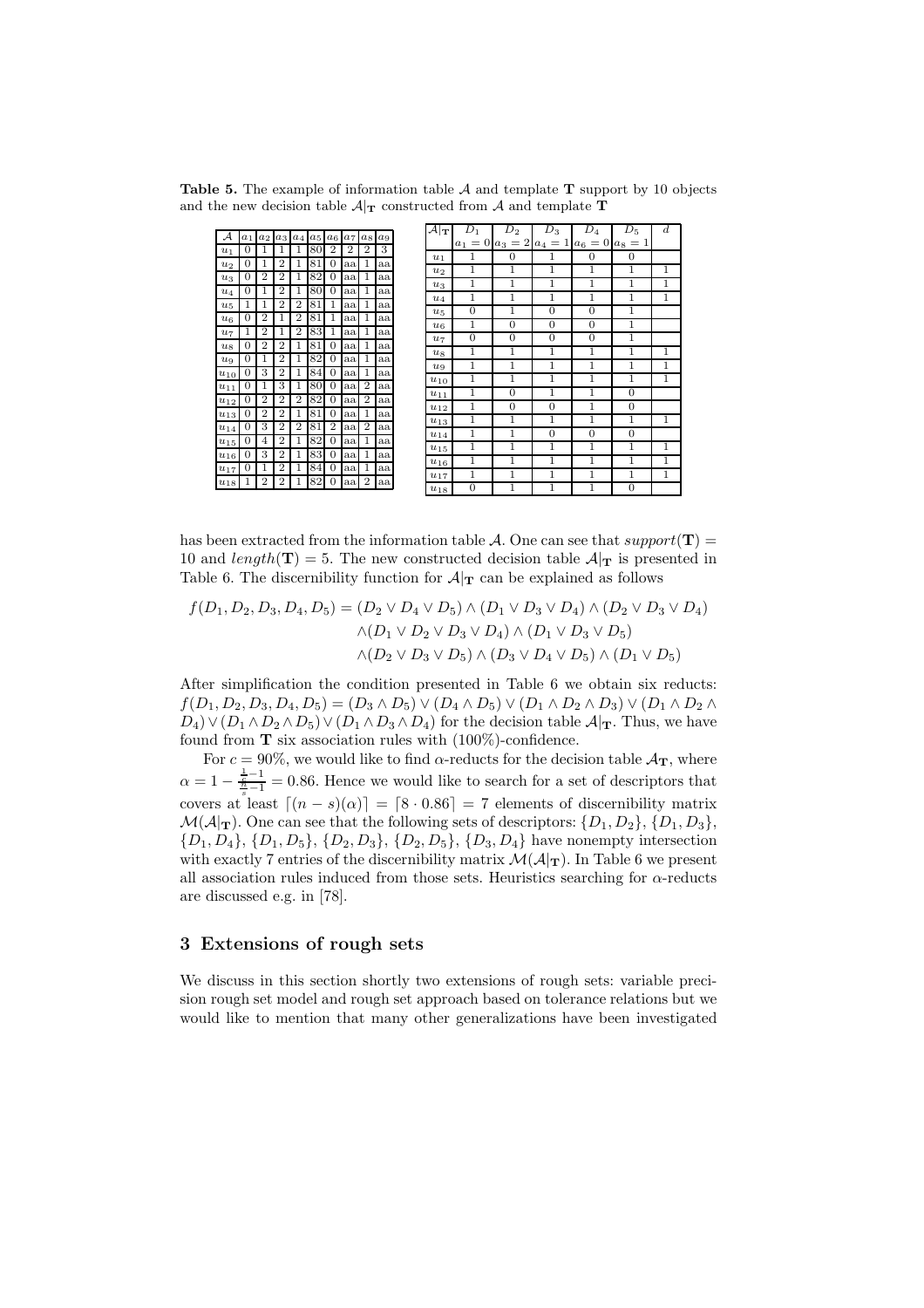**Table 5.** The example of information table $\mathcal{A}$ and template **T** support by 10 objects and the new decision table $\mathcal{A}|_{\mathbf{T}}$ constructed from $\mathcal{A}$ and template **T**

| $\mathcal{A}$ | $a_1$ | $a_2$ | $a_3$ | $a_4$ | $a_5$ | $a_6$ | $a_7$ | $a_8$ | $a_9$ |
|---|---|---|---|---|---|---|---|---|---|
| $u_1$ | 0 | 1 | 1 | 1 | 80 | 2 | 2 | 2 | 3 |
| $u_2$ | 0 | 1 | 2 | 1 | 81 | 0 | aa | 1 | aa |
| $u_3$ | 0 | 2 | 2 | 1 | 82 | 0 | aa | 1 | aa |
| $u_4$ | 0 | 1 | 2 | 1 | 80 | 0 | aa | 1 | aa |
| $u_5$ | 1 | 1 | 2 | 2 | 81 | 1 | aa | 1 | aa |
| $u_6$ | 0 | 2 | 1 | 2 | 81 | 1 | aa | 1 | aa |
| $u_7$ | 1 | 2 | 1 | 2 | 83 | 1 | aa | 1 | aa |
| $u_8$ | 0 | 2 | 2 | 1 | 81 | 0 | aa | 1 | aa |
| $u_9$ | 0 | 1 | 2 | 1 | 82 | 0 | aa | 1 | aa |
| $u_{10}$ | 0 | 3 | 2 | 1 | 84 | 0 | aa | 1 | aa |
| $u_{11}$ | 0 | 1 | 3 | 1 | 80 | 0 | aa | 2 | aa |
| $u_{12}$ | 0 | 2 | 2 | 2 | 82 | 0 | aa | 2 | aa |
| $u_{13}$ | 0 | 2 | 2 | 1 | 81 | 0 | aa | 1 | aa |
| $u_{14}$ | 0 | 3 | 2 | 2 | 81 | 2 | aa | 2 | aa |
| $u_{15}$ | 0 | 4 | 2 | 1 | 82 | 0 | aa | 1 | aa |
| $u_{16}$ | 0 | 3 | 2 | 1 | 83 | 0 | aa | 1 | aa |
| $u_{17}$ | 0 | 1 | 2 | 1 | 84 | 0 | aa | 1 | aa |
| $u_{18}$ | 1 | 2 | 2 | 1 | 82 | 0 | aa | 2 | aa |

| $\mathcal{A}\vert_{\mathbf{T}}$ | $D_1$ $a_1 = 0$ | $D_2$ $a_3 = 2$ | $D_3$ $a_4 = 1$ | $D_4$ $a_6 = 0$ | $D_5$ $a_8 = 1$ | $d$ |
|---|---|---|---|---|---|---|
| $u_1$ | 1 | 0 | 1 | 0 | 0 | |
| $u_2$ | 1 | 1 | 1 | 1 | 1 | 1 |
| $u_3$ | 1 | 1 | 1 | 1 | 1 | 1 |
| $u_4$ | 1 | 1 | 1 | 1 | 1 | 1 |
| $u_5$ | 0 | 1 | 0 | 0 | 1 | |
| $u_6$ | 1 | 0 | 0 | 0 | 1 | |
| $u_7$ | 0 | 0 | 0 | 0 | 1 | |
| $u_8$ | 1 | 1 | 1 | 1 | 1 | 1 |
| $u_9$ | 1 | 1 | 1 | 1 | 1 | 1 |
| $u_{10}$ | 1 | 1 | 1 | 1 | 1 | 1 |
| $u_{11}$ | 1 | 0 | 1 | 1 | 0 | |
| $u_{12}$ | 1 | 0 | 0 | 1 | 0 | |
| $u_{13}$ | 1 | 1 | 1 | 1 | 1 | 1 |
| $u_{14}$ | 1 | 1 | 0 | 0 | 0 | |
| $u_{15}$ | 1 | 1 | 1 | 1 | 1 | 1 |
| $u_{16}$ | 1 | 1 | 1 | 1 | 1 | 1 |
| $u_{17}$ | 1 | 1 | 1 | 1 | 1 | 1 |
| $u_{18}$ | 0 | 1 | 1 | 1 | 0 | |

has been extracted from the information table $\mathcal{A}$. One can see that $support(\mathbf{T}) = 10$ and $length(\mathbf{T}) = 5$. The new constructed decision table $\mathcal{A}|_{\mathbf{T}}$ is presented in Table 6. The discernibility function for $\mathcal{A}|_{\mathbf{T}}$ can be explained as follows

$$
\begin{aligned}
f(D_1, D_2, D_3, D_4, D_5) = (D_2 \vee D_4 \vee D_5) \wedge (D_1 \vee D_3 \vee D_4) \wedge (D_2 \vee D_3 \vee D_4) \\
\wedge (D_1 \vee D_2 \vee D_3 \vee D_4) \wedge (D_1 \vee D_3 \vee D_5) \\
\wedge (D_2 \vee D_3 \vee D_5) \wedge (D_3 \vee D_4 \vee D_5) \wedge (D_1 \vee D_5)
\end{aligned}
$$

After simplification the condition presented in Table 6 we obtain six reducts: $f(D_1, D_2, D_3, D_4, D_5) = (D_3 \wedge D_5) \vee (D_4 \wedge D_5) \vee (D_1 \wedge D_2 \wedge D_3) \vee (D_1 \wedge D_2 \wedge D_4) \vee (D_1 \wedge D_2 \wedge D_5) \vee (D_1 \wedge D_3 \wedge D_4)$ for the decision table $\mathcal{A}|_{\mathbf{T}}$. Thus, we have found from **T** six association rules with (100%)-confidence.

For $c = 90\%$, we would like to find $\alpha$-reducts for the decision table $\mathcal{A}_{\mathbf{T}}$, where $\alpha = 1 - \frac{\frac{1}{c}-1}{\frac{n}{s}-1} = 0.86$. Hence we would like to search for a set of descriptors that covers at least $\lceil (n-s)(\alpha) \rceil = \lceil 8 \cdot 0.86 \rceil = 7$ elements of discernibility matrix $\mathcal{M}(\mathcal{A}|_{\mathbf{T}})$. One can see that the following sets of descriptors: $\{D_1, D_2\}$, $\{D_1, D_3\}$, $\{D_1, D_4\}$, $\{D_1, D_5\}$, $\{D_2, D_3\}$, $\{D_2, D_5\}$, $\{D_3, D_4\}$ have nonempty intersection with exactly 7 entries of the discernibility matrix $\mathcal{M}(\mathcal{A}|_{\mathbf{T}})$. In Table 6 we present all association rules induced from those sets. Heuristics searching for $\alpha$-reducts are discussed e.g. in [78].

## 3 Extensions of rough sets

We discuss in this section shortly two extensions of rough sets: variable precision rough set model and rough set approach based on tolerance relations but we would like to mention that many other generalizations have been investigated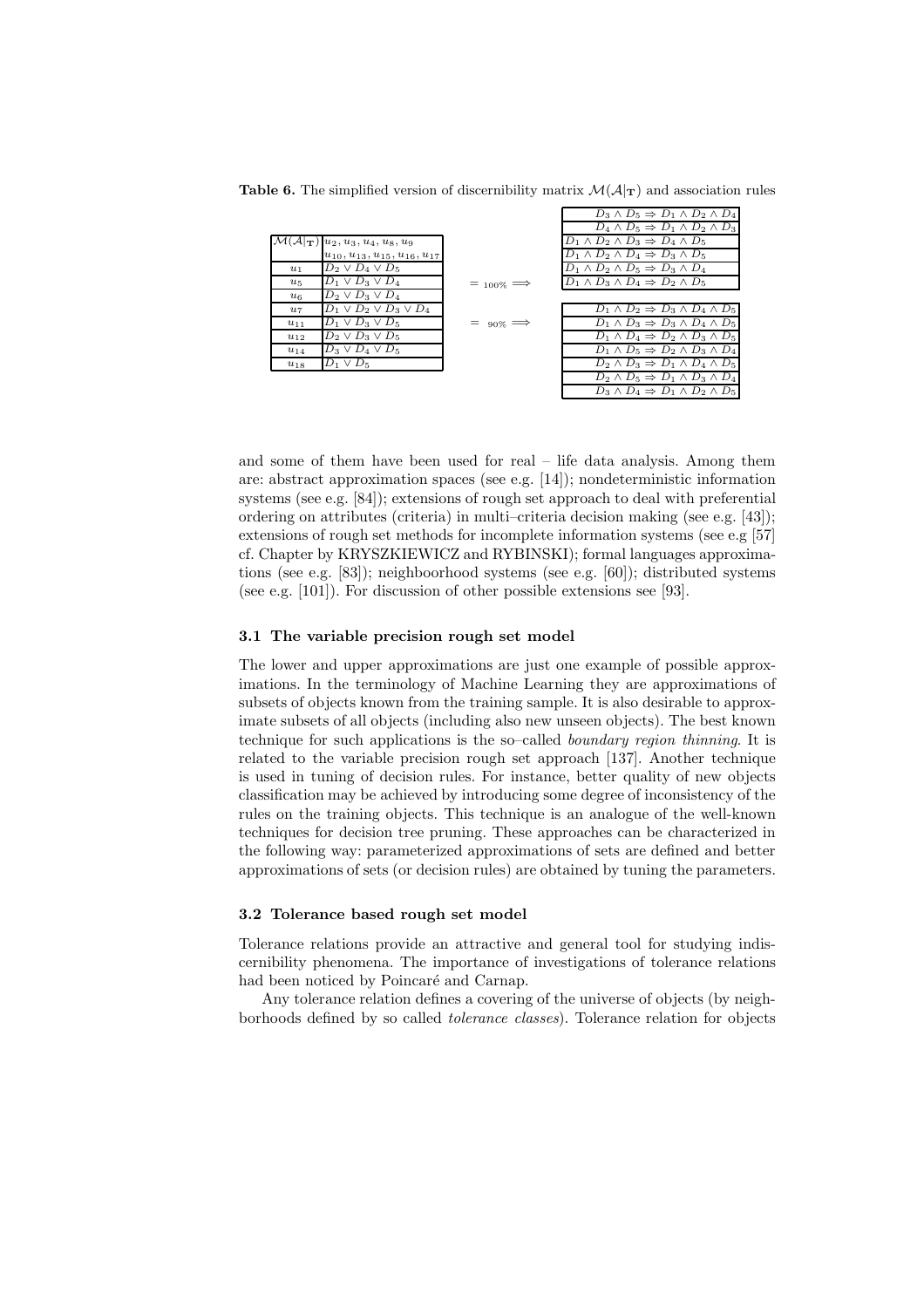**Table 6.** The simplified version of discernibility matrix $\mathcal{M}(\mathcal{A}|_{\mathbf{T}})$ and association rules

| $\mathcal{M}(\mathcal{A}\|_{\mathbf{T}})$ | $u_2, u_3, u_4, u_8, u_9$ $u_{10}, u_{13}, u_{15}, u_{16}, u_{17}$ |
|---|---|
| $u_1$ | $D_2 \vee D_4 \vee D_5$ |
| $u_5$ | $D_1 \vee D_3 \vee D_4$ |
| $u_6$ | $D_2 \vee D_3 \vee D_4$ |
| $u_7$ | $D_1 \vee D_2 \vee D_3 \vee D_4$ |
| $u_{11}$ | $D_1 \vee D_3 \vee D_5$ |
| $u_{12}$ | $D_2 \vee D_3 \vee D_5$ |
| $u_{14}$ | $D_3 \vee D_4 \vee D_5$ |
| $u_{18}$ | $D_1 \vee D_5$ |

$= _{100\%} \Longrightarrow$

| |
|---|
| $D_3 \wedge D_5 \Rightarrow D_1 \wedge D_2 \wedge D_4$ |
| $D_4 \wedge D_5 \Rightarrow D_1 \wedge D_2 \wedge D_3$ |
| $D_1 \wedge D_2 \wedge D_3 \Rightarrow D_4 \wedge D_5$ |
| $D_1 \wedge D_2 \wedge D_4 \Rightarrow D_3 \wedge D_5$ |
| $D_1 \wedge D_2 \wedge D_5 \Rightarrow D_3 \wedge D_4$ |
| $D_1 \wedge D_3 \wedge D_4 \Rightarrow D_2 \wedge D_5$ |

$= _{90\%} \Longrightarrow$

| |
|---|
| $D_1 \wedge D_2 \Rightarrow D_3 \wedge D_4 \wedge D_5$ |
| $D_1 \wedge D_3 \Rightarrow D_3 \wedge D_4 \wedge D_5$ |
| $D_1 \wedge D_4 \Rightarrow D_2 \wedge D_3 \wedge D_5$ |
| $D_1 \wedge D_5 \Rightarrow D_2 \wedge D_3 \wedge D_4$ |
| $D_2 \wedge D_3 \Rightarrow D_1 \wedge D_4 \wedge D_5$ |
| $D_2 \wedge D_5 \Rightarrow D_1 \wedge D_3 \wedge D_4$ |
| $D_3 \wedge D_4 \Rightarrow D_1 \wedge D_2 \wedge D_5$ |

and some of them have been used for real – life data analysis. Among them are: abstract approximation spaces (see e.g. [14]); nondeterministic information systems (see e.g. [84]); extensions of rough set approach to deal with preferential ordering on attributes (criteria) in multi–criteria decision making (see e.g. [43]); extensions of rough set methods for incomplete information systems (see e.g [57] cf. Chapter by KRYSZKIEWICZ and RYBINSKI); formal languages approximations (see e.g. [83]); neighboorhood systems (see e.g. [60]); distributed systems (see e.g. [101]). For discussion of other possible extensions see [93].

### 3.1 The variable precision rough set model

The lower and upper approximations are just one example of possible approximations. In the terminology of Machine Learning they are approximations of subsets of objects known from the training sample. It is also desirable to approximate subsets of all objects (including also new unseen objects). The best known technique for such applications is the so–called *boundary region thinning*. It is related to the variable precision rough set approach [137]. Another technique is used in tuning of decision rules. For instance, better quality of new objects classification may be achieved by introducing some degree of inconsistency of the rules on the training objects. This technique is an analogue of the well-known techniques for decision tree pruning. These approaches can be characterized in the following way: parameterized approximations of sets are defined and better approximations of sets (or decision rules) are obtained by tuning the parameters.

### 3.2 Tolerance based rough set model

Tolerance relations provide an attractive and general tool for studying indiscernibility phenomena. The importance of investigations of tolerance relations had been noticed by Poincaré and Carnap.

Any tolerance relation defines a covering of the universe of objects (by neighborhoods defined by so called *tolerance classes*). Tolerance relation for objects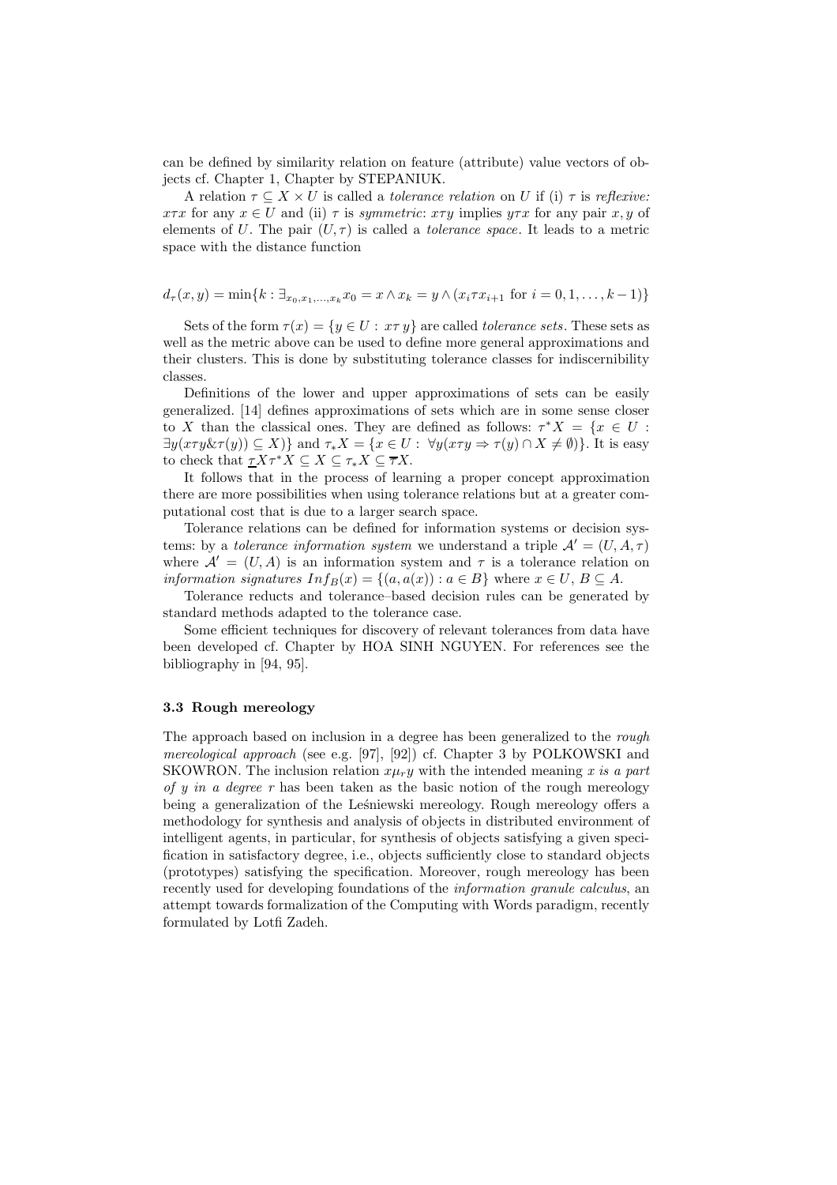can be defined by similarity relation on feature (attribute) value vectors of objects cf. Chapter 1, Chapter by STEPANIUK.

A relation $\tau \subseteq X \times U$ is called a *tolerance relation* on $U$ if (i) $\tau$ is *reflexive:* $x\tau x$ for any $x \in U$ and (ii) $\tau$ is *symmetric*: $x\tau y$ implies $y\tau x$ for any pair $x, y$ of elements of $U$. The pair $(U, \tau)$ is called a *tolerance space*. It leads to a metric space with the distance function

$$d_\tau(x, y) = \min\{k : \exists_{x_0, x_1, \ldots, x_k} x_0 = x \wedge x_k = y \wedge (x_i \tau x_{i+1} \text{ for } i = 0, 1, \ldots, k-1)\}$$

Sets of the form $\tau(x) = \{y \in U : x\tau\, y\}$ are called *tolerance sets*. These sets as well as the metric above can be used to define more general approximations and their clusters. This is done by substituting tolerance classes for indiscernibility classes.

Definitions of the lower and upper approximations of sets can be easily generalized. [14] defines approximations of sets which are in some sense closer to $X$ than the classical ones. They are defined as follows: $\tau^* X = \{x \in U : \exists y(x\tau y \& \tau(y)) \subseteq X)\}$ and $\tau_* X = \{x \in U : \forall y(x\tau y \Rightarrow \tau(y) \cap X \neq \emptyset)\}$. It is easy to check that $\underline{\tau} X \tau^* X \subseteq X \subseteq \tau_* X \subseteq \overline{\tau} X$.

It follows that in the process of learning a proper concept approximation there are more possibilities when using tolerance relations but at a greater computational cost that is due to a larger search space.

Tolerance relations can be defined for information systems or decision systems: by a *tolerance information system* we understand a triple $\mathcal{A}' = (U, A, \tau)$ where $\mathcal{A}' = (U, A)$ is an information system and $\tau$ is a tolerance relation on *information signatures* $Inf_B(x) = \{(a, a(x)) : a \in B\}$ where $x \in U$, $B \subseteq A$.

Tolerance reducts and tolerance–based decision rules can be generated by standard methods adapted to the tolerance case.

Some efficient techniques for discovery of relevant tolerances from data have been developed cf. Chapter by HOA SINH NGUYEN. For references see the bibliography in [94, 95].

### 3.3 Rough mereology

The approach based on inclusion in a degree has been generalized to the *rough mereological approach* (see e.g. [97], [92]) cf. Chapter 3 by POLKOWSKI and SKOWRON. The inclusion relation $x\mu_r y$ with the intended meaning *$x$ is a part of $y$ in a degree $r$* has been taken as the basic notion of the rough mereology being a generalization of the Leśniewski mereology. Rough mereology offers a methodology for synthesis and analysis of objects in distributed environment of intelligent agents, in particular, for synthesis of objects satisfying a given specification in satisfactory degree, i.e., objects sufficiently close to standard objects (prototypes) satisfying the specification. Moreover, rough mereology has been recently used for developing foundations of the *information granule calculus*, an attempt towards formalization of the Computing with Words paradigm, recently formulated by Lotfi Zadeh.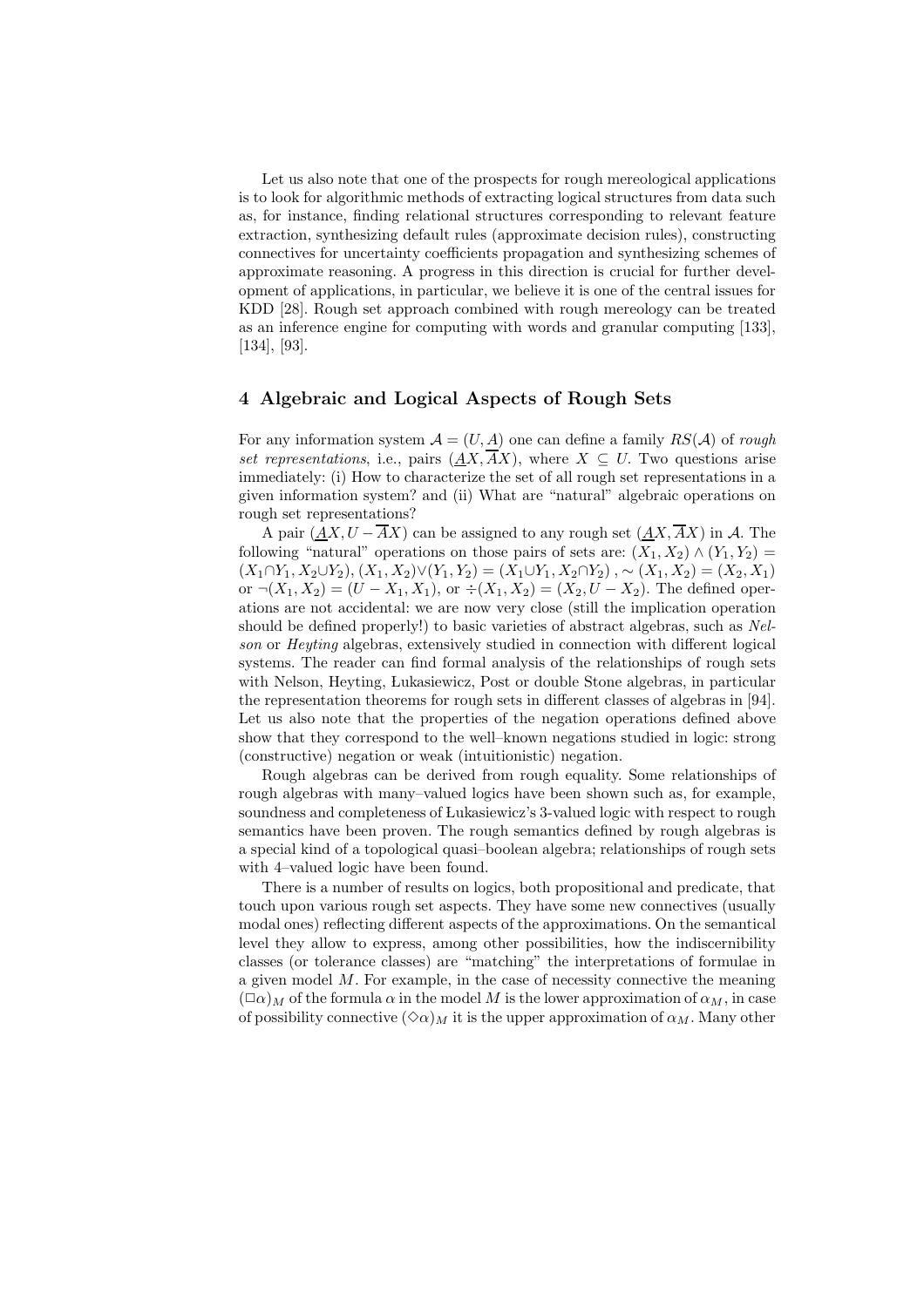Let us also note that one of the prospects for rough mereological applications is to look for algorithmic methods of extracting logical structures from data such as, for instance, finding relational structures corresponding to relevant feature extraction, synthesizing default rules (approximate decision rules), constructing connectives for uncertainty coefficients propagation and synthesizing schemes of approximate reasoning. A progress in this direction is crucial for further development of applications, in particular, we believe it is one of the central issues for KDD [28]. Rough set approach combined with rough mereology can be treated as an inference engine for computing with words and granular computing [133], [134], [93].

## 4 Algebraic and Logical Aspects of Rough Sets

For any information system $\mathcal{A} = (U, A)$ one can define a family $RS(\mathcal{A})$ of *rough set representations*, i.e., pairs $(\underline{A}X, \overline{A}X)$, where $X \subseteq U$. Two questions arise immediately: (i) How to characterize the set of all rough set representations in a given information system? and (ii) What are "natural" algebraic operations on rough set representations?

A pair $(\underline{A}X, U - \overline{A}X)$ can be assigned to any rough set $(\underline{A}X, \overline{A}X)$ in $\mathcal{A}$. The following "natural" operations on those pairs of sets are: $(X_1, X_2) \wedge (Y_1, Y_2) = (X_1 \cap Y_1, X_2 \cup Y_2)$, $(X_1, X_2) \vee (Y_1, Y_2) = (X_1 \cup Y_1, X_2 \cap Y_2)$, $\sim (X_1, X_2) = (X_2, X_1)$ or $\neg (X_1, X_2) = (U - X_1, X_1)$, or $\div (X_1, X_2) = (X_2, U - X_2)$. The defined operations are not accidental: we are now very close (still the implication operation should be defined properly!) to basic varieties of abstract algebras, such as *Nelson* or *Heyting* algebras, extensively studied in connection with different logical systems. The reader can find formal analysis of the relationships of rough sets with Nelson, Heyting, Łukasiewicz, Post or double Stone algebras, in particular the representation theorems for rough sets in different classes of algebras in [94]. Let us also note that the properties of the negation operations defined above show that they correspond to the well–known negations studied in logic: strong (constructive) negation or weak (intuitionistic) negation.

Rough algebras can be derived from rough equality. Some relationships of rough algebras with many–valued logics have been shown such as, for example, soundness and completeness of Łukasiewicz's 3-valued logic with respect to rough semantics have been proven. The rough semantics defined by rough algebras is a special kind of a topological quasi–boolean algebra; relationships of rough sets with 4–valued logic have been found.

There is a number of results on logics, both propositional and predicate, that touch upon various rough set aspects. They have some new connectives (usually modal ones) reflecting different aspects of the approximations. On the semantical level they allow to express, among other possibilities, how the indiscernibility classes (or tolerance classes) are "matching" the interpretations of formulae in a given model $M$. For example, in the case of necessity connective the meaning $(\Box\alpha)_M$ of the formula $\alpha$ in the model $M$ is the lower approximation of $\alpha_M$, in case of possibility connective $(\Diamond\alpha)_M$ it is the upper approximation of $\alpha_M$. Many other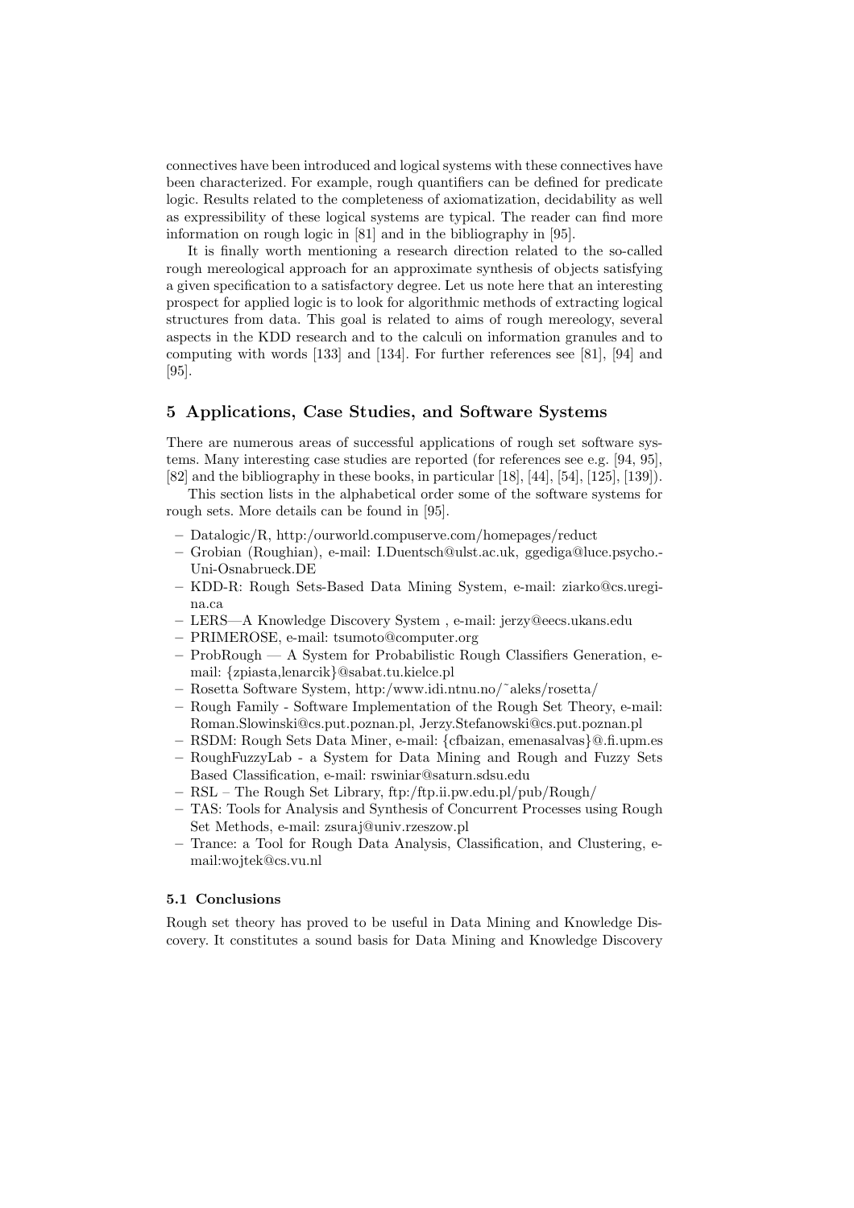connectives have been introduced and logical systems with these connectives have been characterized. For example, rough quantifiers can be defined for predicate logic. Results related to the completeness of axiomatization, decidability as well as expressibility of these logical systems are typical. The reader can find more information on rough logic in [81] and in the bibliography in [95].

It is finally worth mentioning a research direction related to the so-called rough mereological approach for an approximate synthesis of objects satisfying a given specification to a satisfactory degree. Let us note here that an interesting prospect for applied logic is to look for algorithmic methods of extracting logical structures from data. This goal is related to aims of rough mereology, several aspects in the KDD research and to the calculi on information granules and to computing with words [133] and [134]. For further references see [81], [94] and [95].

## 5 Applications, Case Studies, and Software Systems

There are numerous areas of successful applications of rough set software systems. Many interesting case studies are reported (for references see e.g. [94, 95], [82] and the bibliography in these books, in particular [18], [44], [54], [125], [139]).

This section lists in the alphabetical order some of the software systems for rough sets. More details can be found in [95].

- Datalogic/R, http:/ourworld.compuserve.com/homepages/reduct
- Grobian (Roughian), e-mail: I.Duentsch@ulst.ac.uk, ggediga@luce.psycho.-Uni-Osnabrueck.DE
- KDD-R: Rough Sets-Based Data Mining System, e-mail: ziarko@cs.uregina.ca
- LERS—A Knowledge Discovery System , e-mail: jerzy@eecs.ukans.edu
- PRIMEROSE, e-mail: tsumoto@computer.org
- ProbRough — A System for Probabilistic Rough Classifiers Generation, e-mail: {zpiasta,lenarcik}@sabat.tu.kielce.pl
- Rosetta Software System, http:/www.idi.ntnu.no/˜aleks/rosetta/
- Rough Family - Software Implementation of the Rough Set Theory, e-mail: Roman.Slowinski@cs.put.poznan.pl, Jerzy.Stefanowski@cs.put.poznan.pl
- RSDM: Rough Sets Data Miner, e-mail: {cfbaizan, emenasalvas}@.fi.upm.es
- RoughFuzzyLab - a System for Data Mining and Rough and Fuzzy Sets Based Classification, e-mail: rswiniar@saturn.sdsu.edu
- RSL – The Rough Set Library, ftp:/ftp.ii.pw.edu.pl/pub/Rough/
- TAS: Tools for Analysis and Synthesis of Concurrent Processes using Rough Set Methods, e-mail: zsuraj@univ.rzeszow.pl
- Trance: a Tool for Rough Data Analysis, Classification, and Clustering, e-mail:wojtek@cs.vu.nl

### 5.1 Conclusions

Rough set theory has proved to be useful in Data Mining and Knowledge Discovery. It constitutes a sound basis for Data Mining and Knowledge Discovery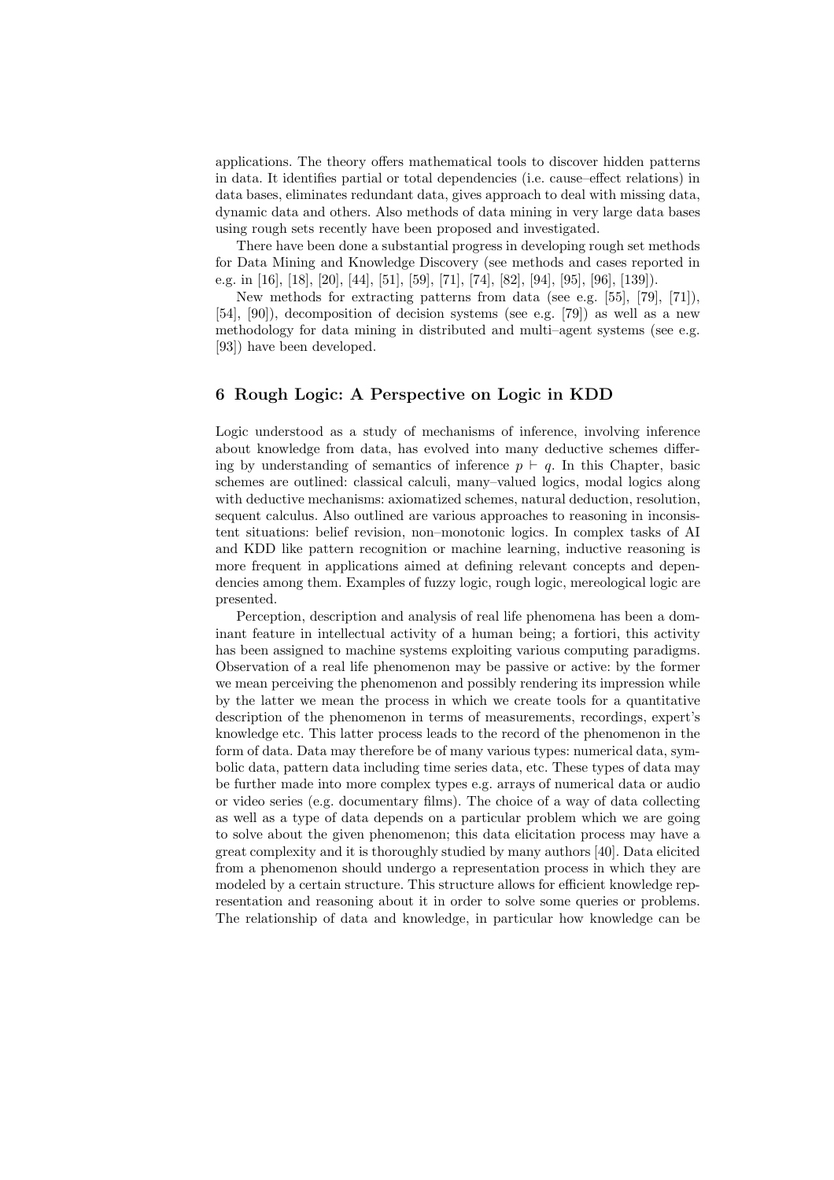applications. The theory offers mathematical tools to discover hidden patterns in data. It identifies partial or total dependencies (i.e. cause–effect relations) in data bases, eliminates redundant data, gives approach to deal with missing data, dynamic data and others. Also methods of data mining in very large data bases using rough sets recently have been proposed and investigated.

There have been done a substantial progress in developing rough set methods for Data Mining and Knowledge Discovery (see methods and cases reported in e.g. in [16], [18], [20], [44], [51], [59], [71], [74], [82], [94], [95], [96], [139]).

New methods for extracting patterns from data (see e.g. [55], [79], [71]), [54], [90]), decomposition of decision systems (see e.g. [79]) as well as a new methodology for data mining in distributed and multi–agent systems (see e.g. [93]) have been developed.

## 6 Rough Logic: A Perspective on Logic in KDD

Logic understood as a study of mechanisms of inference, involving inference about knowledge from data, has evolved into many deductive schemes differing by understanding of semantics of inference $p \vdash q$. In this Chapter, basic schemes are outlined: classical calculi, many–valued logics, modal logics along with deductive mechanisms: axiomatized schemes, natural deduction, resolution, sequent calculus. Also outlined are various approaches to reasoning in inconsistent situations: belief revision, non–monotonic logics. In complex tasks of AI and KDD like pattern recognition or machine learning, inductive reasoning is more frequent in applications aimed at defining relevant concepts and dependencies among them. Examples of fuzzy logic, rough logic, mereological logic are presented.

Perception, description and analysis of real life phenomena has been a dominant feature in intellectual activity of a human being; a fortiori, this activity has been assigned to machine systems exploiting various computing paradigms. Observation of a real life phenomenon may be passive or active: by the former we mean perceiving the phenomenon and possibly rendering its impression while by the latter we mean the process in which we create tools for a quantitative description of the phenomenon in terms of measurements, recordings, expert's knowledge etc. This latter process leads to the record of the phenomenon in the form of data. Data may therefore be of many various types: numerical data, symbolic data, pattern data including time series data, etc. These types of data may be further made into more complex types e.g. arrays of numerical data or audio or video series (e.g. documentary films). The choice of a way of data collecting as well as a type of data depends on a particular problem which we are going to solve about the given phenomenon; this data elicitation process may have a great complexity and it is thoroughly studied by many authors [40]. Data elicited from a phenomenon should undergo a representation process in which they are modeled by a certain structure. This structure allows for efficient knowledge representation and reasoning about it in order to solve some queries or problems. The relationship of data and knowledge, in particular how knowledge can be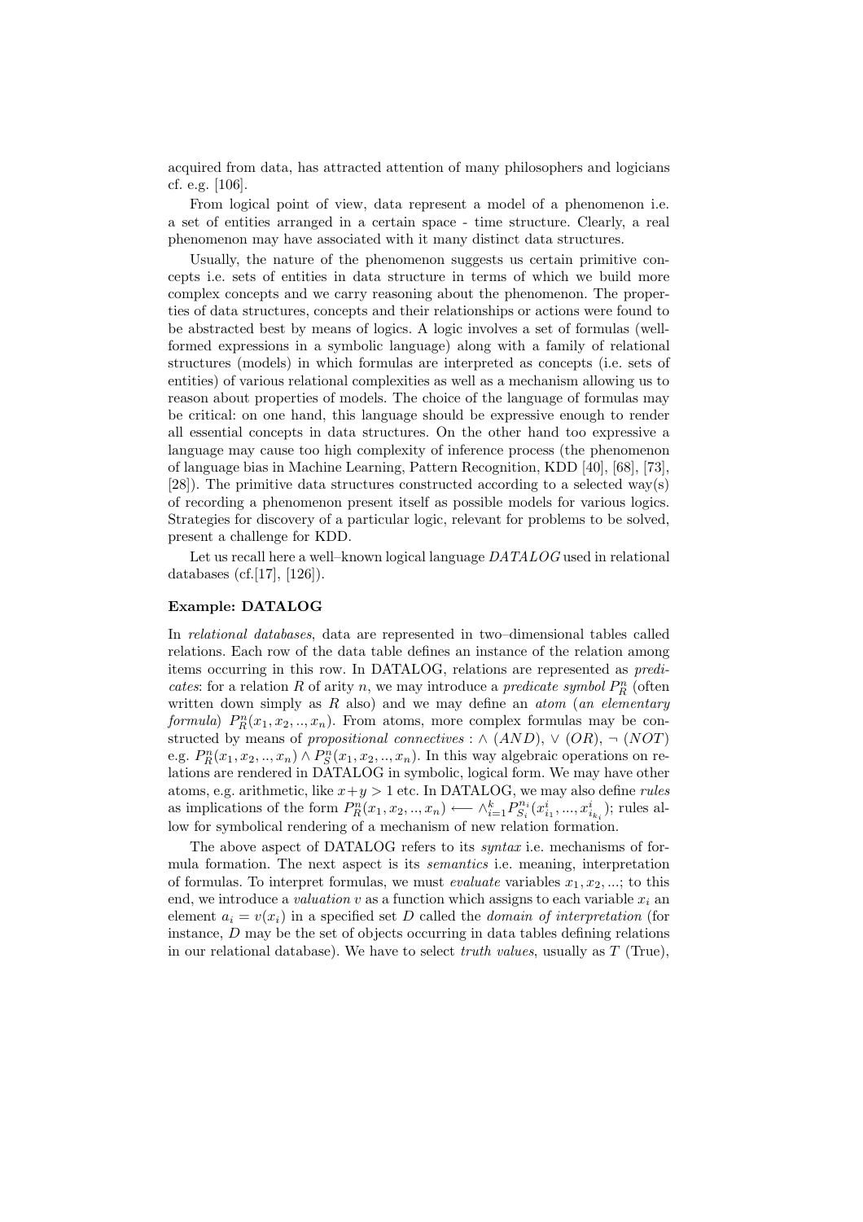acquired from data, has attracted attention of many philosophers and logicians cf. e.g. [106].

From logical point of view, data represent a model of a phenomenon i.e. a set of entities arranged in a certain space - time structure. Clearly, a real phenomenon may have associated with it many distinct data structures.

Usually, the nature of the phenomenon suggests us certain primitive concepts i.e. sets of entities in data structure in terms of which we build more complex concepts and we carry reasoning about the phenomenon. The properties of data structures, concepts and their relationships or actions were found to be abstracted best by means of logics. A logic involves a set of formulas (well-formed expressions in a symbolic language) along with a family of relational structures (models) in which formulas are interpreted as concepts (i.e. sets of entities) of various relational complexities as well as a mechanism allowing us to reason about properties of models. The choice of the language of formulas may be critical: on one hand, this language should be expressive enough to render all essential concepts in data structures. On the other hand too expressive a language may cause too high complexity of inference process (the phenomenon of language bias in Machine Learning, Pattern Recognition, KDD [40], [68], [73], [28]). The primitive data structures constructed according to a selected way(s) of recording a phenomenon present itself as possible models for various logics. Strategies for discovery of a particular logic, relevant for problems to be solved, present a challenge for KDD.

Let us recall here a well–known logical language *DATALOG* used in relational databases (cf.[17], [126]).

**Example: DATALOG**

In *relational databases*, data are represented in two–dimensional tables called relations. Each row of the data table defines an instance of the relation among items occurring in this row. In DATALOG, relations are represented as *predicates*: for a relation $R$ of arity $n$, we may introduce a *predicate symbol* $P^n_R$ (often written down simply as $R$ also) and we may define an *atom* (*an elementary formula*) $P^n_R(x_1, x_2, .., x_n)$. From atoms, more complex formulas may be constructed by means of *propositional connectives* : $\wedge$ $(AND)$, $\vee$ $(OR)$, $\neg$ $(NOT)$ e.g. $P^n_R(x_1, x_2, .., x_n) \wedge P^n_S(x_1, x_2, .., x_n)$. In this way algebraic operations on relations are rendered in DATALOG in symbolic, logical form. We may have other atoms, e.g. arithmetic, like $x+y > 1$ etc. In DATALOG, we may also define *rules* as implications of the form $P^n_R(x_1, x_2, .., x_n) \longleftarrow \wedge^k_{i=1} P^{n_i}_{S_i}(x^i_{i_1}, ..., x^i_{i_{k_i}})$; rules allow for symbolical rendering of a mechanism of new relation formation.

The above aspect of DATALOG refers to its *syntax* i.e. mechanisms of formula formation. The next aspect is its *semantics* i.e. meaning, interpretation of formulas. To interpret formulas, we must *evaluate* variables $x_1, x_2, ...$; to this end, we introduce a *valuation* $v$ as a function which assigns to each variable $x_i$ an element $a_i = v(x_i)$ in a specified set $D$ called the *domain of interpretation* (for instance, $D$ may be the set of objects occurring in data tables defining relations in our relational database). We have to select *truth values*, usually as $T$ (True),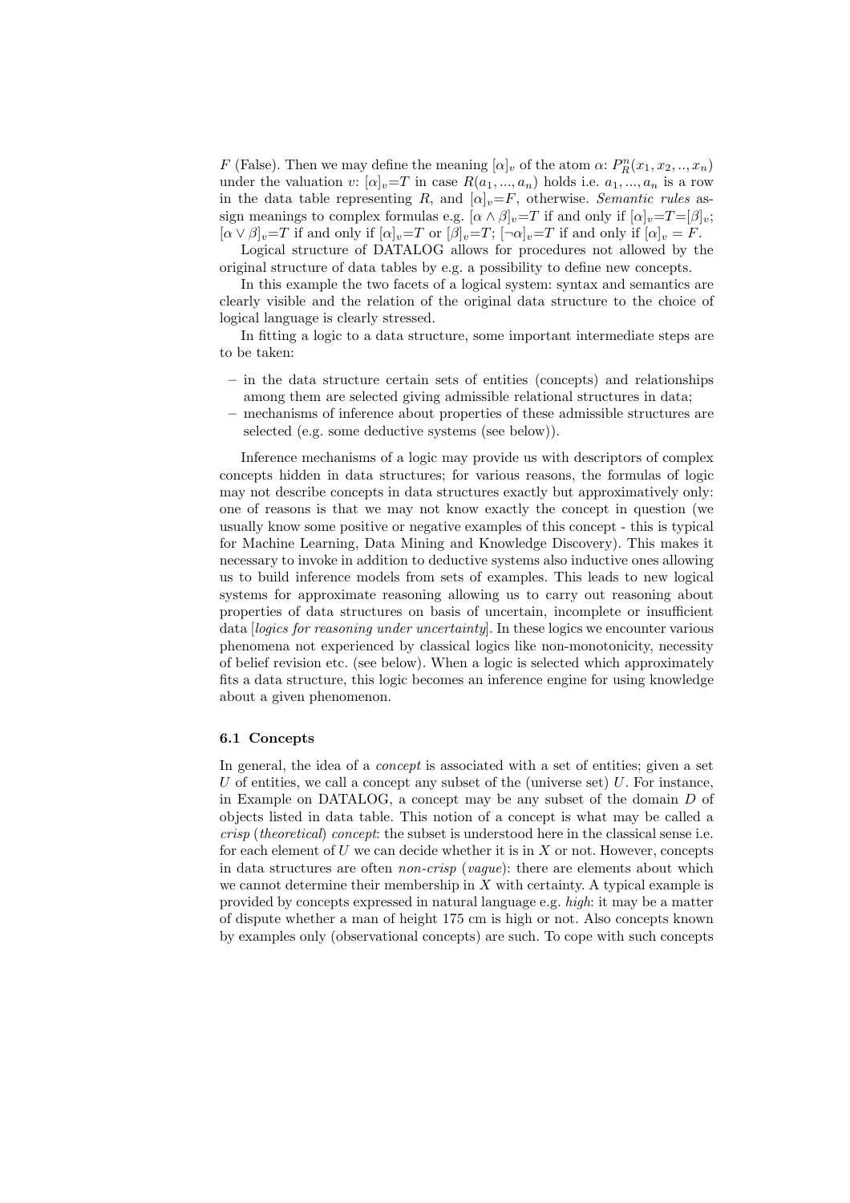$F$ (False). Then we may define the meaning $[\alpha]_v$ of the atom $\alpha$: $P^n_R(x_1, x_2, .., x_n)$ under the valuation $v$: $[\alpha]_v$=$T$ in case $R(a_1, ..., a_n)$ holds i.e. $a_1, ..., a_n$ is a row in the data table representing $R$, and $[\alpha]_v$=$F$, otherwise. *Semantic rules* assign meanings to complex formulas e.g. $[\alpha \wedge \beta]_v$=$T$ if and only if $[\alpha]_v$=$T$=$[\beta]_v$; $[\alpha \vee \beta]_v$=$T$ if and only if $[\alpha]_v$=$T$ or $[\beta]_v$=$T$; $[\neg\alpha]_v$=$T$ if and only if $[\alpha]_v = F$.

Logical structure of DATALOG allows for procedures not allowed by the original structure of data tables by e.g. a possibility to define new concepts.

In this example the two facets of a logical system: syntax and semantics are clearly visible and the relation of the original data structure to the choice of logical language is clearly stressed.

In fitting a logic to a data structure, some important intermediate steps are to be taken:

- in the data structure certain sets of entities (concepts) and relationships among them are selected giving admissible relational structures in data;
- mechanisms of inference about properties of these admissible structures are selected (e.g. some deductive systems (see below)).

Inference mechanisms of a logic may provide us with descriptors of complex concepts hidden in data structures; for various reasons, the formulas of logic may not describe concepts in data structures exactly but approximatively only: one of reasons is that we may not know exactly the concept in question (we usually know some positive or negative examples of this concept - this is typical for Machine Learning, Data Mining and Knowledge Discovery). This makes it necessary to invoke in addition to deductive systems also inductive ones allowing us to build inference models from sets of examples. This leads to new logical systems for approximate reasoning allowing us to carry out reasoning about properties of data structures on basis of uncertain, incomplete or insufficient data [*logics for reasoning under uncertainty*]. In these logics we encounter various phenomena not experienced by classical logics like non-monotonicity, necessity of belief revision etc. (see below). When a logic is selected which approximately fits a data structure, this logic becomes an inference engine for using knowledge about a given phenomenon.

### 6.1 Concepts

In general, the idea of a *concept* is associated with a set of entities; given a set $U$ of entities, we call a concept any subset of the (universe set) $U$. For instance, in Example on DATALOG, a concept may be any subset of the domain $D$ of objects listed in data table. This notion of a concept is what may be called a *crisp* (*theoretical*) *concept*: the subset is understood here in the classical sense i.e. for each element of $U$ we can decide whether it is in $X$ or not. However, concepts in data structures are often *non-crisp* (*vague*): there are elements about which we cannot determine their membership in $X$ with certainty. A typical example is provided by concepts expressed in natural language e.g. *high*: it may be a matter of dispute whether a man of height 175 cm is high or not. Also concepts known by examples only (observational concepts) are such. To cope with such concepts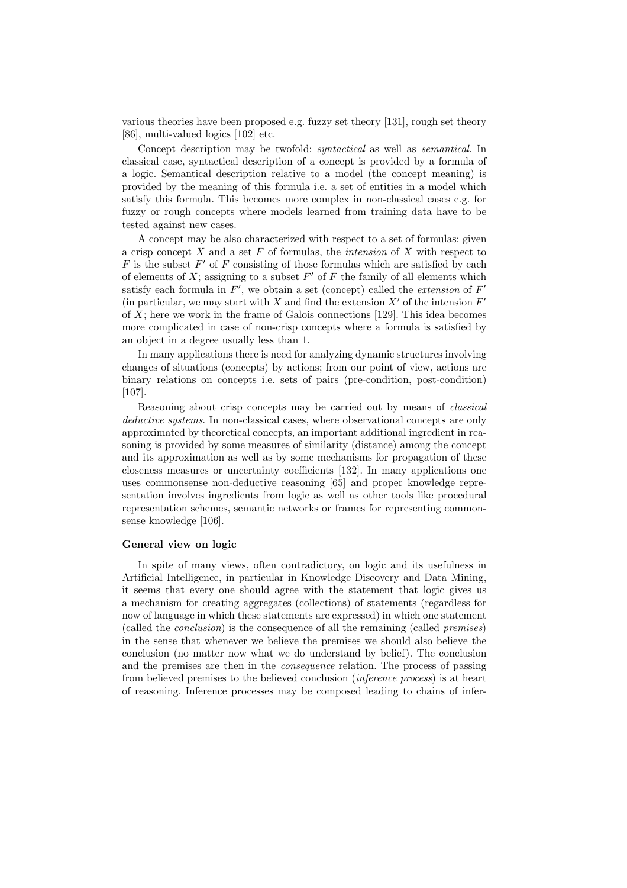various theories have been proposed e.g. fuzzy set theory [131], rough set theory [86], multi-valued logics [102] etc.

Concept description may be twofold: *syntactical* as well as *semantical*. In classical case, syntactical description of a concept is provided by a formula of a logic. Semantical description relative to a model (the concept meaning) is provided by the meaning of this formula i.e. a set of entities in a model which satisfy this formula. This becomes more complex in non-classical cases e.g. for fuzzy or rough concepts where models learned from training data have to be tested against new cases.

A concept may be also characterized with respect to a set of formulas: given a crisp concept $X$ and a set $F$ of formulas, the *intension* of $X$ with respect to $F$ is the subset $F'$ of $F$ consisting of those formulas which are satisfied by each of elements of $X$; assigning to a subset $F'$ of $F$ the family of all elements which satisfy each formula in $F'$, we obtain a set (concept) called the *extension* of $F'$ (in particular, we may start with $X$ and find the extension $X'$ of the intension $F'$ of $X$; here we work in the frame of Galois connections [129]. This idea becomes more complicated in case of non-crisp concepts where a formula is satisfied by an object in a degree usually less than 1.

In many applications there is need for analyzing dynamic structures involving changes of situations (concepts) by actions; from our point of view, actions are binary relations on concepts i.e. sets of pairs (pre-condition, post-condition) [107].

Reasoning about crisp concepts may be carried out by means of *classical deductive systems*. In non-classical cases, where observational concepts are only approximated by theoretical concepts, an important additional ingredient in reasoning is provided by some measures of similarity (distance) among the concept and its approximation as well as by some mechanisms for propagation of these closeness measures or uncertainty coefficients [132]. In many applications one uses commonsense non-deductive reasoning [65] and proper knowledge representation involves ingredients from logic as well as other tools like procedural representation schemes, semantic networks or frames for representing commonsense knowledge [106].

**General view on logic**

In spite of many views, often contradictory, on logic and its usefulness in Artificial Intelligence, in particular in Knowledge Discovery and Data Mining, it seems that every one should agree with the statement that logic gives us a mechanism for creating aggregates (collections) of statements (regardless for now of language in which these statements are expressed) in which one statement (called the *conclusion*) is the consequence of all the remaining (called *premises*) in the sense that whenever we believe the premises we should also believe the conclusion (no matter now what we do understand by belief). The conclusion and the premises are then in the *consequence* relation. The process of passing from believed premises to the believed conclusion (*inference process*) is at heart of reasoning. Inference processes may be composed leading to chains of infer-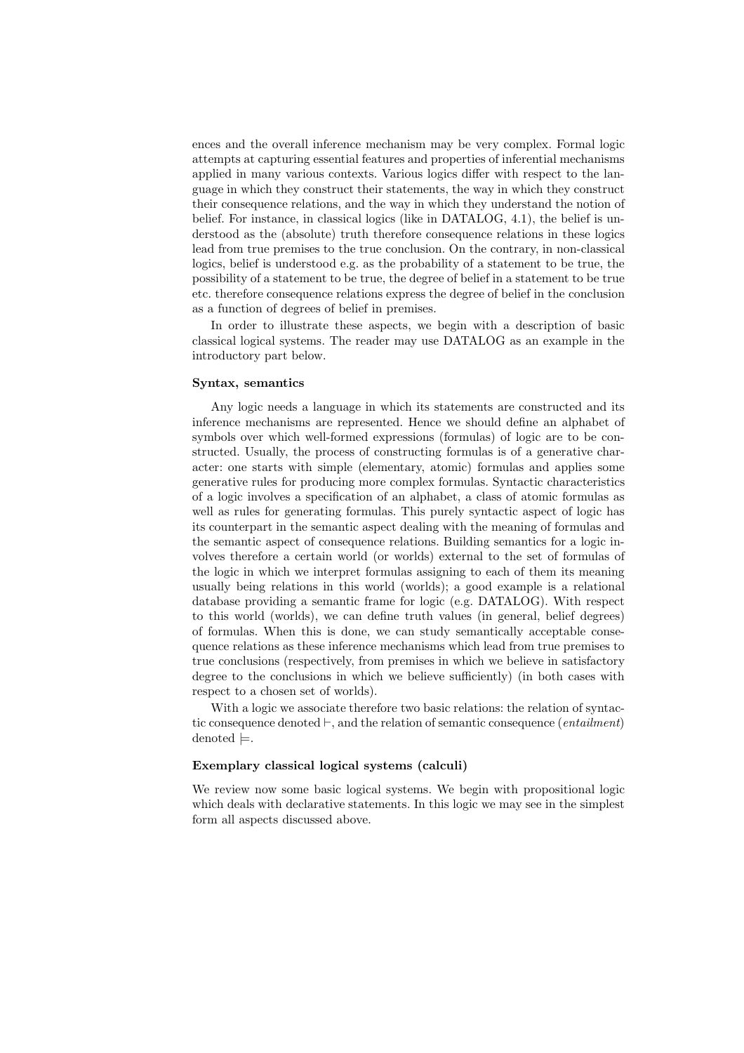ences and the overall inference mechanism may be very complex. Formal logic attempts at capturing essential features and properties of inferential mechanisms applied in many various contexts. Various logics differ with respect to the language in which they construct their statements, the way in which they construct their consequence relations, and the way in which they understand the notion of belief. For instance, in classical logics (like in DATALOG, 4.1), the belief is understood as the (absolute) truth therefore consequence relations in these logics lead from true premises to the true conclusion. On the contrary, in non-classical logics, belief is understood e.g. as the probability of a statement to be true, the possibility of a statement to be true, the degree of belief in a statement to be true etc. therefore consequence relations express the degree of belief in the conclusion as a function of degrees of belief in premises.

In order to illustrate these aspects, we begin with a description of basic classical logical systems. The reader may use DATALOG as an example in the introductory part below.

**Syntax, semantics**

Any logic needs a language in which its statements are constructed and its inference mechanisms are represented. Hence we should define an alphabet of symbols over which well-formed expressions (formulas) of logic are to be constructed. Usually, the process of constructing formulas is of a generative character: one starts with simple (elementary, atomic) formulas and applies some generative rules for producing more complex formulas. Syntactic characteristics of a logic involves a specification of an alphabet, a class of atomic formulas as well as rules for generating formulas. This purely syntactic aspect of logic has its counterpart in the semantic aspect dealing with the meaning of formulas and the semantic aspect of consequence relations. Building semantics for a logic involves therefore a certain world (or worlds) external to the set of formulas of the logic in which we interpret formulas assigning to each of them its meaning usually being relations in this world (worlds); a good example is a relational database providing a semantic frame for logic (e.g. DATALOG). With respect to this world (worlds), we can define truth values (in general, belief degrees) of formulas. When this is done, we can study semantically acceptable consequence relations as these inference mechanisms which lead from true premises to true conclusions (respectively, from premises in which we believe in satisfactory degree to the conclusions in which we believe sufficiently) (in both cases with respect to a chosen set of worlds).

With a logic we associate therefore two basic relations: the relation of syntactic consequence denoted $\vdash$, and the relation of semantic consequence (*entailment*) denoted $\models$.

**Exemplary classical logical systems (calculi)**

We review now some basic logical systems. We begin with propositional logic which deals with declarative statements. In this logic we may see in the simplest form all aspects discussed above.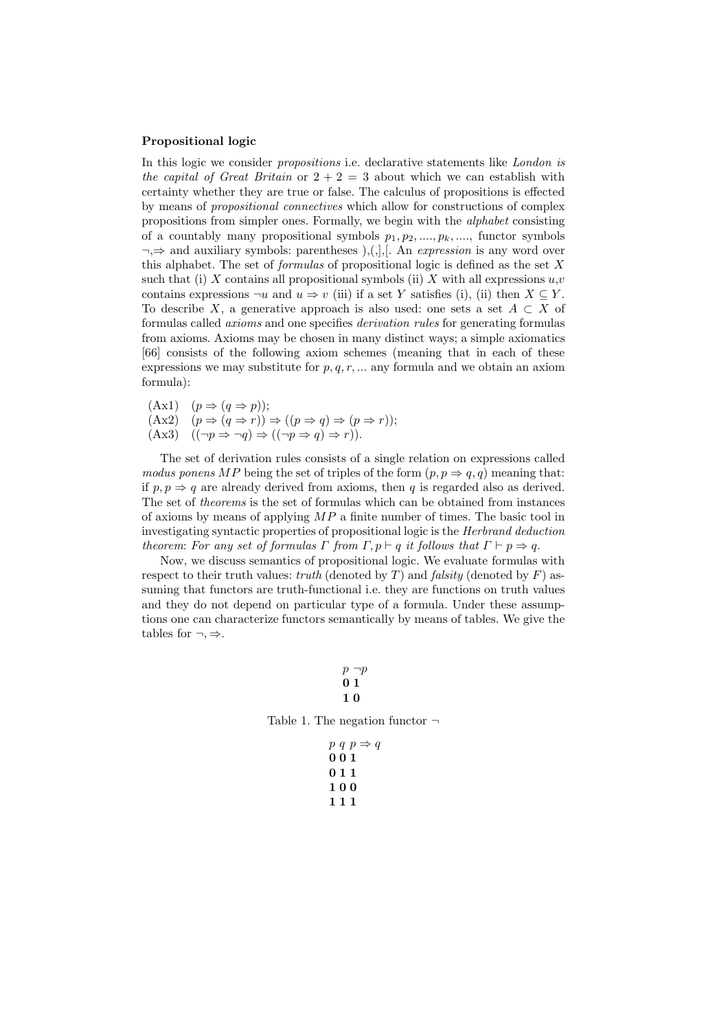**Propositional logic**

In this logic we consider *propositions* i.e. declarative statements like *London is the capital of Great Britain* or $2 + 2 = 3$ about which we can establish with certainty whether they are true or false. The calculus of propositions is effected by means of *propositional connectives* which allow for constructions of complex propositions from simpler ones. Formally, we begin with the *alphabet* consisting of a countably many propositional symbols $p_1, p_2, ...., p_k, ....$, functor symbols $\neg, \Rightarrow$ and auxiliary symbols: parentheses ),(,],[. An *expression* is any word over this alphabet. The set of *formulas* of propositional logic is defined as the set $X$ such that (i) $X$ contains all propositional symbols (ii) $X$ with all expressions $u$,$v$ contains expressions $\neg u$ and $u \Rightarrow v$ (iii) if a set $Y$ satisfies (i), (ii) then $X \subseteq Y$. To describe $X$, a generative approach is also used: one sets a set $A \subset X$ of formulas called *axioms* and one specifies *derivation rules* for generating formulas from axioms. Axioms may be chosen in many distinct ways; a simple axiomatics [66] consists of the following axiom schemes (meaning that in each of these expressions we may substitute for $p, q, r, ...$ any formula and we obtain an axiom formula):

(Ax1) $(p \Rightarrow (q \Rightarrow p))$;
(Ax2) $(p \Rightarrow (q \Rightarrow r)) \Rightarrow ((p \Rightarrow q) \Rightarrow (p \Rightarrow r))$;
(Ax3) $((\neg p \Rightarrow \neg q) \Rightarrow ((\neg p \Rightarrow q) \Rightarrow r))$.

The set of derivation rules consists of a single relation on expressions called *modus ponens* $MP$ being the set of triples of the form $(p, p \Rightarrow q, q)$ meaning that: if $p, p \Rightarrow q$ are already derived from axioms, then $q$ is regarded also as derived. The set of *theorems* is the set of formulas which can be obtained from instances of axioms by means of applying $MP$ a finite number of times. The basic tool in investigating syntactic properties of propositional logic is the *Herbrand deduction theorem*: *For any set of formulas $\Gamma$ from $\Gamma, p \vdash q$ it follows that $\Gamma \vdash p \Rightarrow q$.*

Now, we discuss semantics of propositional logic. We evaluate formulas with respect to their truth values: *truth* (denoted by $T$) and *falsity* (denoted by $F$) assuming that functors are truth-functional i.e. they are functions on truth values and they do not depend on particular type of a formula. Under these assumptions one can characterize functors semantically by means of tables. We give the tables for $\neg, \Rightarrow$.

| $p$ | $\neg p$ |
|---|---|
| **0** | **1** |
| **1** | **0** |

Table 1. The negation functor $\neg$

| $p$ | $q$ | $p \Rightarrow q$ |
|---|---|---|
| **0** | **0** | **1** |
| **0** | **1** | **1** |
| **1** | **0** | **0** |
| **1** | **1** | **1** |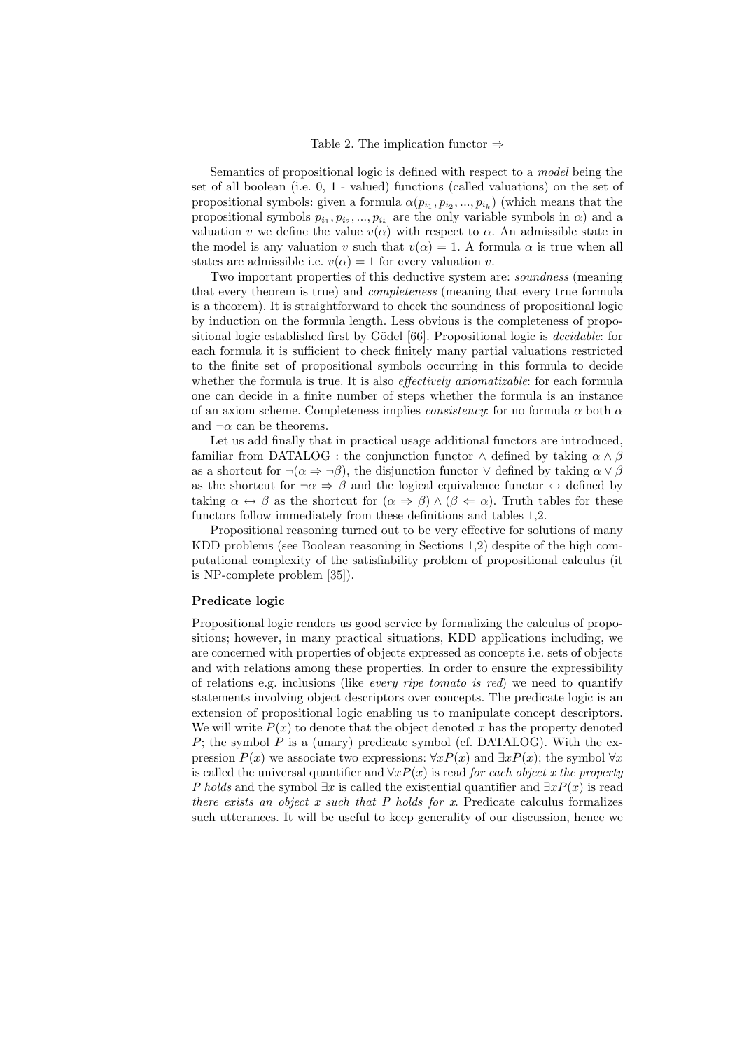Table 2. The implication functor $\Rightarrow$

Semantics of propositional logic is defined with respect to a *model* being the set of all boolean (i.e. 0, 1 - valued) functions (called valuations) on the set of propositional symbols: given a formula $\alpha(p_{i_1}, p_{i_2}, ..., p_{i_k})$ (which means that the propositional symbols $p_{i_1}, p_{i_2}, ..., p_{i_k}$ are the only variable symbols in $\alpha$) and a valuation $v$ we define the value $v(\alpha)$ with respect to $\alpha$. An admissible state in the model is any valuation $v$ such that $v(\alpha) = 1$. A formula $\alpha$ is true when all states are admissible i.e. $v(\alpha) = 1$ for every valuation $v$.

Two important properties of this deductive system are: *soundness* (meaning that every theorem is true) and *completeness* (meaning that every true formula is a theorem). It is straightforward to check the soundness of propositional logic by induction on the formula length. Less obvious is the completeness of propositional logic established first by Gödel [66]. Propositional logic is *decidable*: for each formula it is sufficient to check finitely many partial valuations restricted to the finite set of propositional symbols occurring in this formula to decide whether the formula is true. It is also *effectively axiomatizable*: for each formula one can decide in a finite number of steps whether the formula is an instance of an axiom scheme. Completeness implies *consistency*: for no formula $\alpha$ both $\alpha$ and $\neg\alpha$ can be theorems.

Let us add finally that in practical usage additional functors are introduced, familiar from DATALOG : the conjunction functor $\wedge$ defined by taking $\alpha \wedge \beta$ as a shortcut for $\neg(\alpha \Rightarrow \neg\beta)$, the disjunction functor $\vee$ defined by taking $\alpha \vee \beta$ as the shortcut for $\neg\alpha \Rightarrow \beta$ and the logical equivalence functor $\leftrightarrow$ defined by taking $\alpha \leftrightarrow \beta$ as the shortcut for $(\alpha \Rightarrow \beta) \wedge (\beta \Leftarrow \alpha)$. Truth tables for these functors follow immediately from these definitions and tables 1,2.

Propositional reasoning turned out to be very effective for solutions of many KDD problems (see Boolean reasoning in Sections 1,2) despite of the high computational complexity of the satisfiability problem of propositional calculus (it is NP-complete problem [35]).

### Predicate logic

Propositional logic renders us good service by formalizing the calculus of propositions; however, in many practical situations, KDD applications including, we are concerned with properties of objects expressed as concepts i.e. sets of objects and with relations among these properties. In order to ensure the expressibility of relations e.g. inclusions (like *every ripe tomato is red*) we need to quantify statements involving object descriptors over concepts. The predicate logic is an extension of propositional logic enabling us to manipulate concept descriptors. We will write $P(x)$ to denote that the object denoted $x$ has the property denoted $P$; the symbol $P$ is a (unary) predicate symbol (cf. DATALOG). With the expression $P(x)$ we associate two expressions: $\forall x P(x)$ and $\exists x P(x)$; the symbol $\forall x$ is called the universal quantifier and $\forall x P(x)$ is read *for each object x the property P holds* and the symbol $\exists x$ is called the existential quantifier and $\exists x P(x)$ is read *there exists an object x such that P holds for x*. Predicate calculus formalizes such utterances. It will be useful to keep generality of our discussion, hence we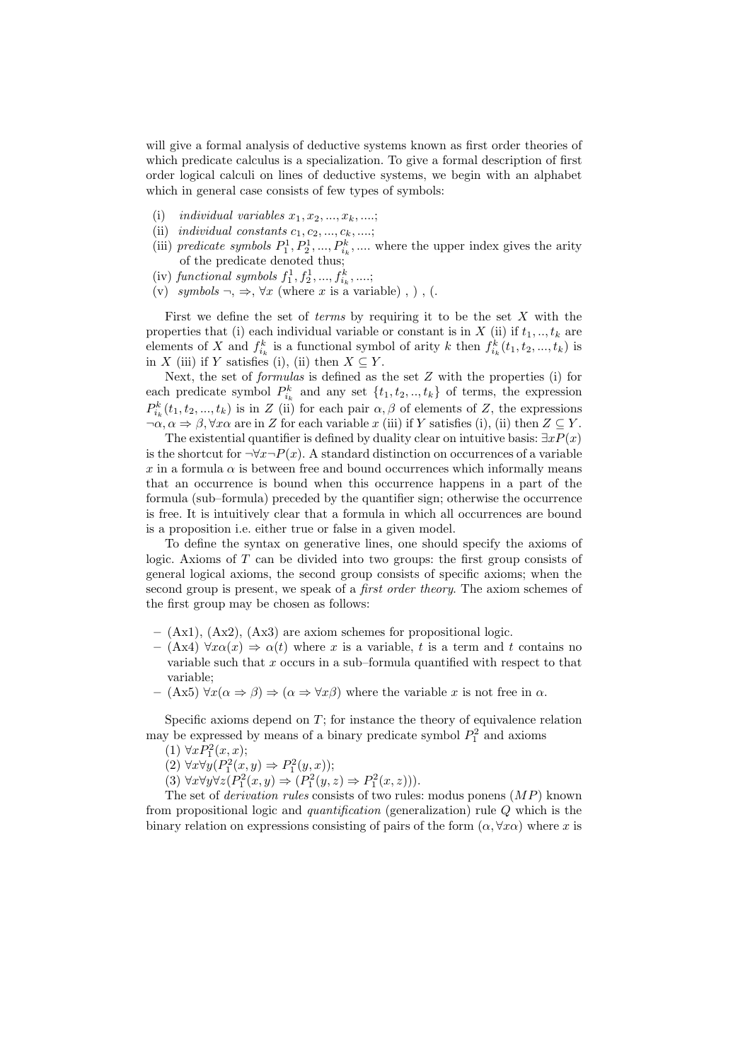will give a formal analysis of deductive systems known as first order theories of which predicate calculus is a specialization. To give a formal description of first order logical calculi on lines of deductive systems, we begin with an alphabet which in general case consists of few types of symbols:

(i) *individual variables* $x_1, x_2, ..., x_k, ....$;
(ii) *individual constants* $c_1, c_2, ..., c_k, ....$;
(iii) *predicate symbols* $P_1^1, P_2^1, ..., P_{i_k}^k, ....$ where the upper index gives the arity of the predicate denoted thus;
(iv) *functional symbols* $f_1^1, f_2^1, ..., f_{i_k}^k, ....$;
(v) *symbols* $\neg$, $\Rightarrow$, $\forall x$ (where $x$ is a variable) , ) , (.

First we define the set of *terms* by requiring it to be the set $X$ with the properties that (i) each individual variable or constant is in $X$ (ii) if $t_1, .., t_k$ are elements of $X$ and $f_{i_k}^k$ is a functional symbol of arity $k$ then $f_{i_k}^k(t_1, t_2, ..., t_k)$ is in $X$ (iii) if $Y$ satisfies (i), (ii) then $X \subseteq Y$.

Next, the set of *formulas* is defined as the set $Z$ with the properties (i) for each predicate symbol $P_{i_k}^k$ and any set $\{t_1, t_2, .., t_k\}$ of terms, the expression $P_{i_k}^k(t_1, t_2, ..., t_k)$ is in $Z$ (ii) for each pair $\alpha, \beta$ of elements of $Z$, the expressions $\neg\alpha, \alpha \Rightarrow \beta, \forall x\alpha$ are in $Z$ for each variable $x$ (iii) if $Y$ satisfies (i), (ii) then $Z \subseteq Y$.

The existential quantifier is defined by duality clear on intuitive basis: $\exists x P(x)$ is the shortcut for $\neg\forall x \neg P(x)$. A standard distinction on occurrences of a variable $x$ in a formula $\alpha$ is between free and bound occurrences which informally means that an occurrence is bound when this occurrence happens in a part of the formula (sub–formula) preceded by the quantifier sign; otherwise the occurrence is free. It is intuitively clear that a formula in which all occurrences are bound is a proposition i.e. either true or false in a given model.

To define the syntax on generative lines, one should specify the axioms of logic. Axioms of $T$ can be divided into two groups: the first group consists of general logical axioms, the second group consists of specific axioms; when the second group is present, we speak of a *first order theory*. The axiom schemes of the first group may be chosen as follows:

- (Ax1), (Ax2), (Ax3) are axiom schemes for propositional logic.
- (Ax4) $\forall x\alpha(x) \Rightarrow \alpha(t)$ where $x$ is a variable, $t$ is a term and $t$ contains no variable such that $x$ occurs in a sub–formula quantified with respect to that variable;
- (Ax5) $\forall x(\alpha \Rightarrow \beta) \Rightarrow (\alpha \Rightarrow \forall x\beta)$ where the variable $x$ is not free in $\alpha$.

Specific axioms depend on $T$; for instance the theory of equivalence relation may be expressed by means of a binary predicate symbol $P_1^2$ and axioms

(1) $\forall x P_1^2(x, x)$;
(2) $\forall x\forall y(P_1^2(x, y) \Rightarrow P_1^2(y, x))$;
(3) $\forall x\forall y\forall z(P_1^2(x, y) \Rightarrow (P_1^2(y, z) \Rightarrow P_1^2(x, z)))$.

The set of *derivation rules* consists of two rules: modus ponens ($MP$) known from propositional logic and *quantification* (generalization) rule $Q$ which is the binary relation on expressions consisting of pairs of the form $(\alpha, \forall x\alpha)$ where $x$ is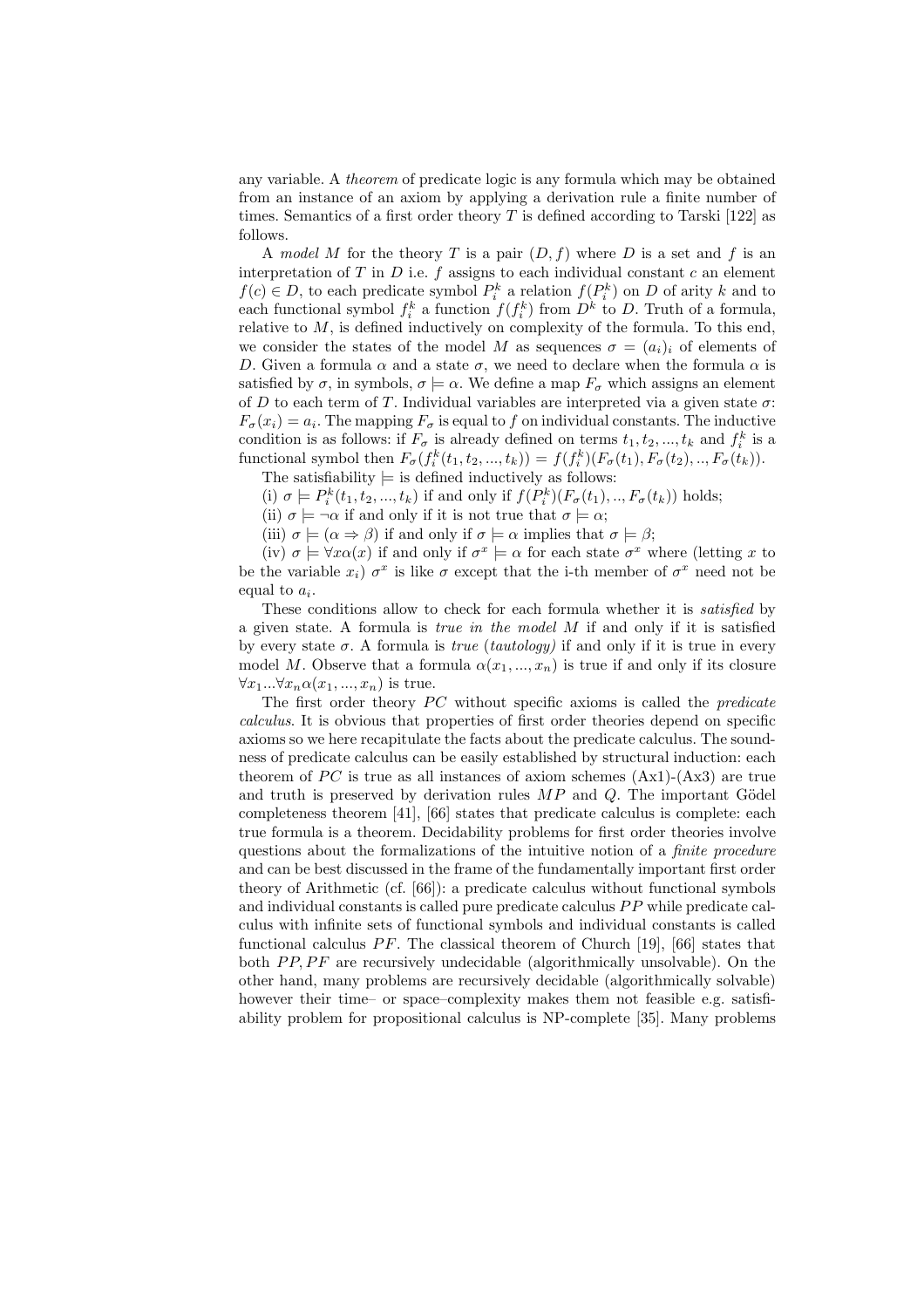any variable. A *theorem* of predicate logic is any formula which may be obtained from an instance of an axiom by applying a derivation rule a finite number of times. Semantics of a first order theory $T$ is defined according to Tarski [122] as follows.

A *model* $M$ for the theory $T$ is a pair $(D, f)$ where $D$ is a set and $f$ is an interpretation of $T$ in $D$ i.e. $f$ assigns to each individual constant $c$ an element $f(c) \in D$, to each predicate symbol $P_i^k$ a relation $f(P_i^k)$ on $D$ of arity $k$ and to each functional symbol $f_i^k$ a function $f(f_i^k)$ from $D^k$ to $D$. Truth of a formula, relative to $M$, is defined inductively on complexity of the formula. To this end, we consider the states of the model $M$ as sequences $\sigma = (a_i)_i$ of elements of $D$. Given a formula $\alpha$ and a state $\sigma$, we need to declare when the formula $\alpha$ is satisfied by $\sigma$, in symbols, $\sigma \models \alpha$. We define a map $F_\sigma$ which assigns an element of $D$ to each term of $T$. Individual variables are interpreted via a given state $\sigma$: $F_\sigma(x_i) = a_i$. The mapping $F_\sigma$ is equal to $f$ on individual constants. The inductive condition is as follows: if $F_\sigma$ is already defined on terms $t_1, t_2, ..., t_k$ and $f_i^k$ is a functional symbol then $F_\sigma(f_i^k(t_1, t_2, ..., t_k)) = f(f_i^k)(F_\sigma(t_1), F_\sigma(t_2), .., F_\sigma(t_k))$.

The satisfiability $\models$ is defined inductively as follows:

(i) $\sigma \models P_i^k(t_1, t_2, ..., t_k)$ if and only if $f(P_i^k)(F_\sigma(t_1), .., F_\sigma(t_k))$ holds;

(ii) $\sigma \models \neg\alpha$ if and only if it is not true that $\sigma \models \alpha$;

(iii) $\sigma \models (\alpha \Rightarrow \beta)$ if and only if $\sigma \models \alpha$ implies that $\sigma \models \beta$;

(iv) $\sigma \models \forall x \alpha(x)$ if and only if $\sigma^x \models \alpha$ for each state $\sigma^x$ where (letting $x$ to be the variable $x_i$) $\sigma^x$ is like $\sigma$ except that the i-th member of $\sigma^x$ need not be equal to $a_i$.

These conditions allow to check for each formula whether it is *satisfied* by a given state. A formula is *true in the model* $M$ if and only if it is satisfied by every state $\sigma$. A formula is *true* (*tautology*) if and only if it is true in every model $M$. Observe that a formula $\alpha(x_1, ..., x_n)$ is true if and only if its closure $\forall x_1 ... \forall x_n \alpha(x_1, ..., x_n)$ is true.

The first order theory $PC$ without specific axioms is called the *predicate calculus*. It is obvious that properties of first order theories depend on specific axioms so we here recapitulate the facts about the predicate calculus. The soundness of predicate calculus can be easily established by structural induction: each theorem of $PC$ is true as all instances of axiom schemes (Ax1)-(Ax3) are true and truth is preserved by derivation rules $MP$ and $Q$. The important Gödel completeness theorem [41], [66] states that predicate calculus is complete: each true formula is a theorem. Decidability problems for first order theories involve questions about the formalizations of the intuitive notion of a *finite procedure* and can be best discussed in the frame of the fundamentally important first order theory of Arithmetic (cf. [66]): a predicate calculus without functional symbols and individual constants is called pure predicate calculus $PP$ while predicate calculus with infinite sets of functional symbols and individual constants is called functional calculus $PF$. The classical theorem of Church [19], [66] states that both $PP, PF$ are recursively undecidable (algorithmically unsolvable). On the other hand, many problems are recursively decidable (algorithmically solvable) however their time– or space–complexity makes them not feasible e.g. satisfiability problem for propositional calculus is NP-complete [35]. Many problems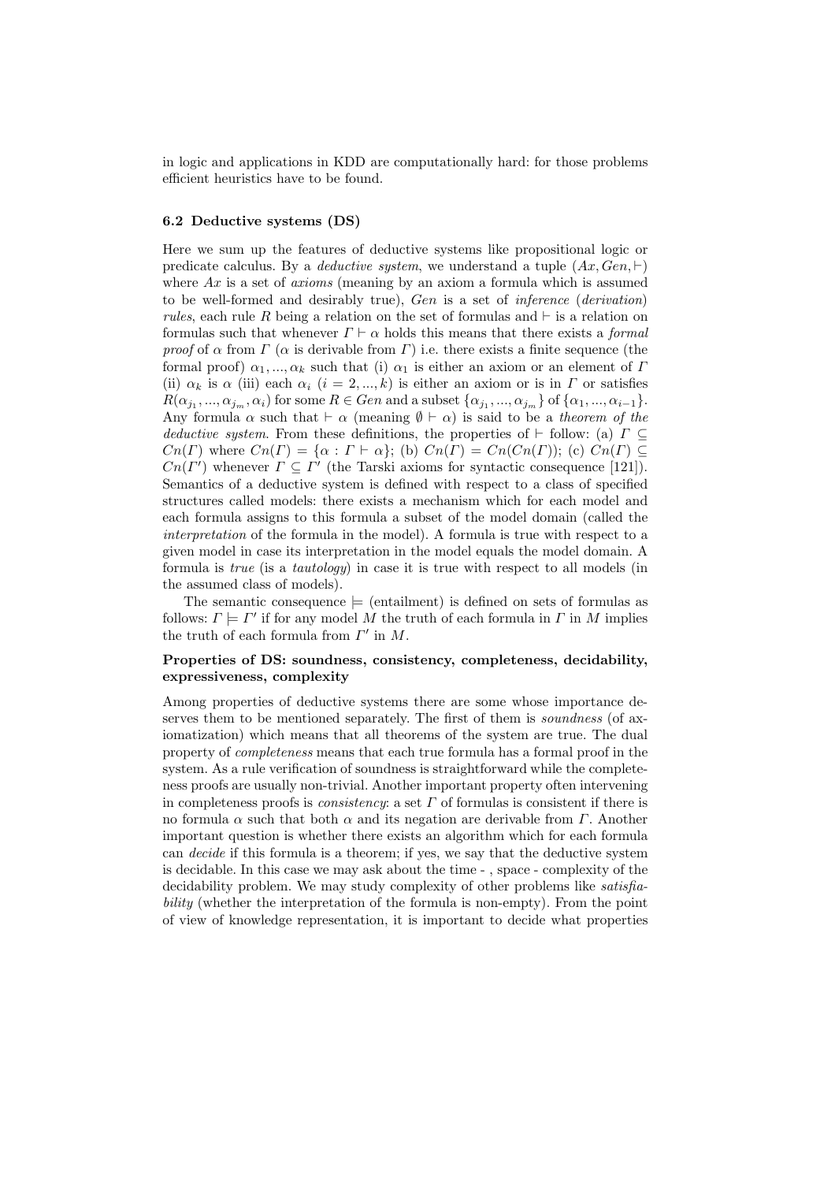in logic and applications in KDD are computationally hard: for those problems efficient heuristics have to be found.

### 6.2 Deductive systems (DS)

Here we sum up the features of deductive systems like propositional logic or predicate calculus. By a *deductive system*, we understand a tuple $(Ax, Gen, \vdash)$ where $Ax$ is a set of *axioms* (meaning by an axiom a formula which is assumed to be well-formed and desirably true), $Gen$ is a set of *inference* (*derivation*) *rules*, each rule $R$ being a relation on the set of formulas and $\vdash$ is a relation on formulas such that whenever $\Gamma \vdash \alpha$ holds this means that there exists a *formal proof* of $\alpha$ from $\Gamma$ ($\alpha$ is derivable from $\Gamma$) i.e. there exists a finite sequence (the formal proof) $\alpha_1, ..., \alpha_k$ such that (i) $\alpha_1$ is either an axiom or an element of $\Gamma$ (ii) $\alpha_k$ is $\alpha$ (iii) each $\alpha_i$ $(i = 2, ..., k)$ is either an axiom or is in $\Gamma$ or satisfies $R(\alpha_{j_1}, ..., \alpha_{j_m}, \alpha_i)$ for some $R \in Gen$ and a subset $\{\alpha_{j_1}, ..., \alpha_{j_m}\}$ of $\{\alpha_1, ..., \alpha_{i-1}\}$. Any formula $\alpha$ such that $\vdash \alpha$ (meaning $\emptyset \vdash \alpha$) is said to be a *theorem of the deductive system*. From these definitions, the properties of $\vdash$ follow: (a) $\Gamma \subseteq Cn(\Gamma)$ where $Cn(\Gamma) = \{\alpha : \Gamma \vdash \alpha\}$; (b) $Cn(\Gamma) = Cn(Cn(\Gamma))$; (c) $Cn(\Gamma) \subseteq Cn(\Gamma')$ whenever $\Gamma \subseteq \Gamma'$ (the Tarski axioms for syntactic consequence [121]). Semantics of a deductive system is defined with respect to a class of specified structures called models: there exists a mechanism which for each model and each formula assigns to this formula a subset of the model domain (called the *interpretation* of the formula in the model). A formula is true with respect to a given model in case its interpretation in the model equals the model domain. A formula is *true* (is a *tautology*) in case it is true with respect to all models (in the assumed class of models).

The semantic consequence $\models$ (entailment) is defined on sets of formulas as follows: $\Gamma \models \Gamma'$ if for any model $M$ the truth of each formula in $\Gamma$ in $M$ implies the truth of each formula from $\Gamma'$ in $M$.

#### Properties of DS: soundness, consistency, completeness, decidability, expressiveness, complexity

Among properties of deductive systems there are some whose importance deserves them to be mentioned separately. The first of them is *soundness* (of axiomatization) which means that all theorems of the system are true. The dual property of *completeness* means that each true formula has a formal proof in the system. As a rule verification of soundness is straightforward while the completeness proofs are usually non-trivial. Another important property often intervening in completeness proofs is *consistency*: a set $\Gamma$ of formulas is consistent if there is no formula $\alpha$ such that both $\alpha$ and its negation are derivable from $\Gamma$. Another important question is whether there exists an algorithm which for each formula can *decide* if this formula is a theorem; if yes, we say that the deductive system is decidable. In this case we may ask about the time - , space - complexity of the decidability problem. We may study complexity of other problems like *satisfiability* (whether the interpretation of the formula is non-empty). From the point of view of knowledge representation, it is important to decide what properties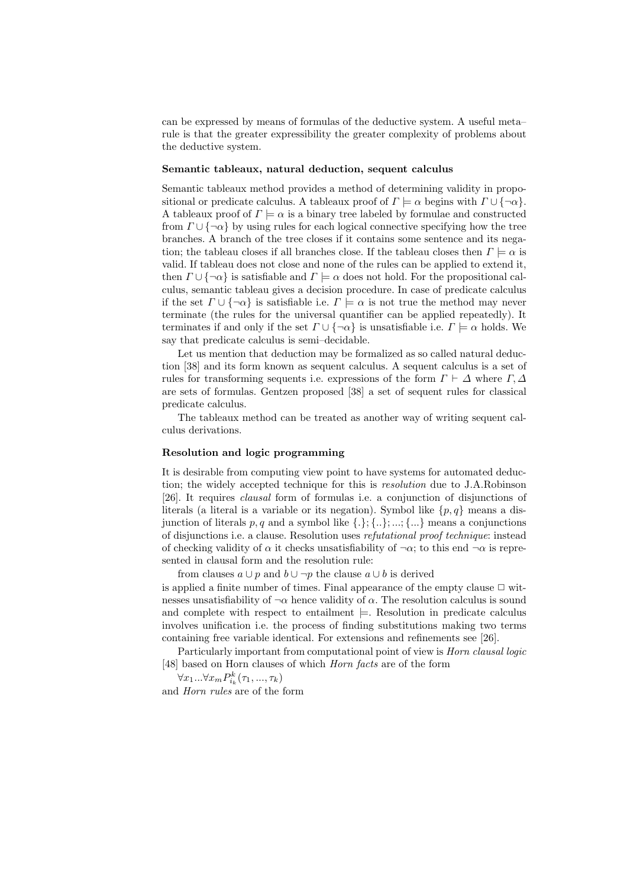can be expressed by means of formulas of the deductive system. A useful meta–rule is that the greater expressibility the greater complexity of problems about the deductive system.

**Semantic tableaux, natural deduction, sequent calculus**

Semantic tableaux method provides a method of determining validity in propositional or predicate calculus. A tableaux proof of $\Gamma \models \alpha$ begins with $\Gamma \cup \{\neg\alpha\}$. A tableaux proof of $\Gamma \models \alpha$ is a binary tree labeled by formulae and constructed from $\Gamma \cup \{\neg\alpha\}$ by using rules for each logical connective specifying how the tree branches. A branch of the tree closes if it contains some sentence and its negation; the tableau closes if all branches close. If the tableau closes then $\Gamma \models \alpha$ is valid. If tableau does not close and none of the rules can be applied to extend it, then $\Gamma \cup \{\neg\alpha\}$ is satisfiable and $\Gamma \models \alpha$ does not hold. For the propositional calculus, semantic tableau gives a decision procedure. In case of predicate calculus if the set $\Gamma \cup \{\neg\alpha\}$ is satisfiable i.e. $\Gamma \models \alpha$ is not true the method may never terminate (the rules for the universal quantifier can be applied repeatedly). It terminates if and only if the set $\Gamma \cup \{\neg\alpha\}$ is unsatisfiable i.e. $\Gamma \models \alpha$ holds. We say that predicate calculus is semi–decidable.

Let us mention that deduction may be formalized as so called natural deduction [38] and its form known as sequent calculus. A sequent calculus is a set of rules for transforming sequents i.e. expressions of the form $\Gamma \vdash \Delta$ where $\Gamma, \Delta$ are sets of formulas. Gentzen proposed [38] a set of sequent rules for classical predicate calculus.

The tableaux method can be treated as another way of writing sequent calculus derivations.

**Resolution and logic programming**

It is desirable from computing view point to have systems for automated deduction; the widely accepted technique for this is *resolution* due to J.A.Robinson [26]. It requires *clausal* form of formulas i.e. a conjunction of disjunctions of literals (a literal is a variable or its negation). Symbol like $\{p, q\}$ means a disjunction of literals $p, q$ and a symbol like $\{.\}; \{..\}; ...; \{...\}$ means a conjunctions of disjunctions i.e. a clause. Resolution uses *refutational proof technique*: instead of checking validity of $\alpha$ it checks unsatisfiability of $\neg\alpha$; to this end $\neg\alpha$ is represented in clausal form and the resolution rule:

from clauses $a \cup p$ and $b \cup \neg p$ the clause $a \cup b$ is derived

is applied a finite number of times. Final appearance of the empty clause $\Box$ witnesses unsatisfiability of $\neg\alpha$ hence validity of $\alpha$. The resolution calculus is sound and complete with respect to entailment $\models$. Resolution in predicate calculus involves unification i.e. the process of finding substitutions making two terms containing free variable identical. For extensions and refinements see [26].

Particularly important from computational point of view is *Horn clausal logic* [48] based on Horn clauses of which *Horn facts* are of the form

$\forall x_1 ... \forall x_m P^k_{i_k}(\tau_1, ..., \tau_k)$

and *Horn rules* are of the form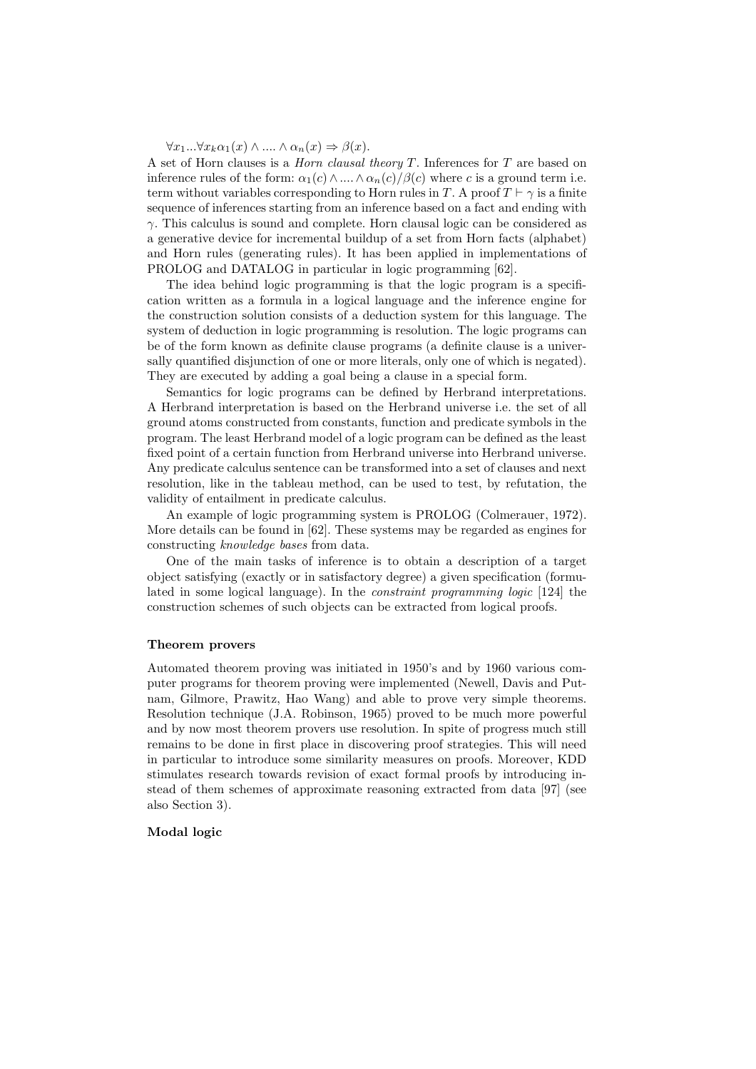$\forall x_1 ... \forall x_k \alpha_1(x) \wedge .... \wedge \alpha_n(x) \Rightarrow \beta(x)$.

A set of Horn clauses is a *Horn clausal theory* $T$. Inferences for $T$ are based on inference rules of the form: $\alpha_1(c) \wedge .... \wedge \alpha_n(c)/\beta(c)$ where $c$ is a ground term i.e. term without variables corresponding to Horn rules in $T$. A proof $T \vdash \gamma$ is a finite sequence of inferences starting from an inference based on a fact and ending with $\gamma$. This calculus is sound and complete. Horn clausal logic can be considered as a generative device for incremental buildup of a set from Horn facts (alphabet) and Horn rules (generating rules). It has been applied in implementations of PROLOG and DATALOG in particular in logic programming [62].

The idea behind logic programming is that the logic program is a specification written as a formula in a logical language and the inference engine for the construction solution consists of a deduction system for this language. The system of deduction in logic programming is resolution. The logic programs can be of the form known as definite clause programs (a definite clause is a universally quantified disjunction of one or more literals, only one of which is negated). They are executed by adding a goal being a clause in a special form.

Semantics for logic programs can be defined by Herbrand interpretations. A Herbrand interpretation is based on the Herbrand universe i.e. the set of all ground atoms constructed from constants, function and predicate symbols in the program. The least Herbrand model of a logic program can be defined as the least fixed point of a certain function from Herbrand universe into Herbrand universe. Any predicate calculus sentence can be transformed into a set of clauses and next resolution, like in the tableau method, can be used to test, by refutation, the validity of entailment in predicate calculus.

An example of logic programming system is PROLOG (Colmerauer, 1972). More details can be found in [62]. These systems may be regarded as engines for constructing *knowledge bases* from data.

One of the main tasks of inference is to obtain a description of a target object satisfying (exactly or in satisfactory degree) a given specification (formulated in some logical language). In the *constraint programming logic* [124] the construction schemes of such objects can be extracted from logical proofs.

#### Theorem provers

Automated theorem proving was initiated in 1950's and by 1960 various computer programs for theorem proving were implemented (Newell, Davis and Putnam, Gilmore, Prawitz, Hao Wang) and able to prove very simple theorems. Resolution technique (J.A. Robinson, 1965) proved to be much more powerful and by now most theorem provers use resolution. In spite of progress much still remains to be done in first place in discovering proof strategies. This will need in particular to introduce some similarity measures on proofs. Moreover, KDD stimulates research towards revision of exact formal proofs by introducing instead of them schemes of approximate reasoning extracted from data [97] (see also Section 3).

#### Modal logic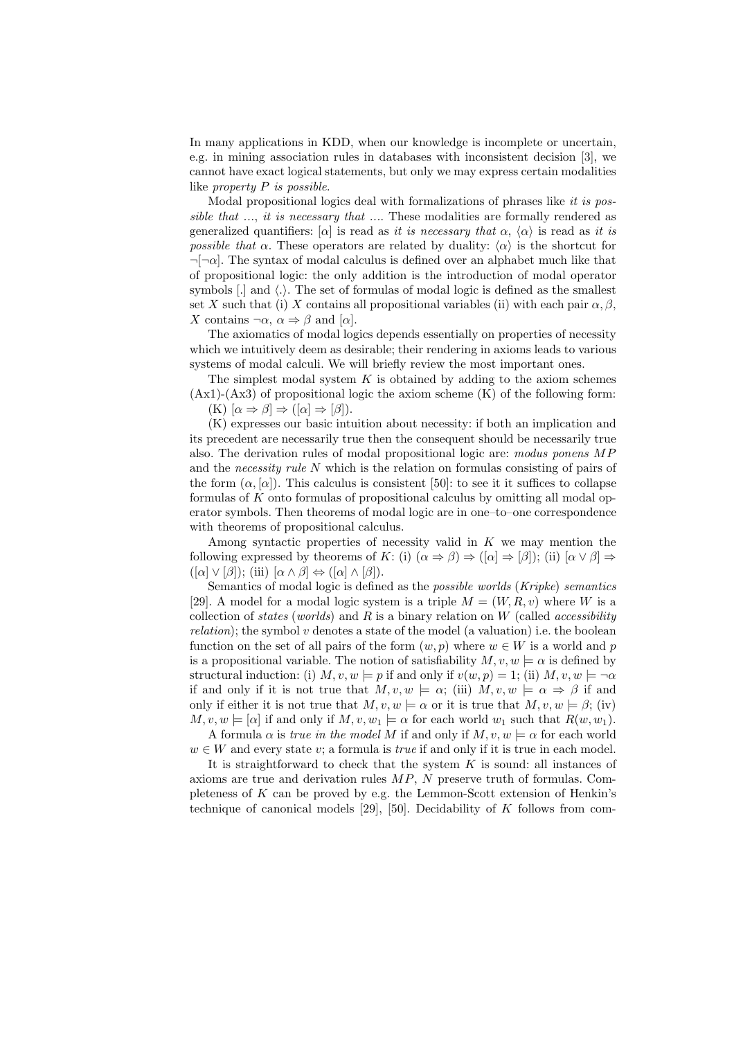In many applications in KDD, when our knowledge is incomplete or uncertain, e.g. in mining association rules in databases with inconsistent decision [3], we cannot have exact logical statements, but only we may express certain modalities like *property P is possible*.

Modal propositional logics deal with formalizations of phrases like *it is possible that ...*, *it is necessary that ...*. These modalities are formally rendered as generalized quantifiers: $[\alpha]$ is read as *it is necessary that* $\alpha$, $\langle\alpha\rangle$ is read as *it is possible that* $\alpha$. These operators are related by duality: $\langle\alpha\rangle$ is the shortcut for $\neg[\neg\alpha]$. The syntax of modal calculus is defined over an alphabet much like that of propositional logic: the only addition is the introduction of modal operator symbols $[.]$ and $\langle.\rangle$. The set of formulas of modal logic is defined as the smallest set $X$ such that (i) $X$ contains all propositional variables (ii) with each pair $\alpha, \beta$, $X$ contains $\neg\alpha$, $\alpha \Rightarrow \beta$ and $[\alpha]$.

The axiomatics of modal logics depends essentially on properties of necessity which we intuitively deem as desirable; their rendering in axioms leads to various systems of modal calculi. We will briefly review the most important ones.

The simplest modal system $K$ is obtained by adding to the axiom schemes (Ax1)-(Ax3) of propositional logic the axiom scheme (K) of the following form:

(K) $[\alpha \Rightarrow \beta] \Rightarrow ([\alpha] \Rightarrow [\beta])$.

(K) expresses our basic intuition about necessity: if both an implication and its precedent are necessarily true then the consequent should be necessarily true also. The derivation rules of modal propositional logic are: *modus ponens* $MP$ and the *necessity rule* $N$ which is the relation on formulas consisting of pairs of the form $(\alpha, [\alpha])$. This calculus is consistent [50]: to see it it suffices to collapse formulas of $K$ onto formulas of propositional calculus by omitting all modal operator symbols. Then theorems of modal logic are in one–to–one correspondence with theorems of propositional calculus.

Among syntactic properties of necessity valid in $K$ we may mention the following expressed by theorems of $K$: (i) $(\alpha \Rightarrow \beta) \Rightarrow ([\alpha] \Rightarrow [\beta])$; (ii) $[\alpha \vee \beta] \Rightarrow ([\alpha] \vee [\beta])$; (iii) $[\alpha \wedge \beta] \Leftrightarrow ([\alpha] \wedge [\beta])$.

Semantics of modal logic is defined as the *possible worlds* (*Kripke*) *semantics* [29]. A model for a modal logic system is a triple $M = (W, R, v)$ where $W$ is a collection of *states* (*worlds*) and $R$ is a binary relation on $W$ (called *accessibility relation*); the symbol $v$ denotes a state of the model (a valuation) i.e. the boolean function on the set of all pairs of the form $(w, p)$ where $w \in W$ is a world and $p$ is a propositional variable. The notion of satisfiability $M, v, w \models \alpha$ is defined by structural induction: (i) $M, v, w \models p$ if and only if $v(w, p) = 1$; (ii) $M, v, w \models \neg\alpha$ if and only if it is not true that $M, v, w \models \alpha$; (iii) $M, v, w \models \alpha \Rightarrow \beta$ if and only if either it is not true that $M, v, w \models \alpha$ or it is true that $M, v, w \models \beta$; (iv) $M, v, w \models [\alpha]$ if and only if $M, v, w_1 \models \alpha$ for each world $w_1$ such that $R(w, w_1)$.

A formula $\alpha$ is *true in the model* $M$ if and only if $M, v, w \models \alpha$ for each world $w \in W$ and every state $v$; a formula is *true* if and only if it is true in each model.

It is straightforward to check that the system $K$ is sound: all instances of axioms are true and derivation rules $MP$, $N$ preserve truth of formulas. Completeness of $K$ can be proved by e.g. the Lemmon-Scott extension of Henkin's technique of canonical models [29], [50]. Decidability of $K$ follows from com-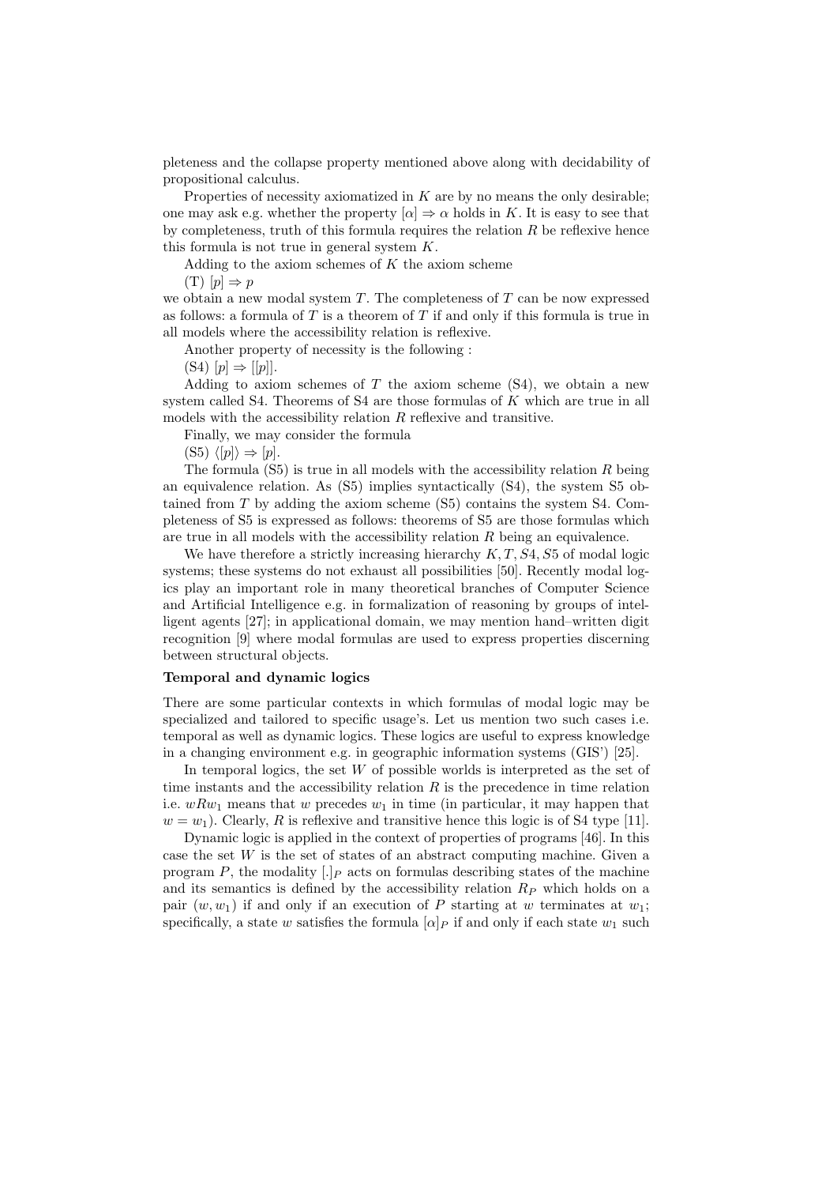pleteness and the collapse property mentioned above along with decidability of propositional calculus.

Properties of necessity axiomatized in $K$ are by no means the only desirable; one may ask e.g. whether the property $[\alpha] \Rightarrow \alpha$ holds in $K$. It is easy to see that by completeness, truth of this formula requires the relation $R$ be reflexive hence this formula is not true in general system $K$.

Adding to the axiom schemes of $K$ the axiom scheme

(T) $[p] \Rightarrow p$

we obtain a new modal system $T$. The completeness of $T$ can be now expressed as follows: a formula of $T$ is a theorem of $T$ if and only if this formula is true in all models where the accessibility relation is reflexive.

Another property of necessity is the following :

(S4) $[p] \Rightarrow [[p]]$.

Adding to axiom schemes of $T$ the axiom scheme (S4), we obtain a new system called S4. Theorems of S4 are those formulas of $K$ which are true in all models with the accessibility relation $R$ reflexive and transitive.

Finally, we may consider the formula

(S5) $\langle [p] \rangle \Rightarrow [p]$.

The formula (S5) is true in all models with the accessibility relation $R$ being an equivalence relation. As (S5) implies syntactically (S4), the system S5 obtained from $T$ by adding the axiom scheme (S5) contains the system S4. Completeness of S5 is expressed as follows: theorems of S5 are those formulas which are true in all models with the accessibility relation $R$ being an equivalence.

We have therefore a strictly increasing hierarchy $K, T, S4, S5$ of modal logic systems; these systems do not exhaust all possibilities [50]. Recently modal logics play an important role in many theoretical branches of Computer Science and Artificial Intelligence e.g. in formalization of reasoning by groups of intelligent agents [27]; in applicational domain, we may mention hand–written digit recognition [9] where modal formulas are used to express properties discerning between structural objects.

**Temporal and dynamic logics**

There are some particular contexts in which formulas of modal logic may be specialized and tailored to specific usage's. Let us mention two such cases i.e. temporal as well as dynamic logics. These logics are useful to express knowledge in a changing environment e.g. in geographic information systems (GIS') [25].

In temporal logics, the set $W$ of possible worlds is interpreted as the set of time instants and the accessibility relation $R$ is the precedence in time relation i.e. $wRw_1$ means that $w$ precedes $w_1$ in time (in particular, it may happen that $w = w_1$). Clearly, $R$ is reflexive and transitive hence this logic is of S4 type [11].

Dynamic logic is applied in the context of properties of programs [46]. In this case the set $W$ is the set of states of an abstract computing machine. Given a program $P$, the modality $[.]_P$ acts on formulas describing states of the machine and its semantics is defined by the accessibility relation $R_P$ which holds on a pair $(w, w_1)$ if and only if an execution of $P$ starting at $w$ terminates at $w_1$; specifically, a state $w$ satisfies the formula $[\alpha]_P$ if and only if each state $w_1$ such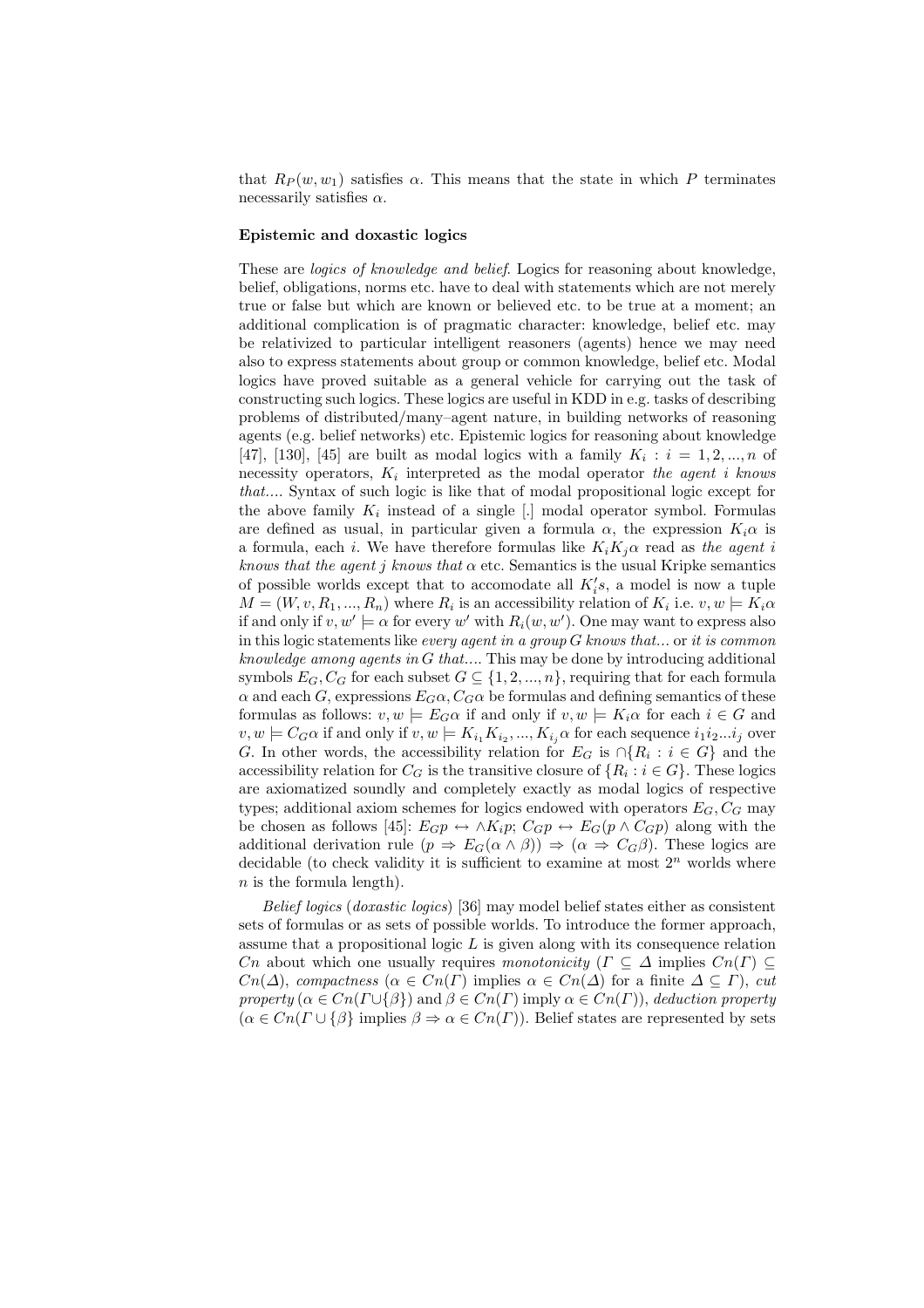that $R_P(w, w_1)$ satisfies $\alpha$. This means that the state in which $P$ terminates necessarily satisfies $\alpha$.

**Epistemic and doxastic logics**

These are *logics of knowledge and belief*. Logics for reasoning about knowledge, belief, obligations, norms etc. have to deal with statements which are not merely true or false but which are known or believed etc. to be true at a moment; an additional complication is of pragmatic character: knowledge, belief etc. may be relativized to particular intelligent reasoners (agents) hence we may need also to express statements about group or common knowledge, belief etc. Modal logics have proved suitable as a general vehicle for carrying out the task of constructing such logics. These logics are useful in KDD in e.g. tasks of describing problems of distributed/many–agent nature, in building networks of reasoning agents (e.g. belief networks) etc. Epistemic logics for reasoning about knowledge [47], [130], [45] are built as modal logics with a family $K_i : i = 1, 2, ..., n$ of necessity operators, $K_i$ interpreted as the modal operator *the agent i knows that...*. Syntax of such logic is like that of modal propositional logic except for the above family $K_i$ instead of a single [.] modal operator symbol. Formulas are defined as usual, in particular given a formula $\alpha$, the expression $K_i\alpha$ is a formula, each $i$. We have therefore formulas like $K_iK_j\alpha$ read as *the agent i knows that the agent j knows that* $\alpha$ etc. Semantics is the usual Kripke semantics of possible worlds except that to accomodate all $K_i's$, a model is now a tuple $M = (W, v, R_1, ..., R_n)$ where $R_i$ is an accessibility relation of $K_i$ i.e. $v, w \models K_i\alpha$ if and only if $v, w' \models \alpha$ for every $w'$ with $R_i(w, w')$. One may want to express also in this logic statements like *every agent in a group G knows that...* or *it is common knowledge among agents in G that...*. This may be done by introducing additional symbols $E_G, C_G$ for each subset $G \subseteq \{1, 2, ..., n\}$, requiring that for each formula $\alpha$ and each $G$, expressions $E_G\alpha, C_G\alpha$ be formulas and defining semantics of these formulas as follows: $v, w \models E_G\alpha$ if and only if $v, w \models K_i\alpha$ for each $i \in G$ and $v, w \models C_G\alpha$ if and only if $v, w \models K_{i_1}K_{i_2}, ..., K_{i_j}\alpha$ for each sequence $i_1i_2...i_j$ over $G$. In other words, the accessibility relation for $E_G$ is $\cap\{R_i : i \in G\}$ and the accessibility relation for $C_G$ is the transitive closure of $\{R_i : i \in G\}$. These logics are axiomatized soundly and completely exactly as modal logics of respective types; additional axiom schemes for logics endowed with operators $E_G, C_G$ may be chosen as follows [45]: $E_Gp \leftrightarrow \wedge K_ip$; $C_Gp \leftrightarrow E_G(p \wedge C_Gp)$ along with the additional derivation rule $(p \Rightarrow E_G(\alpha \wedge \beta)) \Rightarrow (\alpha \Rightarrow C_G\beta)$. These logics are decidable (to check validity it is sufficient to examine at most $2^n$ worlds where $n$ is the formula length).

*Belief logics* (*doxastic logics*) [36] may model belief states either as consistent sets of formulas or as sets of possible worlds. To introduce the former approach, assume that a propositional logic $L$ is given along with its consequence relation $Cn$ about which one usually requires *monotonicity* ($\Gamma \subseteq \Delta$ implies $Cn(\Gamma) \subseteq Cn(\Delta)$, *compactness* ($\alpha \in Cn(\Gamma)$ implies $\alpha \in Cn(\Delta)$ for a finite $\Delta \subseteq \Gamma$), *cut property* ($\alpha \in Cn(\Gamma \cup \{\beta\})$ and $\beta \in Cn(\Gamma)$ imply $\alpha \in Cn(\Gamma)$), *deduction property* ($\alpha \in Cn(\Gamma \cup \{\beta\}$ implies $\beta \Rightarrow \alpha \in Cn(\Gamma)$). Belief states are represented by sets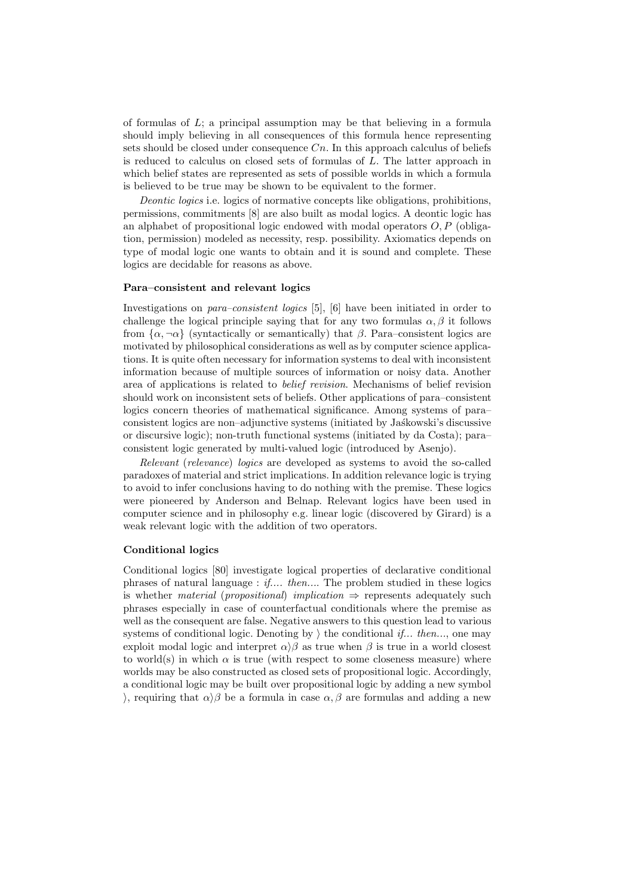of formulas of $L$; a principal assumption may be that believing in a formula should imply believing in all consequences of this formula hence representing sets should be closed under consequence $Cn$. In this approach calculus of beliefs is reduced to calculus on closed sets of formulas of $L$. The latter approach in which belief states are represented as sets of possible worlds in which a formula is believed to be true may be shown to be equivalent to the former.

*Deontic logics* i.e. logics of normative concepts like obligations, prohibitions, permissions, commitments [8] are also built as modal logics. A deontic logic has an alphabet of propositional logic endowed with modal operators $O, P$ (obligation, permission) modeled as necessity, resp. possibility. Axiomatics depends on type of modal logic one wants to obtain and it is sound and complete. These logics are decidable for reasons as above.

**Para–consistent and relevant logics**

Investigations on *para–consistent logics* [5], [6] have been initiated in order to challenge the logical principle saying that for any two formulas $\alpha, \beta$ it follows from $\{\alpha, \neg\alpha\}$ (syntactically or semantically) that $\beta$. Para–consistent logics are motivated by philosophical considerations as well as by computer science applications. It is quite often necessary for information systems to deal with inconsistent information because of multiple sources of information or noisy data. Another area of applications is related to *belief revision*. Mechanisms of belief revision should work on inconsistent sets of beliefs. Other applications of para–consistent logics concern theories of mathematical significance. Among systems of para–consistent logics are non–adjunctive systems (initiated by Jaśkowski's discussive or discursive logic); non-truth functional systems (initiated by da Costa); para–consistent logic generated by multi-valued logic (introduced by Asenjo).

*Relevant* (*relevance*) *logics* are developed as systems to avoid the so-called paradoxes of material and strict implications. In addition relevance logic is trying to avoid to infer conclusions having to do nothing with the premise. These logics were pioneered by Anderson and Belnap. Relevant logics have been used in computer science and in philosophy e.g. linear logic (discovered by Girard) is a weak relevant logic with the addition of two operators.

**Conditional logics**

Conditional logics [80] investigate logical properties of declarative conditional phrases of natural language : *if.... then....* The problem studied in these logics is whether *material* (*propositional*) *implication* $\Rightarrow$ represents adequately such phrases especially in case of counterfactual conditionals where the premise as well as the consequent are false. Negative answers to this question lead to various systems of conditional logic. Denoting by $\rangle$ the conditional *if... then...*, one may exploit modal logic and interpret $\alpha\rangle\beta$ as true when $\beta$ is true in a world closest to world(s) in which $\alpha$ is true (with respect to some closeness measure) where worlds may be also constructed as closed sets of propositional logic. Accordingly, a conditional logic may be built over propositional logic by adding a new symbol $\rangle$, requiring that $\alpha\rangle\beta$ be a formula in case $\alpha, \beta$ are formulas and adding a new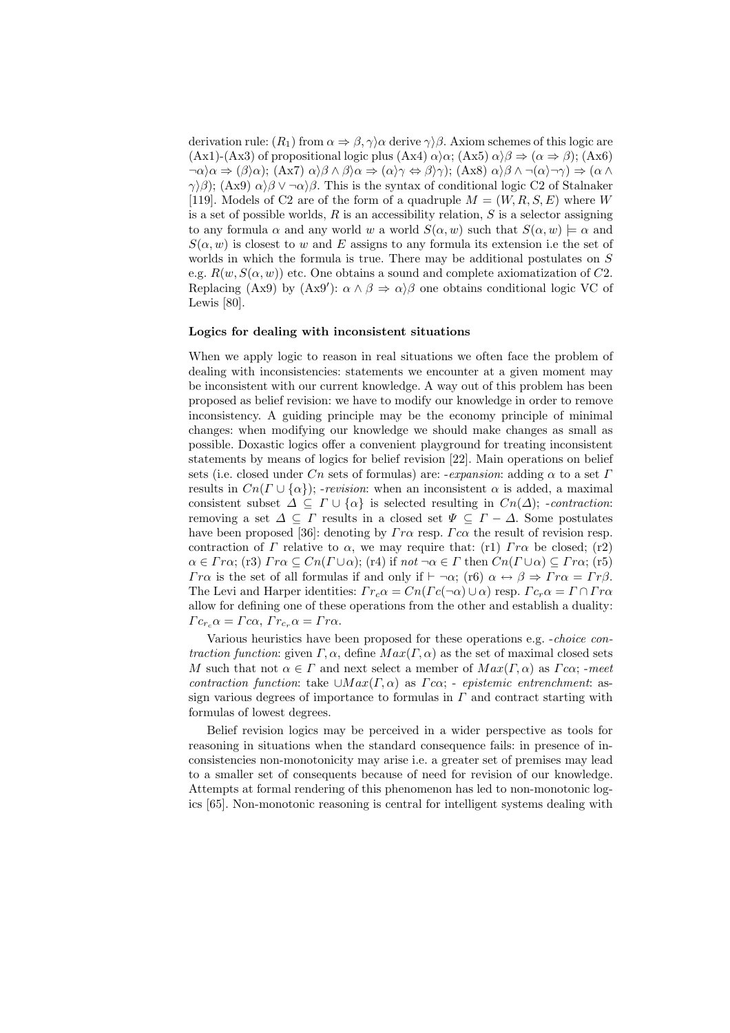derivation rule: ($R_1$) from $\alpha \Rightarrow \beta, \gamma\rangle\alpha$ derive $\gamma\rangle\beta$. Axiom schemes of this logic are (Ax1)-(Ax3) of propositional logic plus (Ax4) $\alpha\rangle\alpha$; (Ax5) $\alpha\rangle\beta \Rightarrow (\alpha \Rightarrow \beta)$; (Ax6) $\neg\alpha\rangle\alpha \Rightarrow (\beta\rangle\alpha)$; (Ax7) $\alpha\rangle\beta \wedge \beta\rangle\alpha \Rightarrow (\alpha\rangle\gamma \Leftrightarrow \beta\rangle\gamma)$; (Ax8) $\alpha\rangle\beta \wedge \neg(\alpha\rangle\neg\gamma) \Rightarrow (\alpha \wedge \gamma\rangle\beta)$; (Ax9) $\alpha\rangle\beta \vee \neg\alpha\rangle\beta$. This is the syntax of conditional logic C2 of Stalnaker [119]. Models of C2 are of the form of a quadruple $M = (W, R, S, E)$ where $W$ is a set of possible worlds, $R$ is an accessibility relation, $S$ is a selector assigning to any formula $\alpha$ and any world $w$ a world $S(\alpha, w)$ such that $S(\alpha, w) \models \alpha$ and $S(\alpha, w)$ is closest to $w$ and $E$ assigns to any formula its extension i.e the set of worlds in which the formula is true. There may be additional postulates on $S$ e.g. $R(w, S(\alpha, w))$ etc. One obtains a sound and complete axiomatization of $C2$. Replacing (Ax9) by (Ax9$'$): $\alpha \wedge \beta \Rightarrow \alpha\rangle\beta$ one obtains conditional logic VC of Lewis [80].

**Logics for dealing with inconsistent situations**

When we apply logic to reason in real situations we often face the problem of dealing with inconsistencies: statements we encounter at a given moment may be inconsistent with our current knowledge. A way out of this problem has been proposed as belief revision: we have to modify our knowledge in order to remove inconsistency. A guiding principle may be the economy principle of minimal changes: when modifying our knowledge we should make changes as small as possible. Doxastic logics offer a convenient playground for treating inconsistent statements by means of logics for belief revision [22]. Main operations on belief sets (i.e. closed under $Cn$ sets of formulas) are: -*expansion*: adding $\alpha$ to a set $\Gamma$ results in $Cn(\Gamma \cup \{\alpha\})$; -*revision*: when an inconsistent $\alpha$ is added, a maximal consistent subset $\Delta \subseteq \Gamma \cup \{\alpha\}$ is selected resulting in $Cn(\Delta)$; -*contraction*: removing a set $\Delta \subseteq \Gamma$ results in a closed set $\Psi \subseteq \Gamma - \Delta$. Some postulates have been proposed [36]: denoting by $\Gamma r\alpha$ resp. $\Gamma c\alpha$ the result of revision resp. contraction of $\Gamma$ relative to $\alpha$, we may require that: (r1) $\Gamma r\alpha$ be closed; (r2) $\alpha \in \Gamma r\alpha$; (r3) $\Gamma r\alpha \subseteq Cn(\Gamma \cup \alpha)$; (r4) if *not* $\neg\alpha \in \Gamma$ then $Cn(\Gamma \cup \alpha) \subseteq \Gamma r\alpha$; (r5) $\Gamma r\alpha$ is the set of all formulas if and only if $\vdash \neg\alpha$; (r6) $\alpha \leftrightarrow \beta \Rightarrow \Gamma r\alpha = \Gamma r\beta$. The Levi and Harper identities: $\Gamma r_c\alpha = Cn(\Gamma c(\neg\alpha) \cup \alpha)$ resp. $\Gamma c_r\alpha = \Gamma \cap \Gamma r\alpha$ allow for defining one of these operations from the other and establish a duality: $\Gamma c_{r_c}\alpha = \Gamma c\alpha$, $\Gamma r_{c_r}\alpha = \Gamma r\alpha$.

Various heuristics have been proposed for these operations e.g. -*choice contraction function*: given $\Gamma, \alpha$, define $Max(\Gamma, \alpha)$ as the set of maximal closed sets $M$ such that not $\alpha \in \Gamma$ and next select a member of $Max(\Gamma, \alpha)$ as $\Gamma c\alpha$; -*meet contraction function*: take $\cup Max(\Gamma, \alpha)$ as $\Gamma c\alpha$; - *epistemic entrenchment*: assign various degrees of importance to formulas in $\Gamma$ and contract starting with formulas of lowest degrees.

Belief revision logics may be perceived in a wider perspective as tools for reasoning in situations when the standard consequence fails: in presence of inconsistencies non-monotonicity may arise i.e. a greater set of premises may lead to a smaller set of consequents because of need for revision of our knowledge. Attempts at formal rendering of this phenomenon has led to non-monotonic logics [65]. Non-monotonic reasoning is central for intelligent systems dealing with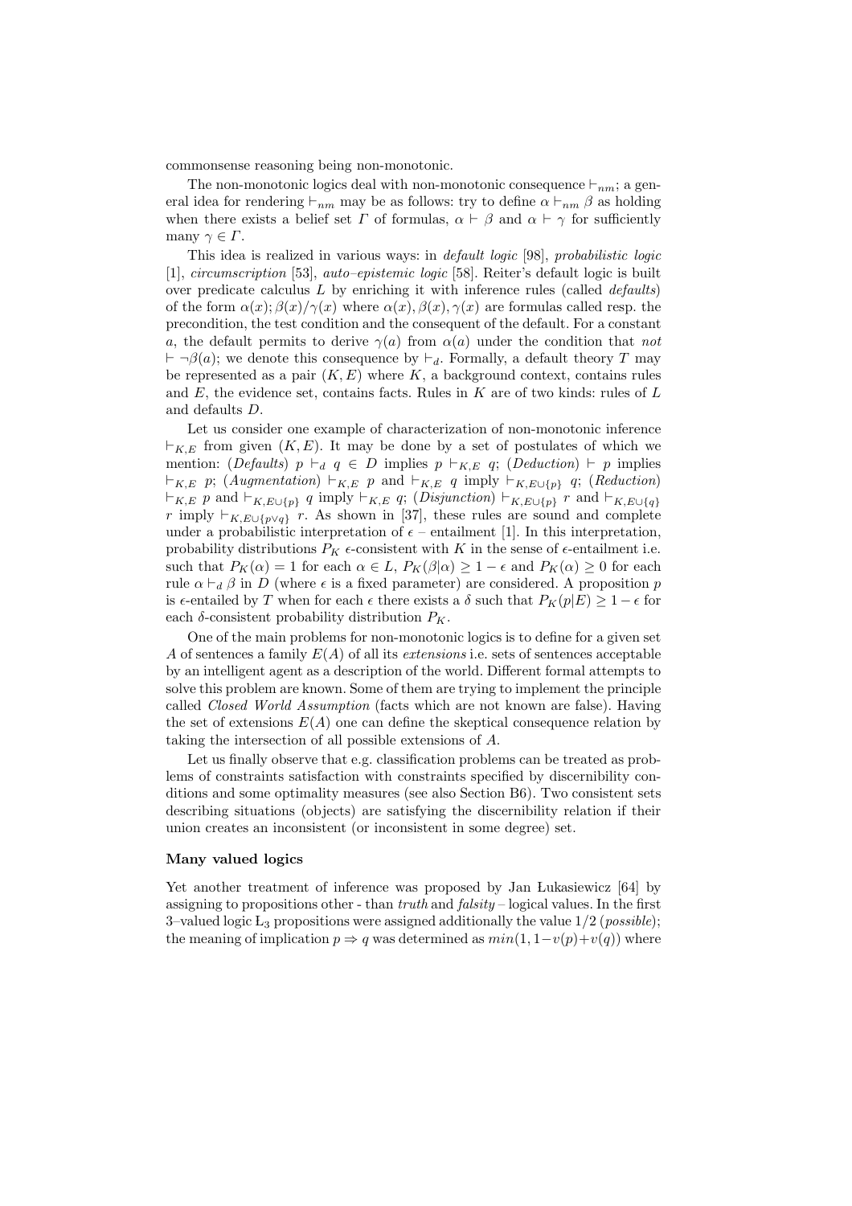commonsense reasoning being non-monotonic.

The non-monotonic logics deal with non-monotonic consequence $\vdash_{nm}$; a general idea for rendering $\vdash_{nm}$ may be as follows: try to define $\alpha \vdash_{nm} \beta$ as holding when there exists a belief set $\Gamma$ of formulas, $\alpha \vdash \beta$ and $\alpha \vdash \gamma$ for sufficiently many $\gamma \in \Gamma$.

This idea is realized in various ways: in *default logic* [98], *probabilistic logic* [1], *circumscription* [53], *auto–epistemic logic* [58]. Reiter's default logic is built over predicate calculus $L$ by enriching it with inference rules (called *defaults*) of the form $\alpha(x); \beta(x)/\gamma(x)$ where $\alpha(x), \beta(x), \gamma(x)$ are formulas called resp. the precondition, the test condition and the consequent of the default. For a constant $a$, the default permits to derive $\gamma(a)$ from $\alpha(a)$ under the condition that *not* $\vdash \neg\beta(a)$; we denote this consequence by $\vdash_d$. Formally, a default theory $T$ may be represented as a pair $(K, E)$ where $K$, a background context, contains rules and $E$, the evidence set, contains facts. Rules in $K$ are of two kinds: rules of $L$ and defaults $D$.

Let us consider one example of characterization of non-monotonic inference $\vdash_{K,E}$ from given $(K, E)$. It may be done by a set of postulates of which we mention: (*Defaults*) $p \vdash_d q \in D$ implies $p \vdash_{K,E} q$; (*Deduction*) $\vdash p$ implies $\vdash_{K,E} p$; (*Augmentation*) $\vdash_{K,E} p$ and $\vdash_{K,E} q$ imply $\vdash_{K,E\cup\{p\}} q$; (*Reduction*) $\vdash_{K,E} p$ and $\vdash_{K,E\cup\{p\}} q$ imply $\vdash_{K,E} q$; (*Disjunction*) $\vdash_{K,E\cup\{p\}} r$ and $\vdash_{K,E\cup\{q\}} r$ imply $\vdash_{K,E\cup\{p\vee q\}} r$. As shown in [37], these rules are sound and complete under a probabilistic interpretation of $\epsilon$ – entailment [1]. In this interpretation, probability distributions $P_K$ $\epsilon$-consistent with $K$ in the sense of $\epsilon$-entailment i.e. such that $P_K(\alpha) = 1$ for each $\alpha \in L$, $P_K(\beta|\alpha) \geq 1 - \epsilon$ and $P_K(\alpha) \geq 0$ for each rule $\alpha \vdash_d \beta$ in $D$ (where $\epsilon$ is a fixed parameter) are considered. A proposition $p$ is $\epsilon$-entailed by $T$ when for each $\epsilon$ there exists a $\delta$ such that $P_K(p|E) \geq 1 - \epsilon$ for each $\delta$-consistent probability distribution $P_K$.

One of the main problems for non-monotonic logics is to define for a given set $A$ of sentences a family $E(A)$ of all its *extensions* i.e. sets of sentences acceptable by an intelligent agent as a description of the world. Different formal attempts to solve this problem are known. Some of them are trying to implement the principle called *Closed World Assumption* (facts which are not known are false). Having the set of extensions $E(A)$ one can define the skeptical consequence relation by taking the intersection of all possible extensions of $A$.

Let us finally observe that e.g. classification problems can be treated as problems of constraints satisfaction with constraints specified by discernibility conditions and some optimality measures (see also Section B6). Two consistent sets describing situations (objects) are satisfying the discernibility relation if their union creates an inconsistent (or inconsistent in some degree) set.

### Many valued logics

Yet another treatment of inference was proposed by Jan Łukasiewicz [64] by assigning to propositions other - than *truth* and *falsity* – logical values. In the first 3–valued logic $Ł_3$ propositions were assigned additionally the value $1/2$ (*possible*); the meaning of implication $p \Rightarrow q$ was determined as $min(1, 1-v(p)+v(q))$ where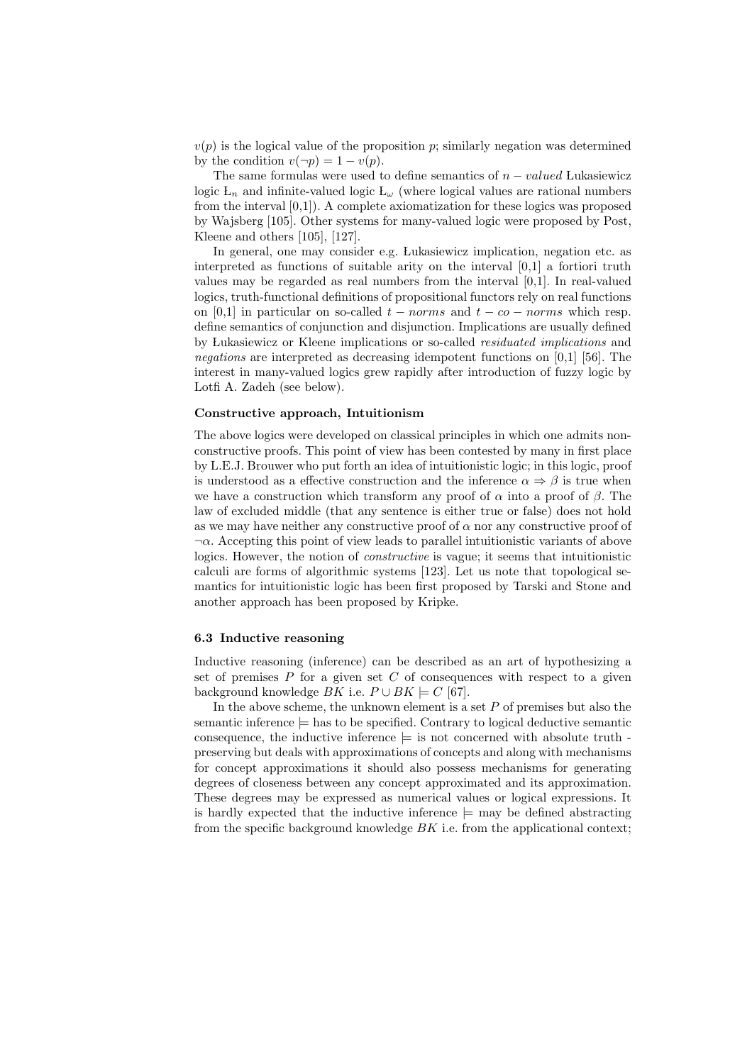$v(p)$ is the logical value of the proposition $p$; similarly negation was determined by the condition $v(\neg p) = 1 - v(p)$.

The same formulas were used to define semantics of $n - valued$ Łukasiewicz logic $Ł_n$ and infinite-valued logic $Ł_\omega$ (where logical values are rational numbers from the interval [0,1]). A complete axiomatization for these logics was proposed by Wajsberg [105]. Other systems for many-valued logic were proposed by Post, Kleene and others [105], [127].

In general, one may consider e.g. Łukasiewicz implication, negation etc. as interpreted as functions of suitable arity on the interval [0,1] a fortiori truth values may be regarded as real numbers from the interval [0,1]. In real-valued logics, truth-functional definitions of propositional functors rely on real functions on [0,1] in particular on so-called $t - norms$ and $t - co - norms$ which resp. define semantics of conjunction and disjunction. Implications are usually defined by Łukasiewicz or Kleene implications or so-called *residuated implications* and *negations* are interpreted as decreasing idempotent functions on [0,1] [56]. The interest in many-valued logics grew rapidly after introduction of fuzzy logic by Lotfi A. Zadeh (see below).

**Constructive approach, Intuitionism**

The above logics were developed on classical principles in which one admits non-constructive proofs. This point of view has been contested by many in first place by L.E.J. Brouwer who put forth an idea of intuitionistic logic; in this logic, proof is understood as a effective construction and the inference $\alpha \Rightarrow \beta$ is true when we have a construction which transform any proof of $\alpha$ into a proof of $\beta$. The law of excluded middle (that any sentence is either true or false) does not hold as we may have neither any constructive proof of $\alpha$ nor any constructive proof of $\neg\alpha$. Accepting this point of view leads to parallel intuitionistic variants of above logics. However, the notion of *constructive* is vague; it seems that intuitionistic calculi are forms of algorithmic systems [123]. Let us note that topological semantics for intuitionistic logic has been first proposed by Tarski and Stone and another approach has been proposed by Kripke.

### 6.3 Inductive reasoning

Inductive reasoning (inference) can be described as an art of hypothesizing a set of premises $P$ for a given set $C$ of consequences with respect to a given background knowledge $BK$ i.e. $P \cup BK \models C$ [67].

In the above scheme, the unknown element is a set $P$ of premises but also the semantic inference $\models$ has to be specified. Contrary to logical deductive semantic consequence, the inductive inference $\models$ is not concerned with absolute truth - preserving but deals with approximations of concepts and along with mechanisms for concept approximations it should also possess mechanisms for generating degrees of closeness between any concept approximated and its approximation. These degrees may be expressed as numerical values or logical expressions. It is hardly expected that the inductive inference $\models$ may be defined abstracting from the specific background knowledge $BK$ i.e. from the applicational context;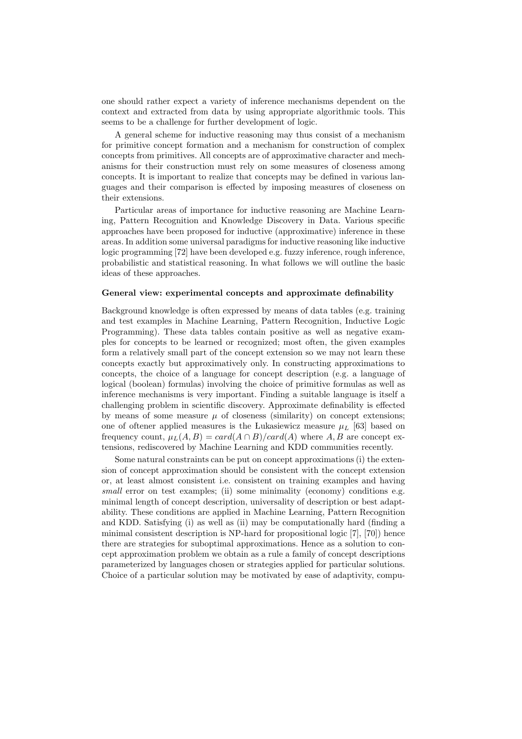one should rather expect a variety of inference mechanisms dependent on the context and extracted from data by using appropriate algorithmic tools. This seems to be a challenge for further development of logic.

A general scheme for inductive reasoning may thus consist of a mechanism for primitive concept formation and a mechanism for construction of complex concepts from primitives. All concepts are of approximative character and mechanisms for their construction must rely on some measures of closeness among concepts. It is important to realize that concepts may be defined in various languages and their comparison is effected by imposing measures of closeness on their extensions.

Particular areas of importance for inductive reasoning are Machine Learning, Pattern Recognition and Knowledge Discovery in Data. Various specific approaches have been proposed for inductive (approximative) inference in these areas. In addition some universal paradigms for inductive reasoning like inductive logic programming [72] have been developed e.g. fuzzy inference, rough inference, probabilistic and statistical reasoning. In what follows we will outline the basic ideas of these approaches.

**General view: experimental concepts and approximate definability**

Background knowledge is often expressed by means of data tables (e.g. training and test examples in Machine Learning, Pattern Recognition, Inductive Logic Programming). These data tables contain positive as well as negative examples for concepts to be learned or recognized; most often, the given examples form a relatively small part of the concept extension so we may not learn these concepts exactly but approximatively only. In constructing approximations to concepts, the choice of a language for concept description (e.g. a language of logical (boolean) formulas) involving the choice of primitive formulas as well as inference mechanisms is very important. Finding a suitable language is itself a challenging problem in scientific discovery. Approximate definability is effected by means of some measure $\mu$ of closeness (similarity) on concept extensions; one of oftener applied measures is the Łukasiewicz measure $\mu_L$ [63] based on frequency count, $\mu_L(A, B) = card(A \cap B)/card(A)$ where $A, B$ are concept extensions, rediscovered by Machine Learning and KDD communities recently.

Some natural constraints can be put on concept approximations (i) the extension of concept approximation should be consistent with the concept extension or, at least almost consistent i.e. consistent on training examples and having *small* error on test examples; (ii) some minimality (economy) conditions e.g. minimal length of concept description, universality of description or best adaptability. These conditions are applied in Machine Learning, Pattern Recognition and KDD. Satisfying (i) as well as (ii) may be computationally hard (finding a minimal consistent description is NP-hard for propositional logic [7], [70]) hence there are strategies for suboptimal approximations. Hence as a solution to concept approximation problem we obtain as a rule a family of concept descriptions parameterized by languages chosen or strategies applied for particular solutions. Choice of a particular solution may be motivated by ease of adaptivity, compu-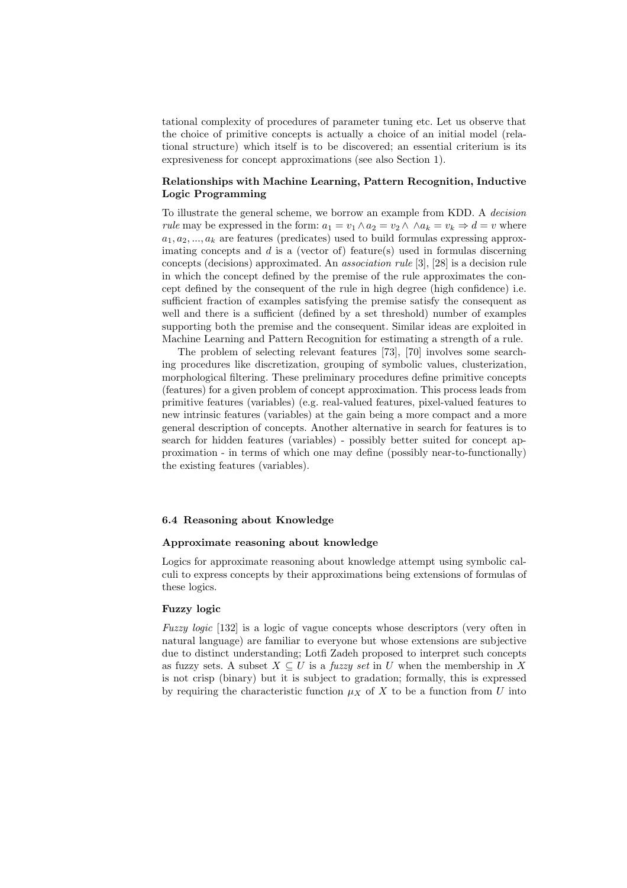tational complexity of procedures of parameter tuning etc. Let us observe that the choice of primitive concepts is actually a choice of an initial model (relational structure) which itself is to be discovered; an essential criterium is its expresiveness for concept approximations (see also Section 1).

**Relationships with Machine Learning, Pattern Recognition, Inductive Logic Programming**

To illustrate the general scheme, we borrow an example from KDD. A *decision rule* may be expressed in the form: $a_1 = v_1 \wedge a_2 = v_2 \wedge \ \wedge a_k = v_k \Rightarrow d = v$ where $a_1, a_2, ..., a_k$ are features (predicates) used to build formulas expressing approximating concepts and $d$ is a (vector of) feature(s) used in formulas discerning concepts (decisions) approximated. An *association rule* [3], [28] is a decision rule in which the concept defined by the premise of the rule approximates the concept defined by the consequent of the rule in high degree (high confidence) i.e. sufficient fraction of examples satisfying the premise satisfy the consequent as well and there is a sufficient (defined by a set threshold) number of examples supporting both the premise and the consequent. Similar ideas are exploited in Machine Learning and Pattern Recognition for estimating a strength of a rule.

The problem of selecting relevant features [73], [70] involves some searching procedures like discretization, grouping of symbolic values, clusterization, morphological filtering. These preliminary procedures define primitive concepts (features) for a given problem of concept approximation. This process leads from primitive features (variables) (e.g. real-valued features, pixel-valued features to new intrinsic features (variables) at the gain being a more compact and a more general description of concepts. Another alternative in search for features is to search for hidden features (variables) - possibly better suited for concept approximation - in terms of which one may define (possibly near-to-functionally) the existing features (variables).

### 6.4 Reasoning about Knowledge

**Approximate reasoning about knowledge**

Logics for approximate reasoning about knowledge attempt using symbolic calculi to express concepts by their approximations being extensions of formulas of these logics.

**Fuzzy logic**

*Fuzzy logic* [132] is a logic of vague concepts whose descriptors (very often in natural language) are familiar to everyone but whose extensions are subjective due to distinct understanding; Lotfi Zadeh proposed to interpret such concepts as fuzzy sets. A subset $X \subseteq U$ is a *fuzzy set* in $U$ when the membership in $X$ is not crisp (binary) but it is subject to gradation; formally, this is expressed by requiring the characteristic function $\mu_X$ of $X$ to be a function from $U$ into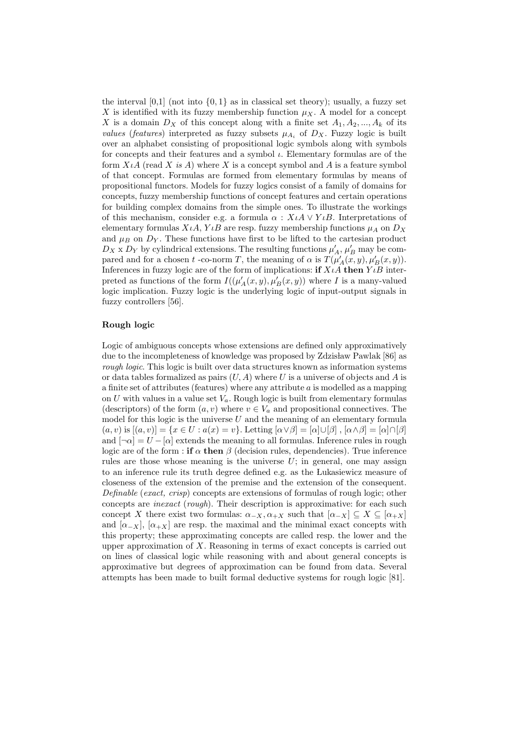the interval [0,1] (not into $\{0,1\}$ as in classical set theory); usually, a fuzzy set $X$ is identified with its fuzzy membership function $\mu_X$. A model for a concept $X$ is a domain $D_X$ of this concept along with a finite set $A_1, A_2, ..., A_k$ of its *values* (*features*) interpreted as fuzzy subsets $\mu_{A_i}$ of $D_X$. Fuzzy logic is built over an alphabet consisting of propositional logic symbols along with symbols for concepts and their features and a symbol $\iota$. Elementary formulas are of the form $X \iota A$ (read $X$ *is* $A$) where $X$ is a concept symbol and $A$ is a feature symbol of that concept. Formulas are formed from elementary formulas by means of propositional functors. Models for fuzzy logics consist of a family of domains for concepts, fuzzy membership functions of concept features and certain operations for building complex domains from the simple ones. To illustrate the workings of this mechanism, consider e.g. a formula $\alpha : X \iota A \vee Y \iota B$. Interpretations of elementary formulas $X \iota A$, $Y \iota B$ are resp. fuzzy membership functions $\mu_A$ on $D_X$ and $\mu_B$ on $D_Y$. These functions have first to be lifted to the cartesian product $D_X$ x $D_Y$ by cylindrical extensions. The resulting functions $\mu'_A$, $\mu'_B$ may be compared and for a chosen $t$ -co-norm $T$, the meaning of $\alpha$ is $T(\mu'_A(x,y), \mu'_B(x,y))$. Inferences in fuzzy logic are of the form of implications: **if** $X \iota A$ **then** $Y \iota B$ interpreted as functions of the form $I((\mu'_A(x,y), \mu'_B(x,y))$ where $I$ is a many-valued logic implication. Fuzzy logic is the underlying logic of input-output signals in fuzzy controllers [56].

### Rough logic

Logic of ambiguous concepts whose extensions are defined only approximatively due to the incompleteness of knowledge was proposed by Zdzisław Pawlak [86] as *rough logic*. This logic is built over data structures known as information systems or data tables formalized as pairs $(U, A)$ where $U$ is a universe of objects and $A$ is a finite set of attributes (features) where any attribute $a$ is modelled as a mapping on $U$ with values in a value set $V_a$. Rough logic is built from elementary formulas (descriptors) of the form $(a, v)$ where $v \in V_a$ and propositional connectives. The model for this logic is the universe $U$ and the meaning of an elementary formula $(a, v)$ is $[(a, v)] = \{x \in U : a(x) = v\}$. Letting $[\alpha \vee \beta] = [\alpha] \cup [\beta]$ , $[\alpha \wedge \beta] = [\alpha] \cap [\beta]$ and $[\neg \alpha] = U - [\alpha]$ extends the meaning to all formulas. Inference rules in rough logic are of the form : **if** $\alpha$ **then** $\beta$ (decision rules, dependencies). True inference rules are those whose meaning is the universe $U$; in general, one may assign to an inference rule its truth degree defined e.g. as the Łukasiewicz measure of closeness of the extension of the premise and the extension of the consequent. *Definable* (*exact, crisp*) concepts are extensions of formulas of rough logic; other concepts are *inexact* (*rough*). Their description is approximative: for each such concept $X$ there exist two formulas: $\alpha_{-X}, \alpha_{+X}$ such that $[\alpha_{-X}] \subseteq X \subseteq [\alpha_{+X}]$ and $[\alpha_{-X}]$, $[\alpha_{+X}]$ are resp. the maximal and the minimal exact concepts with this property; these approximating concepts are called resp. the lower and the upper approximation of $X$. Reasoning in terms of exact concepts is carried out on lines of classical logic while reasoning with and about general concepts is approximative but degrees of approximation can be found from data. Several attempts has been made to built formal deductive systems for rough logic [81].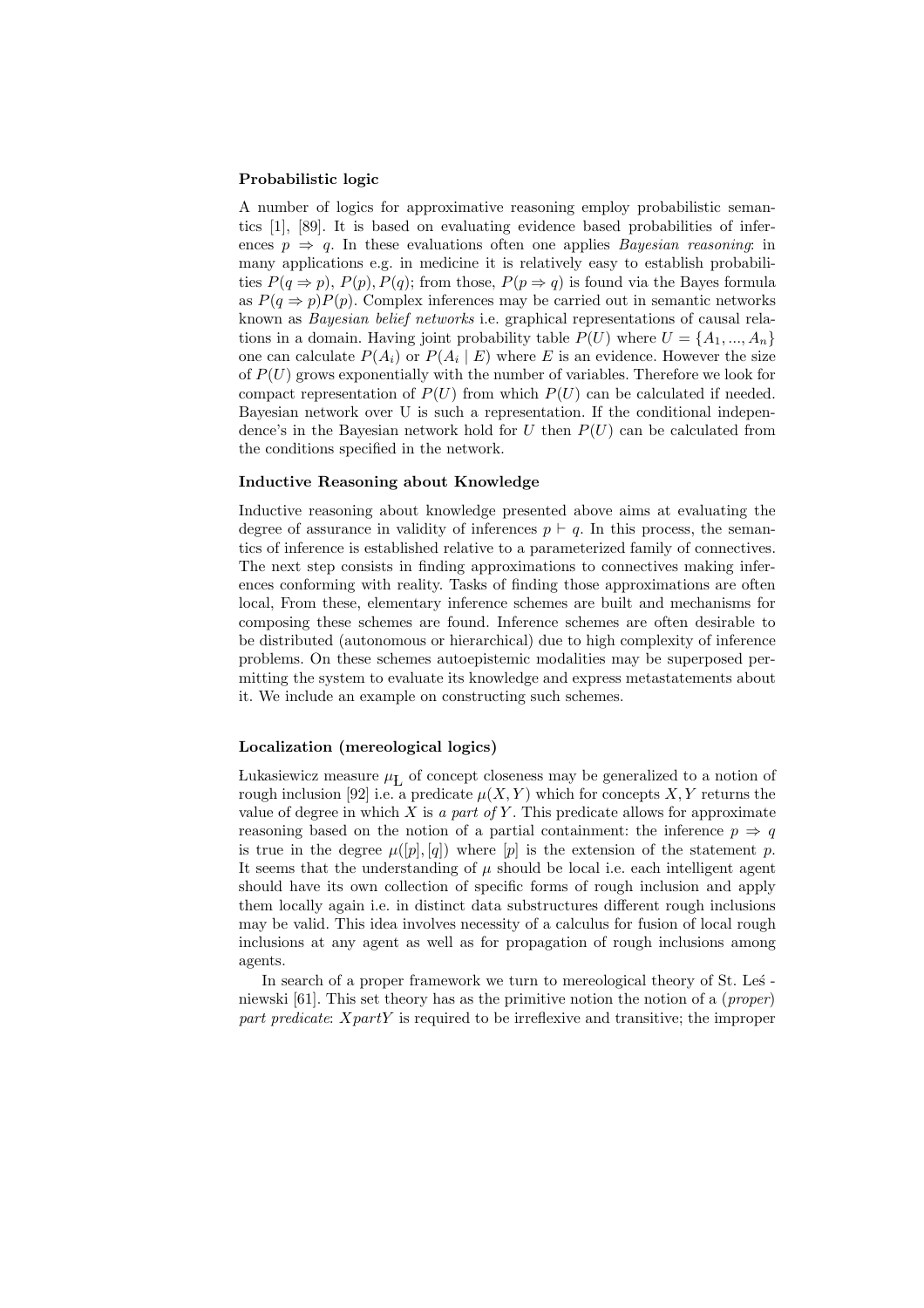**Probabilistic logic**

A number of logics for approximative reasoning employ probabilistic semantics [1], [89]. It is based on evaluating evidence based probabilities of inferences $p \Rightarrow q$. In these evaluations often one applies *Bayesian reasoning*: in many applications e.g. in medicine it is relatively easy to establish probabilities $P(q \Rightarrow p)$, $P(p), P(q)$; from those, $P(p \Rightarrow q)$ is found via the Bayes formula as $P(q \Rightarrow p)P(p)$. Complex inferences may be carried out in semantic networks known as *Bayesian belief networks* i.e. graphical representations of causal relations in a domain. Having joint probability table $P(U)$ where $U = \{A_1, ..., A_n\}$ one can calculate $P(A_i)$ or $P(A_i \mid E)$ where $E$ is an evidence. However the size of $P(U)$ grows exponentially with the number of variables. Therefore we look for compact representation of $P(U)$ from which $P(U)$ can be calculated if needed. Bayesian network over U is such a representation. If the conditional independence's in the Bayesian network hold for $U$ then $P(U)$ can be calculated from the conditions specified in the network.

**Inductive Reasoning about Knowledge**

Inductive reasoning about knowledge presented above aims at evaluating the degree of assurance in validity of inferences $p \vdash q$. In this process, the semantics of inference is established relative to a parameterized family of connectives. The next step consists in finding approximations to connectives making inferences conforming with reality. Tasks of finding those approximations are often local, From these, elementary inference schemes are built and mechanisms for composing these schemes are found. Inference schemes are often desirable to be distributed (autonomous or hierarchical) due to high complexity of inference problems. On these schemes autoepistemic modalities may be superposed permitting the system to evaluate its knowledge and express metastatements about it. We include an example on constructing such schemes.

**Localization (mereological logics)**

Łukasiewicz measure $\mu_{\text{L}}$ of concept closeness may be generalized to a notion of rough inclusion [92] i.e. a predicate $\mu(X, Y)$ which for concepts $X, Y$ returns the value of degree in which $X$ is *a part of* $Y$. This predicate allows for approximate reasoning based on the notion of a partial containment: the inference $p \Rightarrow q$ is true in the degree $\mu([p], [q])$ where $[p]$ is the extension of the statement $p$. It seems that the understanding of $\mu$ should be local i.e. each intelligent agent should have its own collection of specific forms of rough inclusion and apply them locally again i.e. in distinct data substructures different rough inclusions may be valid. This idea involves necessity of a calculus for fusion of local rough inclusions at any agent as well as for propagation of rough inclusions among agents.

In search of a proper framework we turn to mereological theory of St. Leś - niewski [61]. This set theory has as the primitive notion the notion of a (*proper*) *part predicate*: $X part Y$ is required to be irreflexive and transitive; the improper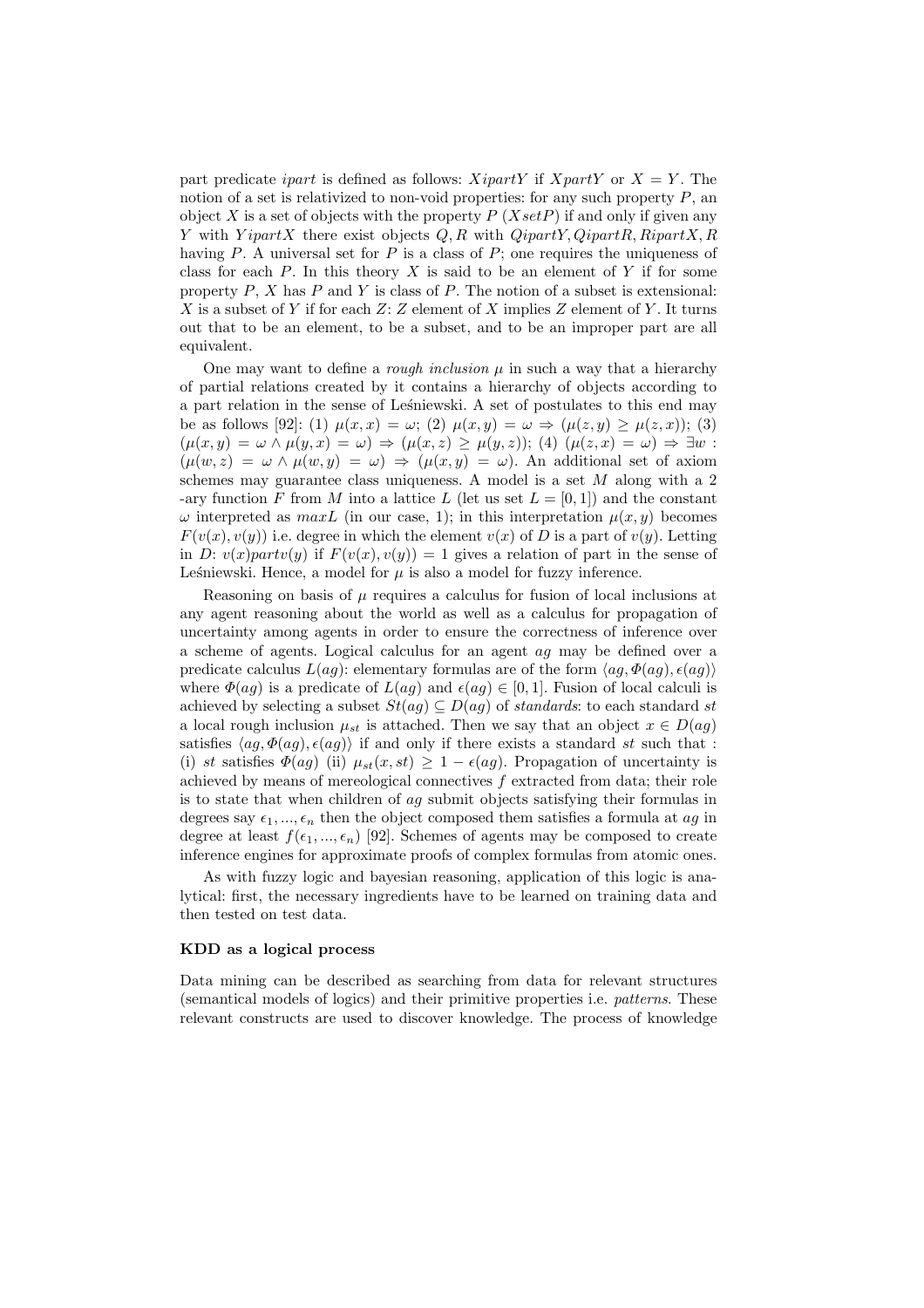part predicate *ipart* is defined as follows: $X ipart Y$ if $X part Y$ or $X = Y$. The notion of a set is relativized to non-void properties: for any such property $P$, an object $X$ is a set of objects with the property $P$ ($X set P$) if and only if given any $Y$ with $Y ipart X$ there exist objects $Q, R$ with $Q ipart Y, Q ipart R, R ipart X, R$ having $P$. A universal set for $P$ is a class of $P$; one requires the uniqueness of class for each $P$. In this theory $X$ is said to be an element of $Y$ if for some property $P$, $X$ has $P$ and $Y$ is class of $P$. The notion of a subset is extensional: $X$ is a subset of $Y$ if for each $Z$: $Z$ element of $X$ implies $Z$ element of $Y$. It turns out that to be an element, to be a subset, and to be an improper part are all equivalent.

One may want to define a *rough inclusion* $\mu$ in such a way that a hierarchy of partial relations created by it contains a hierarchy of objects according to a part relation in the sense of Leśniewski. A set of postulates to this end may be as follows [92]: (1) $\mu(x, x) = \omega$; (2) $\mu(x, y) = \omega \Rightarrow (\mu(z, y) \geq \mu(z, x))$; (3) $(\mu(x, y) = \omega \wedge \mu(y, x) = \omega) \Rightarrow (\mu(x, z) \geq \mu(y, z))$; (4) $(\mu(z, x) = \omega) \Rightarrow \exists w : (\mu(w, z) = \omega \wedge \mu(w, y) = \omega) \Rightarrow (\mu(x, y) = \omega)$. An additional set of axiom schemes may guarantee class uniqueness. A model is a set $M$ along with a 2 -ary function $F$ from $M$ into a lattice $L$ (let us set $L = [0, 1]$) and the constant $\omega$ interpreted as $maxL$ (in our case, 1); in this interpretation $\mu(x, y)$ becomes $F(v(x), v(y))$ i.e. degree in which the element $v(x)$ of $D$ is a part of $v(y)$. Letting in $D$: $v(x) part v(y)$ if $F(v(x), v(y)) = 1$ gives a relation of part in the sense of Leśniewski. Hence, a model for $\mu$ is also a model for fuzzy inference.

Reasoning on basis of $\mu$ requires a calculus for fusion of local inclusions at any agent reasoning about the world as well as a calculus for propagation of uncertainty among agents in order to ensure the correctness of inference over a scheme of agents. Logical calculus for an agent $ag$ may be defined over a predicate calculus $L(ag)$: elementary formulas are of the form $\langle ag, \Phi(ag), \epsilon(ag)\rangle$ where $\Phi(ag)$ is a predicate of $L(ag)$ and $\epsilon(ag) \in [0, 1]$. Fusion of local calculi is achieved by selecting a subset $St(ag) \subseteq D(ag)$ of *standards*: to each standard $st$ a local rough inclusion $\mu_{st}$ is attached. Then we say that an object $x \in D(ag)$ satisfies $\langle ag, \Phi(ag), \epsilon(ag)\rangle$ if and only if there exists a standard $st$ such that : (i) $st$ satisfies $\Phi(ag)$ (ii) $\mu_{st}(x, st) \geq 1 - \epsilon(ag)$. Propagation of uncertainty is achieved by means of mereological connectives $f$ extracted from data; their role is to state that when children of $ag$ submit objects satisfying their formulas in degrees say $\epsilon_1, ..., \epsilon_n$ then the object composed them satisfies a formula at $ag$ in degree at least $f(\epsilon_1, ..., \epsilon_n)$ [92]. Schemes of agents may be composed to create inference engines for approximate proofs of complex formulas from atomic ones.

As with fuzzy logic and bayesian reasoning, application of this logic is analytical: first, the necessary ingredients have to be learned on training data and then tested on test data.

#### KDD as a logical process

Data mining can be described as searching from data for relevant structures (semantical models of logics) and their primitive properties i.e. *patterns*. These relevant constructs are used to discover knowledge. The process of knowledge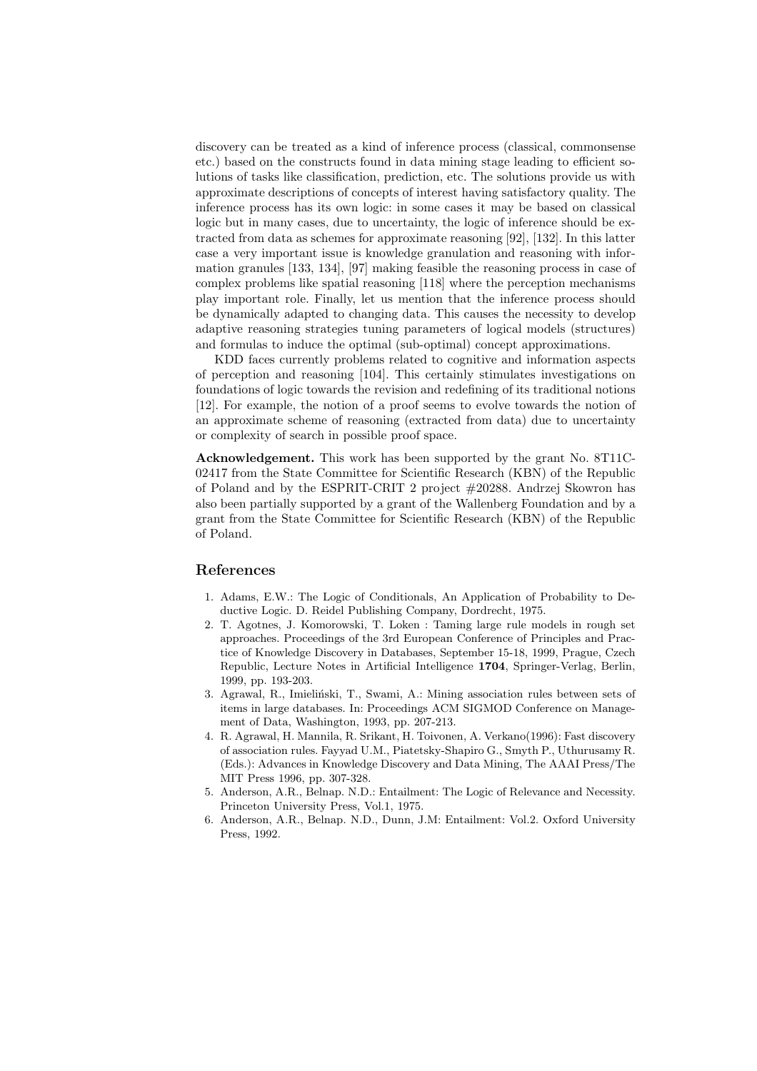discovery can be treated as a kind of inference process (classical, commonsense etc.) based on the constructs found in data mining stage leading to efficient solutions of tasks like classification, prediction, etc. The solutions provide us with approximate descriptions of concepts of interest having satisfactory quality. The inference process has its own logic: in some cases it may be based on classical logic but in many cases, due to uncertainty, the logic of inference should be extracted from data as schemes for approximate reasoning [92], [132]. In this latter case a very important issue is knowledge granulation and reasoning with information granules [133, 134], [97] making feasible the reasoning process in case of complex problems like spatial reasoning [118] where the perception mechanisms play important role. Finally, let us mention that the inference process should be dynamically adapted to changing data. This causes the necessity to develop adaptive reasoning strategies tuning parameters of logical models (structures) and formulas to induce the optimal (sub-optimal) concept approximations.

KDD faces currently problems related to cognitive and information aspects of perception and reasoning [104]. This certainly stimulates investigations on foundations of logic towards the revision and redefining of its traditional notions [12]. For example, the notion of a proof seems to evolve towards the notion of an approximate scheme of reasoning (extracted from data) due to uncertainty or complexity of search in possible proof space.

**Acknowledgement.** This work has been supported by the grant No. 8T11C-02417 from the State Committee for Scientific Research (KBN) of the Republic of Poland and by the ESPRIT-CRIT 2 project #20288. Andrzej Skowron has also been partially supported by a grant of the Wallenberg Foundation and by a grant from the State Committee for Scientific Research (KBN) of the Republic of Poland.

## References

1. Adams, E.W.: The Logic of Conditionals, An Application of Probability to Deductive Logic. D. Reidel Publishing Company, Dordrecht, 1975.
2. T. Agotnes, J. Komorowski, T. Loken : Taming large rule models in rough set approaches. Proceedings of the 3rd European Conference of Principles and Practice of Knowledge Discovery in Databases, September 15-18, 1999, Prague, Czech Republic, Lecture Notes in Artificial Intelligence **1704**, Springer-Verlag, Berlin, 1999, pp. 193-203.
3. Agrawal, R., Imieliński, T., Swami, A.: Mining association rules between sets of items in large databases. In: Proceedings ACM SIGMOD Conference on Management of Data, Washington, 1993, pp. 207-213.
4. R. Agrawal, H. Mannila, R. Srikant, H. Toivonen, A. Verkano(1996): Fast discovery of association rules. Fayyad U.M., Piatetsky-Shapiro G., Smyth P., Uthurusamy R. (Eds.): Advances in Knowledge Discovery and Data Mining, The AAAI Press/The MIT Press 1996, pp. 307-328.
5. Anderson, A.R., Belnap. N.D.: Entailment: The Logic of Relevance and Necessity. Princeton University Press, Vol.1, 1975.
6. Anderson, A.R., Belnap. N.D., Dunn, J.M: Entailment: Vol.2. Oxford University Press, 1992.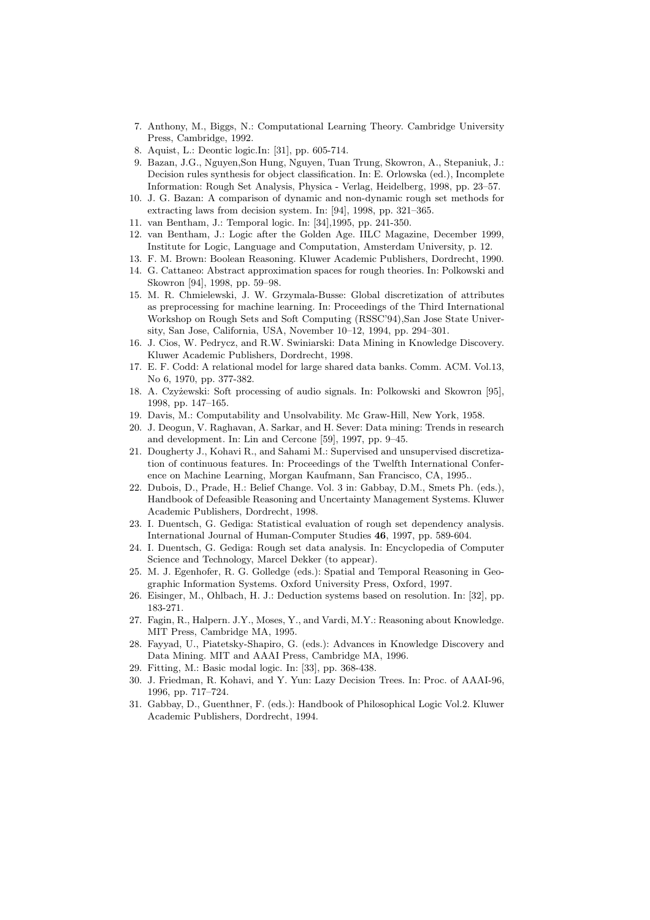7. Anthony, M., Biggs, N.: Computational Learning Theory. Cambridge University Press, Cambridge, 1992.
8. Aquist, L.: Deontic logic.In: [31], pp. 605-714.
9. Bazan, J.G., Nguyen,Son Hung, Nguyen, Tuan Trung, Skowron, A., Stepaniuk, J.: Decision rules synthesis for object classification. In: E. Orlowska (ed.), Incomplete Information: Rough Set Analysis, Physica - Verlag, Heidelberg, 1998, pp. 23–57.
10. J. G. Bazan: A comparison of dynamic and non-dynamic rough set methods for extracting laws from decision system. In: [94], 1998, pp. 321–365.
11. van Bentham, J.: Temporal logic. In: [34],1995, pp. 241-350.
12. van Bentham, J.: Logic after the Golden Age. IILC Magazine, December 1999, Institute for Logic, Language and Computation, Amsterdam University, p. 12.
13. F. M. Brown: Boolean Reasoning. Kluwer Academic Publishers, Dordrecht, 1990.
14. G. Cattaneo: Abstract approximation spaces for rough theories. In: Polkowski and Skowron [94], 1998, pp. 59–98.
15. M. R. Chmielewski, J. W. Grzymala-Busse: Global discretization of attributes as preprocessing for machine learning. In: Proceedings of the Third International Workshop on Rough Sets and Soft Computing (RSSC'94),San Jose State University, San Jose, California, USA, November 10–12, 1994, pp. 294–301.
16. J. Cios, W. Pedrycz, and R.W. Swiniarski: Data Mining in Knowledge Discovery. Kluwer Academic Publishers, Dordrecht, 1998.
17. E. F. Codd: A relational model for large shared data banks. Comm. ACM. Vol.13, No 6, 1970, pp. 377-382.
18. A. Czyżewski: Soft processing of audio signals. In: Polkowski and Skowron [95], 1998, pp. 147–165.
19. Davis, M.: Computability and Unsolvability. Mc Graw-Hill, New York, 1958.
20. J. Deogun, V. Raghavan, A. Sarkar, and H. Sever: Data mining: Trends in research and development. In: Lin and Cercone [59], 1997, pp. 9–45.
21. Dougherty J., Kohavi R., and Sahami M.: Supervised and unsupervised discretization of continuous features. In: Proceedings of the Twelfth International Conference on Machine Learning, Morgan Kaufmann, San Francisco, CA, 1995..
22. Dubois, D., Prade, H.: Belief Change. Vol. 3 in: Gabbay, D.M., Smets Ph. (eds.), Handbook of Defeasible Reasoning and Uncertainty Management Systems. Kluwer Academic Publishers, Dordrecht, 1998.
23. I. Duentsch, G. Gediga: Statistical evaluation of rough set dependency analysis. International Journal of Human-Computer Studies **46**, 1997, pp. 589-604.
24. I. Duentsch, G. Gediga: Rough set data analysis. In: Encyclopedia of Computer Science and Technology, Marcel Dekker (to appear).
25. M. J. Egenhofer, R. G. Golledge (eds.): Spatial and Temporal Reasoning in Geographic Information Systems. Oxford University Press, Oxford, 1997.
26. Eisinger, M., Ohlbach, H. J.: Deduction systems based on resolution. In: [32], pp. 183-271.
27. Fagin, R., Halpern. J.Y., Moses, Y., and Vardi, M.Y.: Reasoning about Knowledge. MIT Press, Cambridge MA, 1995.
28. Fayyad, U., Piatetsky-Shapiro, G. (eds.): Advances in Knowledge Discovery and Data Mining. MIT and AAAI Press, Cambridge MA, 1996.
29. Fitting, M.: Basic modal logic. In: [33], pp. 368-438.
30. J. Friedman, R. Kohavi, and Y. Yun: Lazy Decision Trees. In: Proc. of AAAI-96, 1996, pp. 717–724.
31. Gabbay, D., Guenthner, F. (eds.): Handbook of Philosophical Logic Vol.2. Kluwer Academic Publishers, Dordrecht, 1994.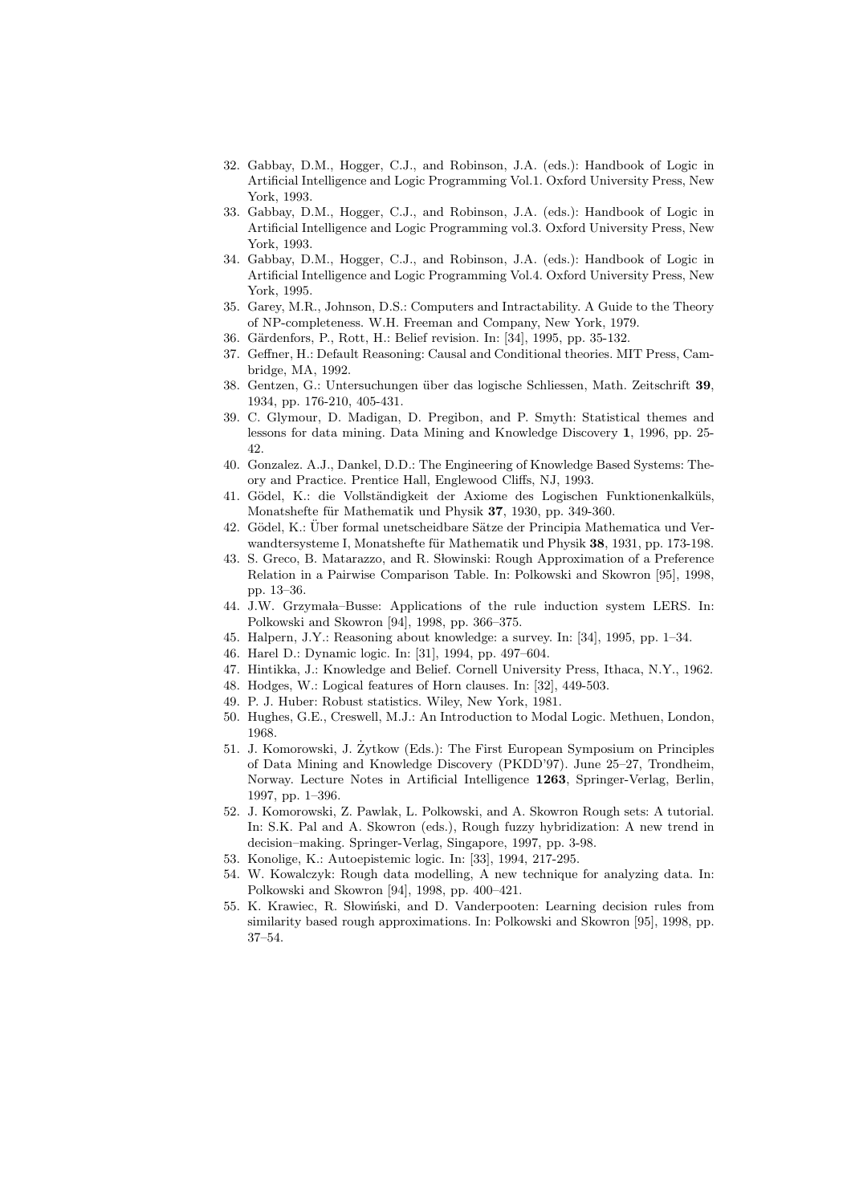32. Gabbay, D.M., Hogger, C.J., and Robinson, J.A. (eds.): Handbook of Logic in Artificial Intelligence and Logic Programming Vol.1. Oxford University Press, New York, 1993.
33. Gabbay, D.M., Hogger, C.J., and Robinson, J.A. (eds.): Handbook of Logic in Artificial Intelligence and Logic Programming vol.3. Oxford University Press, New York, 1993.
34. Gabbay, D.M., Hogger, C.J., and Robinson, J.A. (eds.): Handbook of Logic in Artificial Intelligence and Logic Programming Vol.4. Oxford University Press, New York, 1995.
35. Garey, M.R., Johnson, D.S.: Computers and Intractability. A Guide to the Theory of NP-completeness. W.H. Freeman and Company, New York, 1979.
36. Gärdenfors, P., Rott, H.: Belief revision. In: [34], 1995, pp. 35-132.
37. Geffner, H.: Default Reasoning: Causal and Conditional theories. MIT Press, Cambridge, MA, 1992.
38. Gentzen, G.: Untersuchungen über das logische Schliessen, Math. Zeitschrift **39**, 1934, pp. 176-210, 405-431.
39. C. Glymour, D. Madigan, D. Pregibon, and P. Smyth: Statistical themes and lessons for data mining. Data Mining and Knowledge Discovery **1**, 1996, pp. 25-42.
40. Gonzalez. A.J., Dankel, D.D.: The Engineering of Knowledge Based Systems: Theory and Practice. Prentice Hall, Englewood Cliffs, NJ, 1993.
41. Gödel, K.: die Vollständigkeit der Axiome des Logischen Funktionenkalküls, Monatshefte für Mathematik und Physik **37**, 1930, pp. 349-360.
42. Gödel, K.: Über formal unetscheidbare Sätze der Principia Mathematica und Verwandtersysteme I, Monatshefte für Mathematik und Physik **38**, 1931, pp. 173-198.
43. S. Greco, B. Matarazzo, and R. Słowinski: Rough Approximation of a Preference Relation in a Pairwise Comparison Table. In: Polkowski and Skowron [95], 1998, pp. 13–36.
44. J.W. Grzymała–Busse: Applications of the rule induction system LERS. In: Polkowski and Skowron [94], 1998, pp. 366–375.
45. Halpern, J.Y.: Reasoning about knowledge: a survey. In: [34], 1995, pp. 1–34.
46. Harel D.: Dynamic logic. In: [31], 1994, pp. 497–604.
47. Hintikka, J.: Knowledge and Belief. Cornell University Press, Ithaca, N.Y., 1962.
48. Hodges, W.: Logical features of Horn clauses. In: [32], 449-503.
49. P. J. Huber: Robust statistics. Wiley, New York, 1981.
50. Hughes, G.E., Creswell, M.J.: An Introduction to Modal Logic. Methuen, London, 1968.
51. J. Komorowski, J. Żytkow (Eds.): The First European Symposium on Principles of Data Mining and Knowledge Discovery (PKDD'97). June 25–27, Trondheim, Norway. Lecture Notes in Artificial Intelligence **1263**, Springer-Verlag, Berlin, 1997, pp. 1–396.
52. J. Komorowski, Z. Pawlak, L. Polkowski, and A. Skowron Rough sets: A tutorial. In: S.K. Pal and A. Skowron (eds.), Rough fuzzy hybridization: A new trend in decision–making. Springer-Verlag, Singapore, 1997, pp. 3-98.
53. Konolige, K.: Autoepistemic logic. In: [33], 1994, 217-295.
54. W. Kowalczyk: Rough data modelling, A new technique for analyzing data. In: Polkowski and Skowron [94], 1998, pp. 400–421.
55. K. Krawiec, R. Słowiński, and D. Vanderpooten: Learning decision rules from similarity based rough approximations. In: Polkowski and Skowron [95], 1998, pp. 37–54.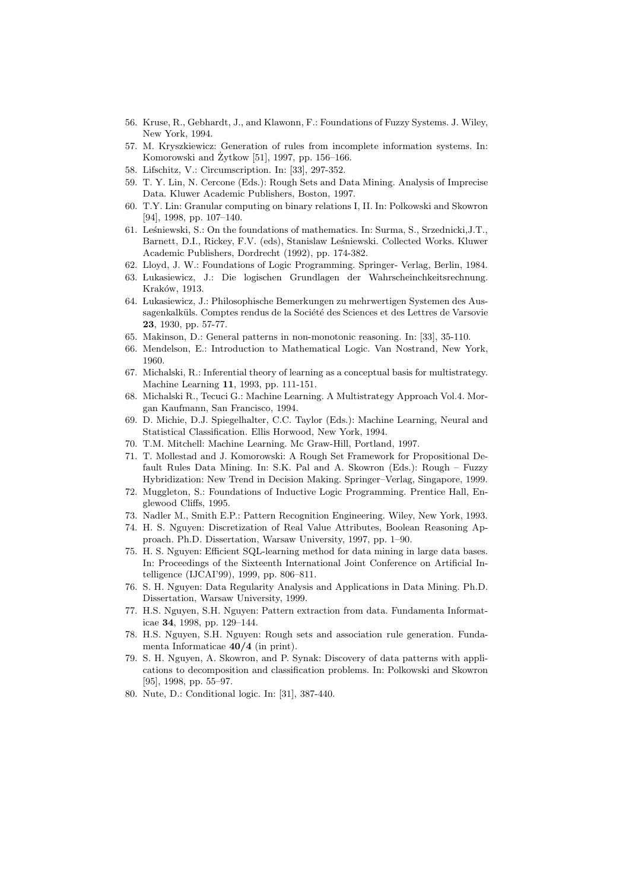56. Kruse, R., Gebhardt, J., and Klawonn, F.: Foundations of Fuzzy Systems. J. Wiley, New York, 1994.
57. M. Kryszkiewicz: Generation of rules from incomplete information systems. In: Komorowski and Żytkow [51], 1997, pp. 156–166.
58. Lifschitz, V.: Circumscription. In: [33], 297-352.
59. T. Y. Lin, N. Cercone (Eds.): Rough Sets and Data Mining. Analysis of Imprecise Data. Kluwer Academic Publishers, Boston, 1997.
60. T.Y. Lin: Granular computing on binary relations I, II. In: Polkowski and Skowron [94], 1998, pp. 107–140.
61. Leśniewski, S.: On the foundations of mathematics. In: Surma, S., Srzednicki,J.T., Barnett, D.I., Rickey, F.V. (eds), Stanislaw Leśniewski. Collected Works. Kluwer Academic Publishers, Dordrecht (1992), pp. 174-382.
62. Lloyd, J. W.: Foundations of Logic Programming. Springer- Verlag, Berlin, 1984.
63. Łukasiewicz, J.: Die logischen Grundlagen der Wahrscheinchkeitsrechnung. Kraków, 1913.
64. Łukasiewicz, J.: Philosophische Bemerkungen zu mehrwertigen Systemen des Aussagenkalküls. Comptes rendus de la Société des Sciences et des Lettres de Varsovie **23**, 1930, pp. 57-77.
65. Makinson, D.: General patterns in non-monotonic reasoning. In: [33], 35-110.
66. Mendelson, E.: Introduction to Mathematical Logic. Van Nostrand, New York, 1960.
67. Michalski, R.: Inferential theory of learning as a conceptual basis for multistrategy. Machine Learning **11**, 1993, pp. 111-151.
68. Michalski R., Tecuci G.: Machine Learning. A Multistrategy Approach Vol.4. Morgan Kaufmann, San Francisco, 1994.
69. D. Michie, D.J. Spiegelhalter, C.C. Taylor (Eds.): Machine Learning, Neural and Statistical Classification. Ellis Horwood, New York, 1994.
70. T.M. Mitchell: Machine Learning. Mc Graw-Hill, Portland, 1997.
71. T. Mollestad and J. Komorowski: A Rough Set Framework for Propositional Default Rules Data Mining. In: S.K. Pal and A. Skowron (Eds.): Rough – Fuzzy Hybridization: New Trend in Decision Making. Springer–Verlag, Singapore, 1999.
72. Muggleton, S.: Foundations of Inductive Logic Programming. Prentice Hall, Englewood Cliffs, 1995.
73. Nadler M., Smith E.P.: Pattern Recognition Engineering. Wiley, New York, 1993.
74. H. S. Nguyen: Discretization of Real Value Attributes, Boolean Reasoning Approach. Ph.D. Dissertation, Warsaw University, 1997, pp. 1–90.
75. H. S. Nguyen: Efficient SQL-learning method for data mining in large data bases. In: Proceedings of the Sixteenth International Joint Conference on Artificial Intelligence (IJCAI'99), 1999, pp. 806–811.
76. S. H. Nguyen: Data Regularity Analysis and Applications in Data Mining. Ph.D. Dissertation, Warsaw University, 1999.
77. H.S. Nguyen, S.H. Nguyen: Pattern extraction from data. Fundamenta Informaticae **34**, 1998, pp. 129–144.
78. H.S. Nguyen, S.H. Nguyen: Rough sets and association rule generation. Fundamenta Informaticae **40/4** (in print).
79. S. H. Nguyen, A. Skowron, and P. Synak: Discovery of data patterns with applications to decomposition and classification problems. In: Polkowski and Skowron [95], 1998, pp. 55–97.
80. Nute, D.: Conditional logic. In: [31], 387-440.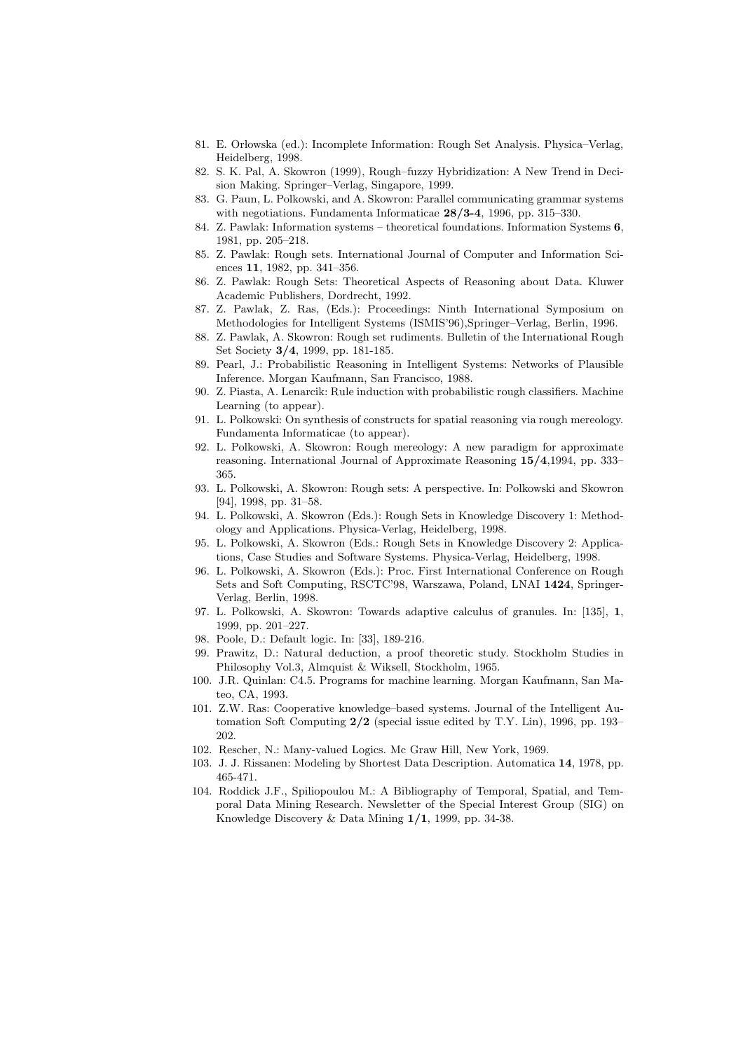81. E. Orłowska (ed.): Incomplete Information: Rough Set Analysis. Physica–Verlag, Heidelberg, 1998.
82. S. K. Pal, A. Skowron (1999), Rough–fuzzy Hybridization: A New Trend in Decision Making. Springer–Verlag, Singapore, 1999.
83. G. Paun, L. Polkowski, and A. Skowron: Parallel communicating grammar systems with negotiations. Fundamenta Informaticae **28/3-4**, 1996, pp. 315–330.
84. Z. Pawlak: Information systems – theoretical foundations. Information Systems **6**, 1981, pp. 205–218.
85. Z. Pawlak: Rough sets. International Journal of Computer and Information Sciences **11**, 1982, pp. 341–356.
86. Z. Pawlak: Rough Sets: Theoretical Aspects of Reasoning about Data. Kluwer Academic Publishers, Dordrecht, 1992.
87. Z. Pawlak, Z. Ras, (Eds.): Proceedings: Ninth International Symposium on Methodologies for Intelligent Systems (ISMIS'96),Springer–Verlag, Berlin, 1996.
88. Z. Pawlak, A. Skowron: Rough set rudiments. Bulletin of the International Rough Set Society **3/4**, 1999, pp. 181-185.
89. Pearl, J.: Probabilistic Reasoning in Intelligent Systems: Networks of Plausible Inference. Morgan Kaufmann, San Francisco, 1988.
90. Z. Piasta, A. Lenarcik: Rule induction with probabilistic rough classifiers. Machine Learning (to appear).
91. L. Polkowski: On synthesis of constructs for spatial reasoning via rough mereology. Fundamenta Informaticae (to appear).
92. L. Polkowski, A. Skowron: Rough mereology: A new paradigm for approximate reasoning. International Journal of Approximate Reasoning **15/4**,1994, pp. 333–365.
93. L. Polkowski, A. Skowron: Rough sets: A perspective. In: Polkowski and Skowron [94], 1998, pp. 31–58.
94. L. Polkowski, A. Skowron (Eds.): Rough Sets in Knowledge Discovery 1: Methodology and Applications. Physica-Verlag, Heidelberg, 1998.
95. L. Polkowski, A. Skowron (Eds.: Rough Sets in Knowledge Discovery 2: Applications, Case Studies and Software Systems. Physica-Verlag, Heidelberg, 1998.
96. L. Polkowski, A. Skowron (Eds.): Proc. First International Conference on Rough Sets and Soft Computing, RSCTC'98, Warszawa, Poland, LNAI **1424**, Springer-Verlag, Berlin, 1998.
97. L. Polkowski, A. Skowron: Towards adaptive calculus of granules. In: [135], **1**, 1999, pp. 201–227.
98. Poole, D.: Default logic. In: [33], 189-216.
99. Prawitz, D.: Natural deduction, a proof theoretic study. Stockholm Studies in Philosophy Vol.3, Almquist & Wiksell, Stockholm, 1965.
100. J.R. Quinlan: C4.5. Programs for machine learning. Morgan Kaufmann, San Mateo, CA, 1993.
101. Z.W. Ras: Cooperative knowledge–based systems. Journal of the Intelligent Automation Soft Computing **2/2** (special issue edited by T.Y. Lin), 1996, pp. 193–202.
102. Rescher, N.: Many-valued Logics. Mc Graw Hill, New York, 1969.
103. J. J. Rissanen: Modeling by Shortest Data Description. Automatica **14**, 1978, pp. 465-471.
104. Roddick J.F., Spiliopoulou M.: A Bibliography of Temporal, Spatial, and Temporal Data Mining Research. Newsletter of the Special Interest Group (SIG) on Knowledge Discovery & Data Mining **1/1**, 1999, pp. 34-38.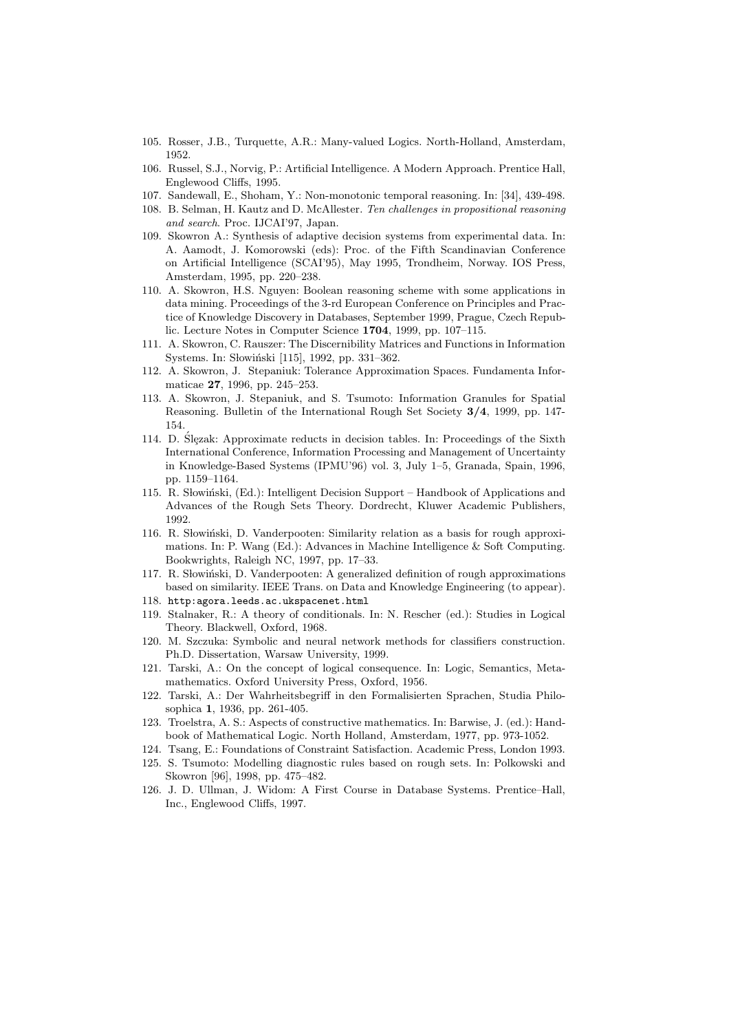105. Rosser, J.B., Turquette, A.R.: Many-valued Logics. North-Holland, Amsterdam, 1952.
106. Russel, S.J., Norvig, P.: Artificial Intelligence. A Modern Approach. Prentice Hall, Englewood Cliffs, 1995.
107. Sandewall, E., Shoham, Y.: Non-monotonic temporal reasoning. In: [34], 439-498.
108. B. Selman, H. Kautz and D. McAllester. *Ten challenges in propositional reasoning and search*. Proc. IJCAI'97, Japan.
109. Skowron A.: Synthesis of adaptive decision systems from experimental data. In: A. Aamodt, J. Komorowski (eds): Proc. of the Fifth Scandinavian Conference on Artificial Intelligence (SCAI'95), May 1995, Trondheim, Norway. IOS Press, Amsterdam, 1995, pp. 220–238.
110. A. Skowron, H.S. Nguyen: Boolean reasoning scheme with some applications in data mining. Proceedings of the 3-rd European Conference on Principles and Practice of Knowledge Discovery in Databases, September 1999, Prague, Czech Republic. Lecture Notes in Computer Science **1704**, 1999, pp. 107–115.
111. A. Skowron, C. Rauszer: The Discernibility Matrices and Functions in Information Systems. In: Słowiński [115], 1992, pp. 331–362.
112. A. Skowron, J. Stepaniuk: Tolerance Approximation Spaces. Fundamenta Informaticae **27**, 1996, pp. 245–253.
113. A. Skowron, J. Stepaniuk, and S. Tsumoto: Information Granules for Spatial Reasoning. Bulletin of the International Rough Set Society **3/4**, 1999, pp. 147-154.
114. D. Ślęzak: Approximate reducts in decision tables. In: Proceedings of the Sixth International Conference, Information Processing and Management of Uncertainty in Knowledge-Based Systems (IPMU'96) vol. 3, July 1–5, Granada, Spain, 1996, pp. 1159–1164.
115. R. Słowiński, (Ed.): Intelligent Decision Support – Handbook of Applications and Advances of the Rough Sets Theory. Dordrecht, Kluwer Academic Publishers, 1992.
116. R. Słowiński, D. Vanderpooten: Similarity relation as a basis for rough approximations. In: P. Wang (Ed.): Advances in Machine Intelligence & Soft Computing. Bookwrights, Raleigh NC, 1997, pp. 17–33.
117. R. Słowiński, D. Vanderpooten: A generalized definition of rough approximations based on similarity. IEEE Trans. on Data and Knowledge Engineering (to appear).
118. `http:agora.leeds.ac.ukspacenet.html`
119. Stalnaker, R.: A theory of conditionals. In: N. Rescher (ed.): Studies in Logical Theory. Blackwell, Oxford, 1968.
120. M. Szczuka: Symbolic and neural network methods for classifiers construction. Ph.D. Dissertation, Warsaw University, 1999.
121. Tarski, A.: On the concept of logical consequence. In: Logic, Semantics, Metamathematics. Oxford University Press, Oxford, 1956.
122. Tarski, A.: Der Wahrheitsbegriff in den Formalisierten Sprachen, Studia Philosophica **1**, 1936, pp. 261-405.
123. Troelstra, A. S.: Aspects of constructive mathematics. In: Barwise, J. (ed.): Handbook of Mathematical Logic. North Holland, Amsterdam, 1977, pp. 973-1052.
124. Tsang, E.: Foundations of Constraint Satisfaction. Academic Press, London 1993.
125. S. Tsumoto: Modelling diagnostic rules based on rough sets. In: Polkowski and Skowron [96], 1998, pp. 475–482.
126. J. D. Ullman, J. Widom: A First Course in Database Systems. Prentice–Hall, Inc., Englewood Cliffs, 1997.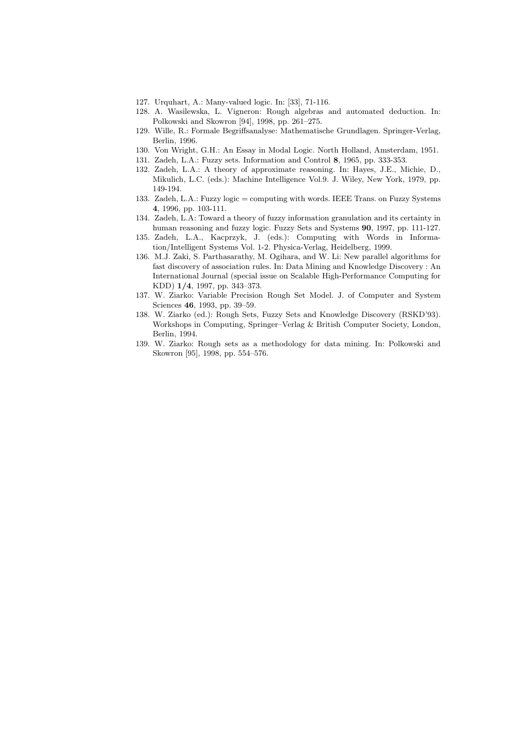127. Urquhart, A.: Many-valued logic. In: [33], 71-116.
128. A. Wasilewska, L. Vigneron: Rough algebras and automated deduction. In: Polkowski and Skowron [94], 1998, pp. 261–275.
129. Wille, R.: Formale Begriffsanalyse: Mathematische Grundlagen. Springer-Verlag, Berlin, 1996.
130. Von Wright, G.H.: An Essay in Modal Logic. North Holland, Amsterdam, 1951.
131. Zadeh, L.A.: Fuzzy sets. Information and Control **8**, 1965, pp. 333-353.
132. Zadeh, L.A.: A theory of approximate reasoning. In: Hayes, J.E., Michie, D., Mikulich, L.C. (eds.): Machine Intelligence Vol.9. J. Wiley, New York, 1979, pp. 149-194.
133. Zadeh, L.A.: Fuzzy logic = computing with words. IEEE Trans. on Fuzzy Systems **4**, 1996, pp. 103-111.
134. Zadeh, L.A: Toward a theory of fuzzy information granulation and its certainty in human reasoning and fuzzy logic. Fuzzy Sets and Systems **90**, 1997, pp. 111-127.
135. Zadeh, L.A., Kacprzyk, J. (eds.): Computing with Words in Information/Intelligent Systems Vol. 1-2. Physica-Verlag, Heidelberg, 1999.
136. M.J. Zaki, S. Parthasarathy, M. Ogihara, and W. Li: New parallel algorithms for fast discovery of association rules. In: Data Mining and Knowledge Discovery : An International Journal (special issue on Scalable High-Performance Computing for KDD) **1/4**, 1997, pp. 343–373.
137. W. Ziarko: Variable Precision Rough Set Model. J. of Computer and System Sciences **46**, 1993, pp. 39–59.
138. W. Ziarko (ed.): Rough Sets, Fuzzy Sets and Knowledge Discovery (RSKD'93). Workshops in Computing, Springer–Verlag & British Computer Society, London, Berlin, 1994.
139. W. Ziarko: Rough sets as a methodology for data mining. In: Polkowski and Skowron [95], 1998, pp. 554–576.